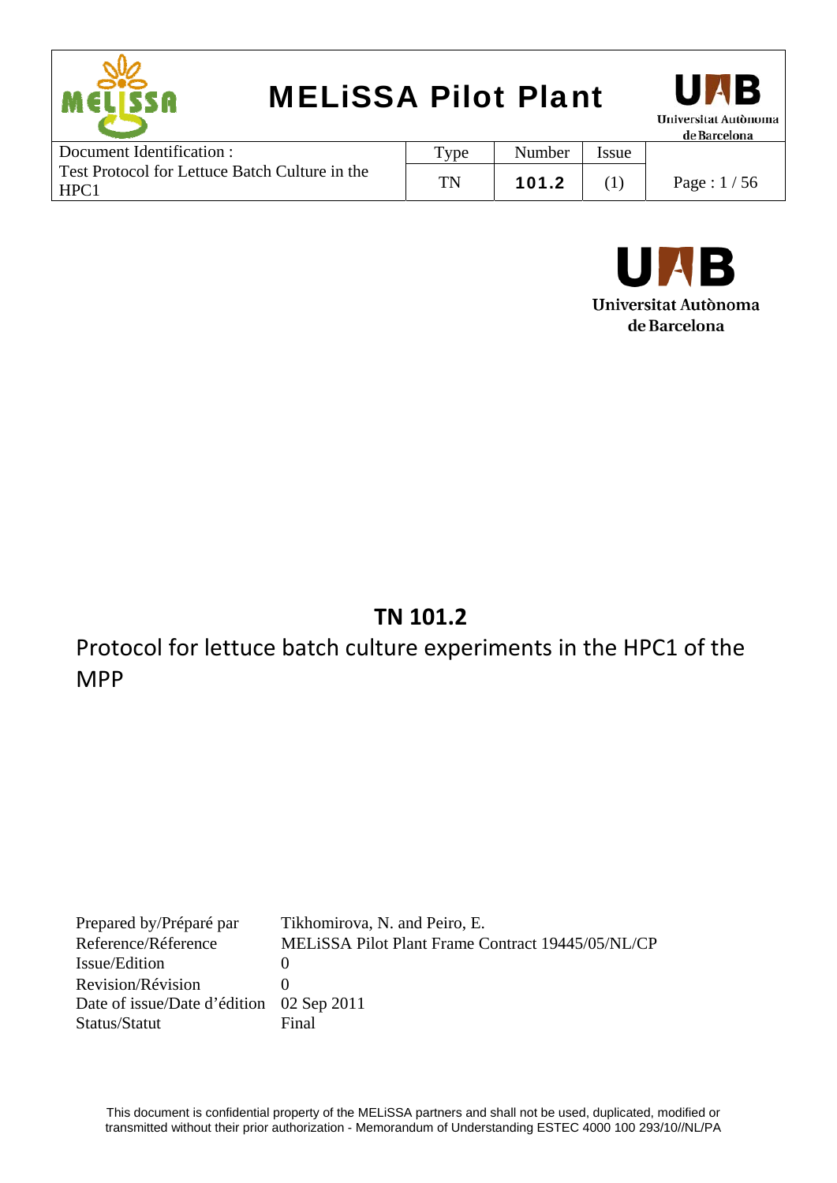# TN 101.2

## Protocol for lettuce batch culture experiments in the HPC1 of the MPP

| | |
|---|---|
| Prepared by/Préparé par | Tikhomirova, N. and Peiro, E. |
| Reference/Réference | MELiSSA Pilot Plant Frame Contract 19445/05/NL/CP |
| Issue/Edition | 0 |
| Revision/Révision | 0 |
| Date of issue/Date d'édition | 02 Sep 2011 |
| Status/Statut | Final |

This document is confidential property of the MELiSSA partners and shall not be used, duplicated, modified or transmitted without their prior authorization - Memorandum of Understanding ESTEC 4000 100 293/10//NL/PA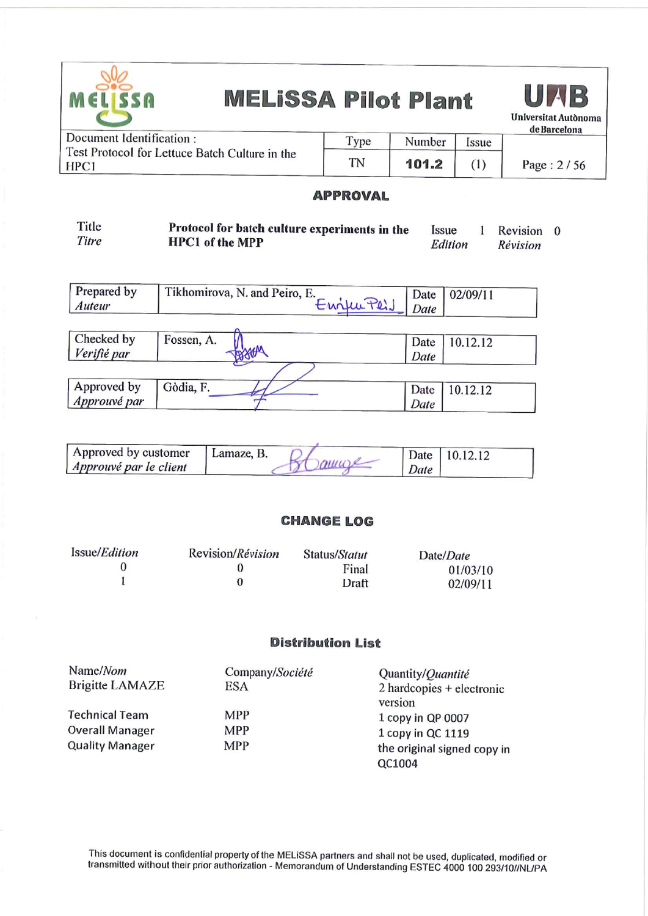## APPROVAL

| Title *Titre* | **Protocol for batch culture experiments in the HPC1 of the MPP** | Issue *Edition* | 1 | Revision *Révision* | 0 |
|---|---|---|---|---|---|

| Prepared by *Auteur* | Tikhomirova, N. and Peiro, E. | Date *Date* | 02/09/11 |
|---|---|---|---|

| Checked by *Verifié par* | Fossen, A. | Date *Date* | 10.12.12 |
|---|---|---|---|

| Approved by *Approuvé par* | Gòdia, F. | Date *Date* | 10.12.12 |
|---|---|---|---|

| Approved by customer *Approuvé par le client* | Lamaze, B. | Date *Date* | 10.12.12 |
|---|---|---|---|

## CHANGE LOG

| Issue/*Edition* | Revision/*Révision* | Status/*Statut* | Date/*Date* |
|---|---|---|---|
| 0 | 0 | Final | 01/03/10 |
| 1 | 0 | Draft | 02/09/11 |

## Distribution List

| Name/*Nom* | Company/*Société* | Quantity/*Quantité* |
|---|---|---|
| Brigitte LAMAZE | ESA | 2 hardcopies + electronic version |
| Technical Team | MPP | 1 copy in QP 0007 |
| Overall Manager | MPP | 1 copy in QC 1119 |
| Quality Manager | MPP | the original signed copy in QC1004 |

This document is confidential property of the MELiSSA partners and shall not be used, duplicated, modified or transmitted without their prior authorization - Memorandum of Understanding ESTEC 4000 100 293/10//NL/PA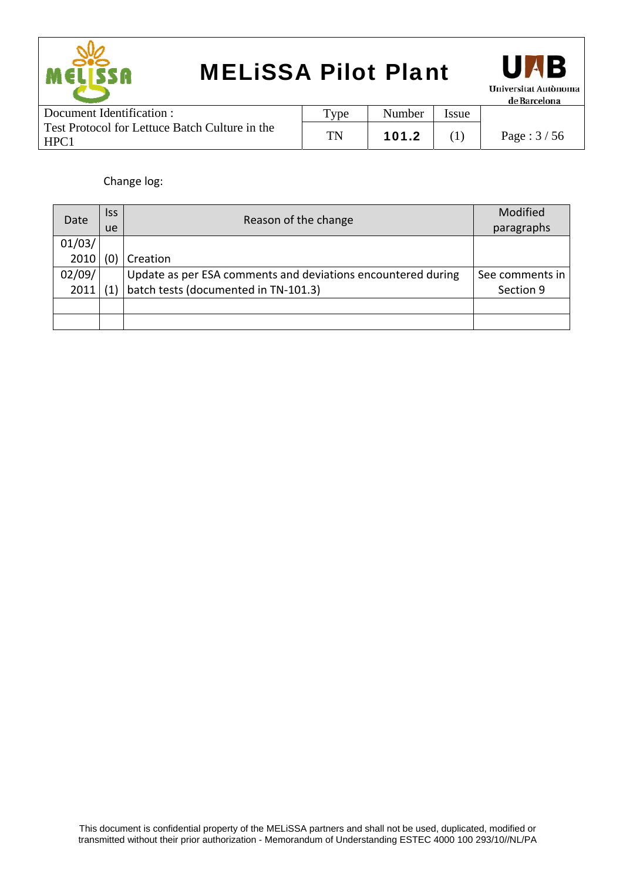Change log:

| Date | Issue | Reason of the change | Modified paragraphs |
|---|---|---|---|
| 01/03/2010 | (0) | Creation | |
| 02/09/2011 | (1) | Update as per ESA comments and deviations encountered during batch tests (documented in TN-101.3) | See comments in Section 9 |
| | | | |
| | | | |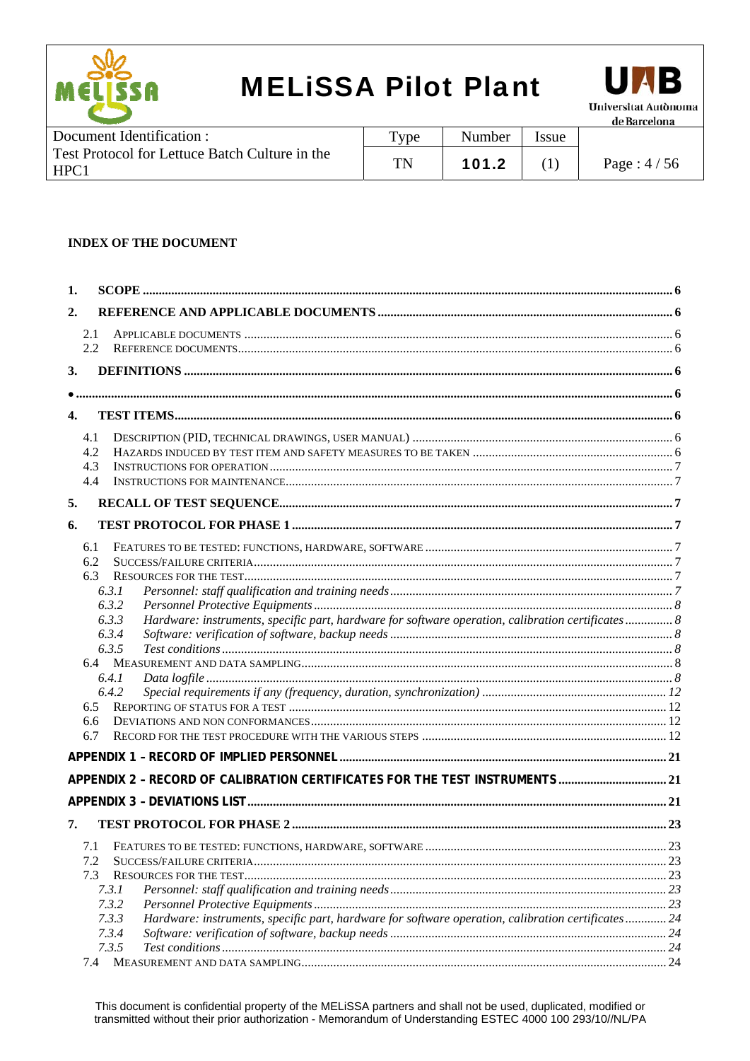**INDEX OF THE DOCUMENT**

**1. SCOPE** ........ 6

**2. REFERENCE AND APPLICABLE DOCUMENTS** ........ 6

- 2.1 APPLICABLE DOCUMENTS ........ 6
- 2.2 REFERENCE DOCUMENTS ........ 6

**3. DEFINITIONS** ........ 6

**•** ........ 6

**4. TEST ITEMS** ........ 6

- 4.1 DESCRIPTION (PID, TECHNICAL DRAWINGS, USER MANUAL) ........ 6
- 4.2 HAZARDS INDUCED BY TEST ITEM AND SAFETY MEASURES TO BE TAKEN ........ 6
- 4.3 INSTRUCTIONS FOR OPERATION ........ 7
- 4.4 INSTRUCTIONS FOR MAINTENANCE ........ 7

**5. RECALL OF TEST SEQUENCE** ........ 7

**6. TEST PROTOCOL FOR PHASE 1** ........ 7

- 6.1 FEATURES TO BE TESTED: FUNCTIONS, HARDWARE, SOFTWARE ........ 7
- 6.2 SUCCESS/FAILURE CRITERIA ........ 7
- 6.3 RESOURCES FOR THE TEST ........ 7
  - *6.3.1 Personnel: staff qualification and training needs* ........ *7*
  - *6.3.2 Personnel Protective Equipments* ........ *8*
  - *6.3.3 Hardware: instruments, specific part, hardware for software operation, calibration certificates* ........ *8*
  - *6.3.4 Software: verification of software, backup needs* ........ *8*
  - *6.3.5 Test conditions* ........ *8*
- 6.4 MEASUREMENT AND DATA SAMPLING ........ 8
  - *6.4.1 Data logfile* ........ *8*
  - *6.4.2 Special requirements if any (frequency, duration, synchronization)* ........ *12*
- 6.5 REPORTING OF STATUS FOR A TEST ........ 12
- 6.6 DEVIATIONS AND NON CONFORMANCES ........ 12
- 6.7 RECORD FOR THE TEST PROCEDURE WITH THE VARIOUS STEPS ........ 12

**APPENDIX 1 – RECORD OF IMPLIED PERSONNEL** ........ 21

**APPENDIX 2 – RECORD OF CALIBRATION CERTIFICATES FOR THE TEST INSTRUMENTS** ........ 21

**APPENDIX 3 – DEVIATIONS LIST** ........ 21

**7. TEST PROTOCOL FOR PHASE 2** ........ 23

- 7.1 FEATURES TO BE TESTED: FUNCTIONS, HARDWARE, SOFTWARE ........ 23
- 7.2 SUCCESS/FAILURE CRITERIA ........ 23
- 7.3 RESOURCES FOR THE TEST ........ 23
  - *7.3.1 Personnel: staff qualification and training needs* ........ *23*
  - *7.3.2 Personnel Protective Equipments* ........ *23*
  - *7.3.3 Hardware: instruments, specific part, hardware for software operation, calibration certificates* ........ *24*
  - *7.3.4 Software: verification of software, backup needs* ........ *24*
  - *7.3.5 Test conditions* ........ *24*
- 7.4 MEASUREMENT AND DATA SAMPLING ........ 24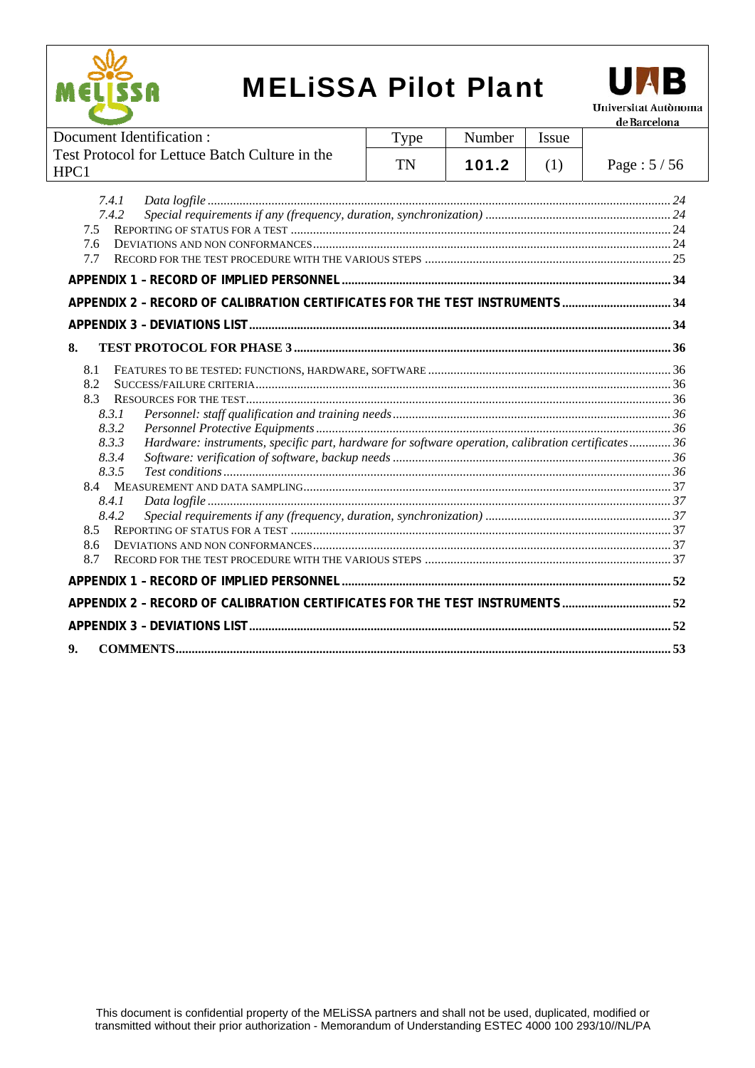*7.4.1 Data logfile ........................................................................................................................................ 24*
*7.4.2 Special requirements if any (frequency, duration, synchronization) ......................................................... 24*
7.5 REPORTING OF STATUS FOR A TEST ..................................................................................................... 24
7.6 DEVIATIONS AND NON CONFORMANCES ............................................................................................... 24
7.7 RECORD FOR THE TEST PROCEDURE WITH THE VARIOUS STEPS ............................................................. 25

**APPENDIX 1 – RECORD OF IMPLIED PERSONNEL ........................................................................................ 34**

**APPENDIX 2 – RECORD OF CALIBRATION CERTIFICATES FOR THE TEST INSTRUMENTS ................................. 34**

**APPENDIX 3 – DEVIATIONS LIST ................................................................................................................... 34**

**8. TEST PROTOCOL FOR PHASE 3 ..................................................................................................................... 36**

8.1 FEATURES TO BE TESTED: FUNCTIONS, HARDWARE, SOFTWARE ........................................................... 36
8.2 SUCCESS/FAILURE CRITERIA ................................................................................................................. 36
8.3 RESOURCES FOR THE TEST .................................................................................................................... 36
*8.3.1 Personnel: staff qualification and training needs ...................................................................................... 36*
*8.3.2 Personnel Protective Equipments ............................................................................................................. 36*
*8.3.3 Hardware: instruments, specific part, hardware for software operation, calibration certificates ............ 36*
*8.3.4 Software: verification of software, backup needs ...................................................................................... 36*
*8.3.5 Test conditions .......................................................................................................................................... 36*
8.4 MEASUREMENT AND DATA SAMPLING .................................................................................................. 37
*8.4.1 Data logfile ........................................................................................................................................ 37*
*8.4.2 Special requirements if any (frequency, duration, synchronization) ......................................................... 37*
8.5 REPORTING OF STATUS FOR A TEST ..................................................................................................... 37
8.6 DEVIATIONS AND NON CONFORMANCES ............................................................................................... 37
8.7 RECORD FOR THE TEST PROCEDURE WITH THE VARIOUS STEPS ............................................................. 37

**APPENDIX 1 – RECORD OF IMPLIED PERSONNEL ........................................................................................ 52**

**APPENDIX 2 – RECORD OF CALIBRATION CERTIFICATES FOR THE TEST INSTRUMENTS ................................. 52**

**APPENDIX 3 – DEVIATIONS LIST ................................................................................................................... 52**

**9. COMMENTS ................................................................................................................................................. 53**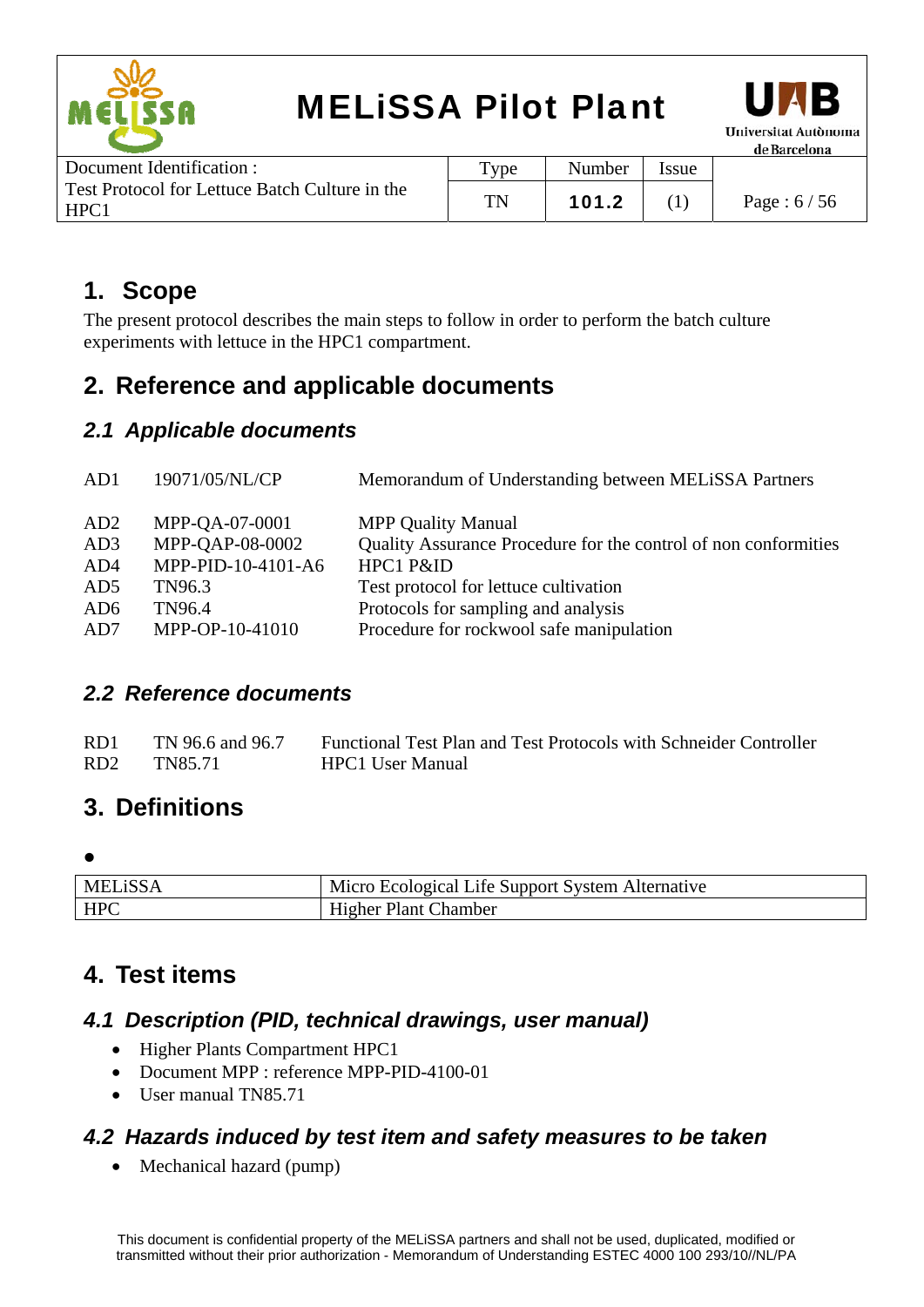# 1. Scope

The present protocol describes the main steps to follow in order to perform the batch culture experiments with lettuce in the HPC1 compartment.

# 2. Reference and applicable documents

## 2.1 Applicable documents

| | | |
|---|---|---|
| AD1 | 19071/05/NL/CP | Memorandum of Understanding between MELiSSA Partners |
| AD2 | MPP-QA-07-0001 | MPP Quality Manual |
| AD3 | MPP-QAP-08-0002 | Quality Assurance Procedure for the control of non conformities |
| AD4 | MPP-PID-10-4101-A6 | HPC1 P&ID |
| AD5 | TN96.3 | Test protocol for lettuce cultivation |
| AD6 | TN96.4 | Protocols for sampling and analysis |
| AD7 | MPP-OP-10-41010 | Procedure for rockwool safe manipulation |

## 2.2 Reference documents

| | | |
|---|---|---|
| RD1 | TN 96.6 and 96.7 | Functional Test Plan and Test Protocols with Schneider Controller |
| RD2 | TN85.71 | HPC1 User Manual |

# 3. Definitions

- 

| | |
|---|---|
| MELiSSA | Micro Ecological Life Support System Alternative |
| HPC | Higher Plant Chamber |

# 4. Test items

## 4.1 Description (PID, technical drawings, user manual)

- Higher Plants Compartment HPC1
- Document MPP : reference MPP-PID-4100-01
- User manual TN85.71

## 4.2 Hazards induced by test item and safety measures to be taken

- Mechanical hazard (pump)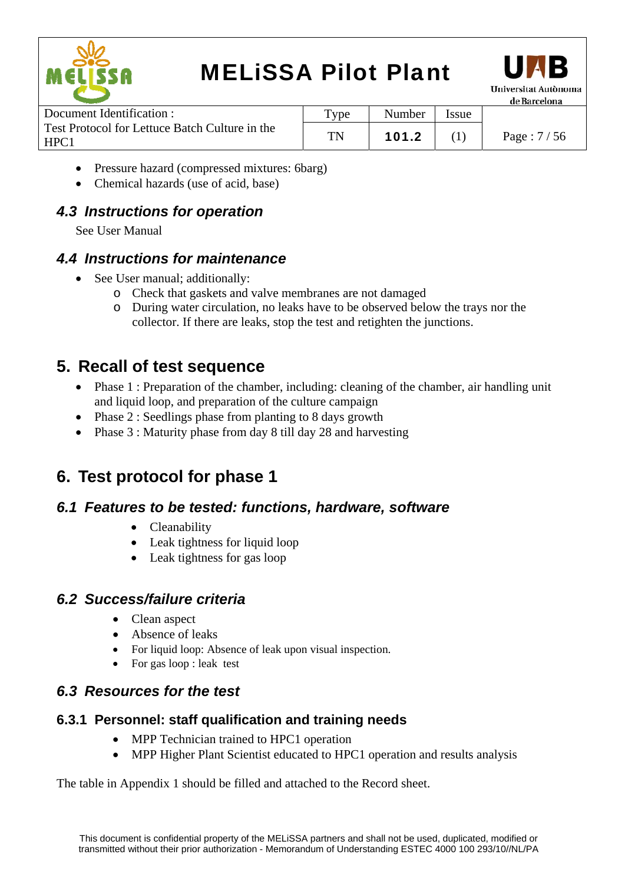- Pressure hazard (compressed mixtures: 6barg)
- Chemical hazards (use of acid, base)

### 4.3 Instructions for operation

See User Manual

### 4.4 Instructions for maintenance

- See User manual; additionally:
  - Check that gaskets and valve membranes are not damaged
  - During water circulation, no leaks have to be observed below the trays nor the collector. If there are leaks, stop the test and retighten the junctions.

## 5. Recall of test sequence

- Phase 1 : Preparation of the chamber, including: cleaning of the chamber, air handling unit and liquid loop, and preparation of the culture campaign
- Phase 2 : Seedlings phase from planting to 8 days growth
- Phase 3 : Maturity phase from day 8 till day 28 and harvesting

## 6. Test protocol for phase 1

### 6.1 Features to be tested: functions, hardware, software

- Cleanability
- Leak tightness for liquid loop
- Leak tightness for gas loop

### 6.2 Success/failure criteria

- Clean aspect
- Absence of leaks
- For liquid loop: Absence of leak upon visual inspection.
- For gas loop : leak test

### 6.3 Resources for the test

#### 6.3.1 Personnel: staff qualification and training needs

- MPP Technician trained to HPC1 operation
- MPP Higher Plant Scientist educated to HPC1 operation and results analysis

The table in Appendix 1 should be filled and attached to the Record sheet.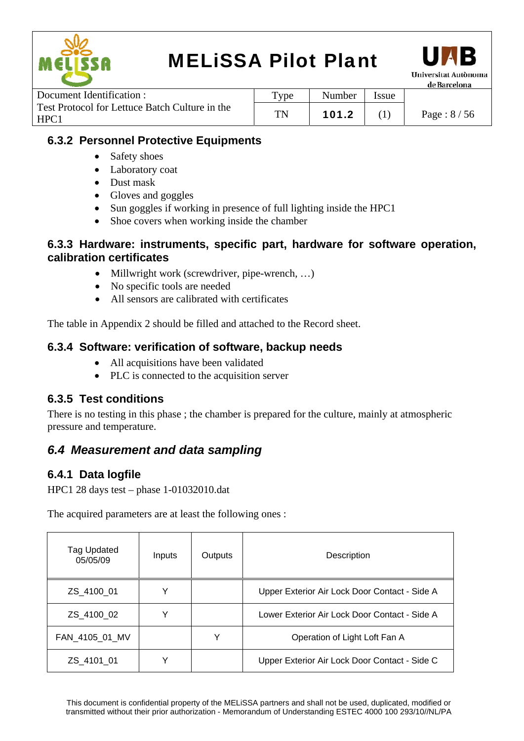### 6.3.2 Personnel Protective Equipments

- Safety shoes
- Laboratory coat
- Dust mask
- Gloves and goggles
- Sun goggles if working in presence of full lighting inside the HPC1
- Shoe covers when working inside the chamber

### 6.3.3 Hardware: instruments, specific part, hardware for software operation, calibration certificates

- Millwright work (screwdriver, pipe-wrench, …)
- No specific tools are needed
- All sensors are calibrated with certificates

The table in Appendix 2 should be filled and attached to the Record sheet.

### 6.3.4 Software: verification of software, backup needs

- All acquisitions have been validated
- PLC is connected to the acquisition server

### 6.3.5 Test conditions

There is no testing in this phase ; the chamber is prepared for the culture, mainly at atmospheric pressure and temperature.

## *6.4 Measurement and data sampling*

### 6.4.1 Data logfile

HPC1 28 days test – phase 1-01032010.dat

The acquired parameters are at least the following ones :

| Tag Updated 05/05/09 | Inputs | Outputs | Description |
|---|---|---|---|
| ZS_4100_01 | Y | | Upper Exterior Air Lock Door Contact - Side A |
| ZS_4100_02 | Y | | Lower Exterior Air Lock Door Contact - Side A |
| FAN_4105_01_MV | | Y | Operation of Light Loft Fan A |
| ZS_4101_01 | Y | | Upper Exterior Air Lock Door Contact - Side C |

This document is confidential property of the MELiSSA partners and shall not be used, duplicated, modified or transmitted without their prior authorization - Memorandum of Understanding ESTEC 4000 100 293/10//NL/PA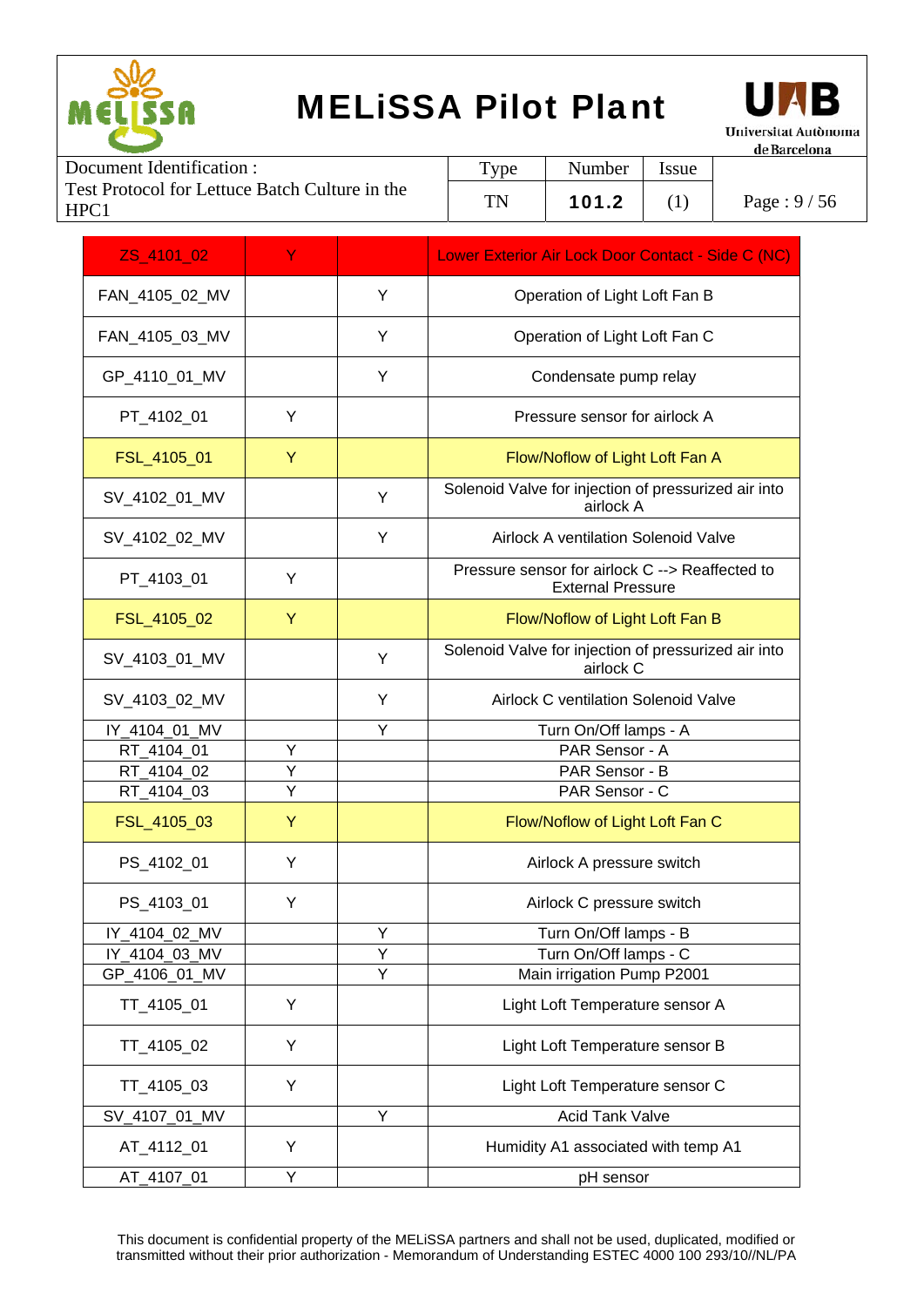| ZS_4101_02 | Y | | Lower Exterior Air Lock Door Contact - Side C (NC) |
|---|---|---|---|
| FAN_4105_02_MV | | Y | Operation of Light Loft Fan B |
| FAN_4105_03_MV | | Y | Operation of Light Loft Fan C |
| GP_4110_01_MV | | Y | Condensate pump relay |
| PT_4102_01 | Y | | Pressure sensor for airlock A |
| FSL_4105_01 | Y | | Flow/Noflow of Light Loft Fan A |
| SV_4102_01_MV | | Y | Solenoid Valve for injection of pressurized air into airlock A |
| SV_4102_02_MV | | Y | Airlock A ventilation Solenoid Valve |
| PT_4103_01 | Y | | Pressure sensor for airlock C --> Reaffected to External Pressure |
| FSL_4105_02 | Y | | Flow/Noflow of Light Loft Fan B |
| SV_4103_01_MV | | Y | Solenoid Valve for injection of pressurized air into airlock C |
| SV_4103_02_MV | | Y | Airlock C ventilation Solenoid Valve |
| IY_4104_01_MV | | Y | Turn On/Off lamps - A |
| RT_4104_01 | Y | | PAR Sensor - A |
| RT_4104_02 | Y | | PAR Sensor - B |
| RT_4104_03 | Y | | PAR Sensor - C |
| FSL_4105_03 | Y | | Flow/Noflow of Light Loft Fan C |
| PS_4102_01 | Y | | Airlock A pressure switch |
| PS_4103_01 | Y | | Airlock C pressure switch |
| IY_4104_02_MV | | Y | Turn On/Off lamps - B |
| IY_4104_03_MV | | Y | Turn On/Off lamps - C |
| GP_4106_01_MV | | Y | Main irrigation Pump P2001 |
| TT_4105_01 | Y | | Light Loft Temperature sensor A |
| TT_4105_02 | Y | | Light Loft Temperature sensor B |
| TT_4105_03 | Y | | Light Loft Temperature sensor C |
| SV_4107_01_MV | | Y | Acid Tank Valve |
| AT_4112_01 | Y | | Humidity A1 associated with temp A1 |
| AT_4107_01 | Y | | pH sensor |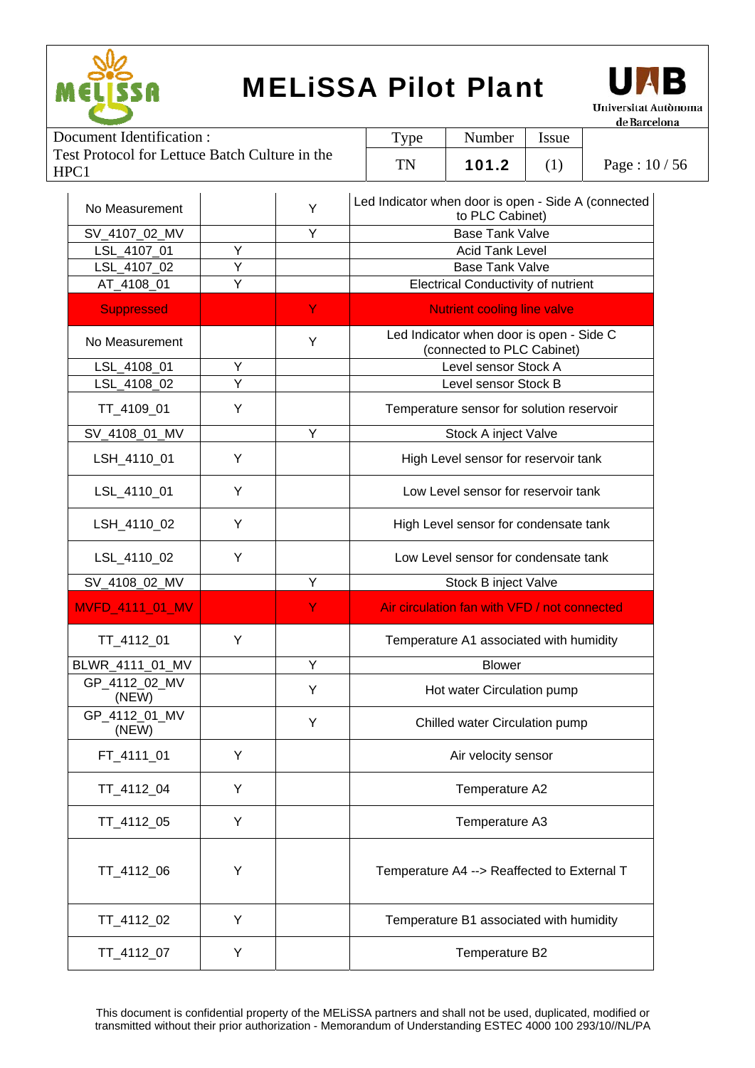| No Measurement | | Y | Led Indicator when door is open - Side A (connected to PLC Cabinet) |
|---|---|---|---|
| SV_4107_02_MV | | Y | Base Tank Valve |
| LSL_4107_01 | Y | | Acid Tank Level |
| LSL_4107_02 | Y | | Base Tank Valve |
| AT_4108_01 | Y | | Electrical Conductivity of nutrient |
| Suppressed | | Y | Nutrient cooling line valve |
| No Measurement | | Y | Led Indicator when door is open - Side C (connected to PLC Cabinet) |
| LSL_4108_01 | Y | | Level sensor Stock A |
| LSL_4108_02 | Y | | Level sensor Stock B |
| TT_4109_01 | Y | | Temperature sensor for solution reservoir |
| SV_4108_01_MV | | Y | Stock A inject Valve |
| LSH_4110_01 | Y | | High Level sensor for reservoir tank |
| LSL_4110_01 | Y | | Low Level sensor for reservoir tank |
| LSH_4110_02 | Y | | High Level sensor for condensate tank |
| LSL_4110_02 | Y | | Low Level sensor for condensate tank |
| SV_4108_02_MV | | Y | Stock B inject Valve |
| MVFD_4111_01_MV | | Y | Air circulation fan with VFD / not connected |
| TT_4112_01 | Y | | Temperature A1 associated with humidity |
| BLWR_4111_01_MV | | Y | Blower |
| GP_4112_02_MV (NEW) | | Y | Hot water Circulation pump |
| GP_4112_01_MV (NEW) | | Y | Chilled water Circulation pump |
| FT_4111_01 | Y | | Air velocity sensor |
| TT_4112_04 | Y | | Temperature A2 |
| TT_4112_05 | Y | | Temperature A3 |
| TT_4112_06 | Y | | Temperature A4 --> Reaffected to External T |
| TT_4112_02 | Y | | Temperature B1 associated with humidity |
| TT_4112_07 | Y | | Temperature B2 |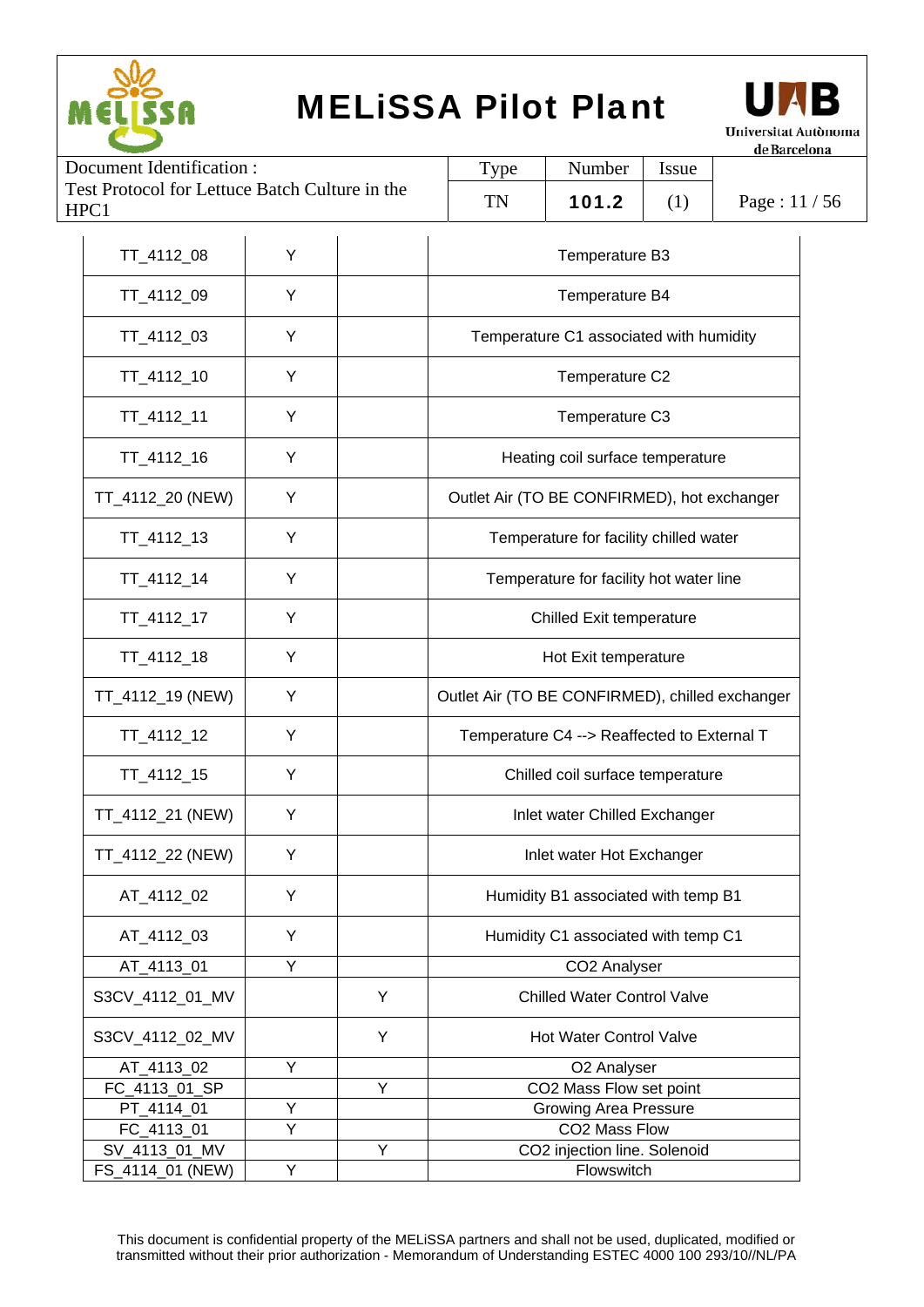| | | | |
|---|---|---|---|
| TT_4112_08 | Y | | Temperature B3 |
| TT_4112_09 | Y | | Temperature B4 |
| TT_4112_03 | Y | | Temperature C1 associated with humidity |
| TT_4112_10 | Y | | Temperature C2 |
| TT_4112_11 | Y | | Temperature C3 |
| TT_4112_16 | Y | | Heating coil surface temperature |
| TT_4112_20 (NEW) | Y | | Outlet Air (TO BE CONFIRMED), hot exchanger |
| TT_4112_13 | Y | | Temperature for facility chilled water |
| TT_4112_14 | Y | | Temperature for facility hot water line |
| TT_4112_17 | Y | | Chilled Exit temperature |
| TT_4112_18 | Y | | Hot Exit temperature |
| TT_4112_19 (NEW) | Y | | Outlet Air (TO BE CONFIRMED), chilled exchanger |
| TT_4112_12 | Y | | Temperature C4 --> Reaffected to External T |
| TT_4112_15 | Y | | Chilled coil surface temperature |
| TT_4112_21 (NEW) | Y | | Inlet water Chilled Exchanger |
| TT_4112_22 (NEW) | Y | | Inlet water Hot Exchanger |
| AT_4112_02 | Y | | Humidity B1 associated with temp B1 |
| AT_4112_03 | Y | | Humidity C1 associated with temp C1 |
| AT_4113_01 | Y | | CO2 Analyser |
| S3CV_4112_01_MV | | Y | Chilled Water Control Valve |
| S3CV_4112_02_MV | | Y | Hot Water Control Valve |
| AT_4113_02 | Y | | O2 Analyser |
| FC_4113_01_SP | | Y | CO2 Mass Flow set point |
| PT_4114_01 | Y | | Growing Area Pressure |
| FC_4113_01 | Y | | CO2 Mass Flow |
| SV_4113_01_MV | | Y | CO2 injection line. Solenoid |
| FS_4114_01 (NEW) | Y | | Flowswitch |

This document is confidential property of the MELiSSA partners and shall not be used, duplicated, modified or transmitted without their prior authorization - Memorandum of Understanding ESTEC 4000 100 293/10//NL/PA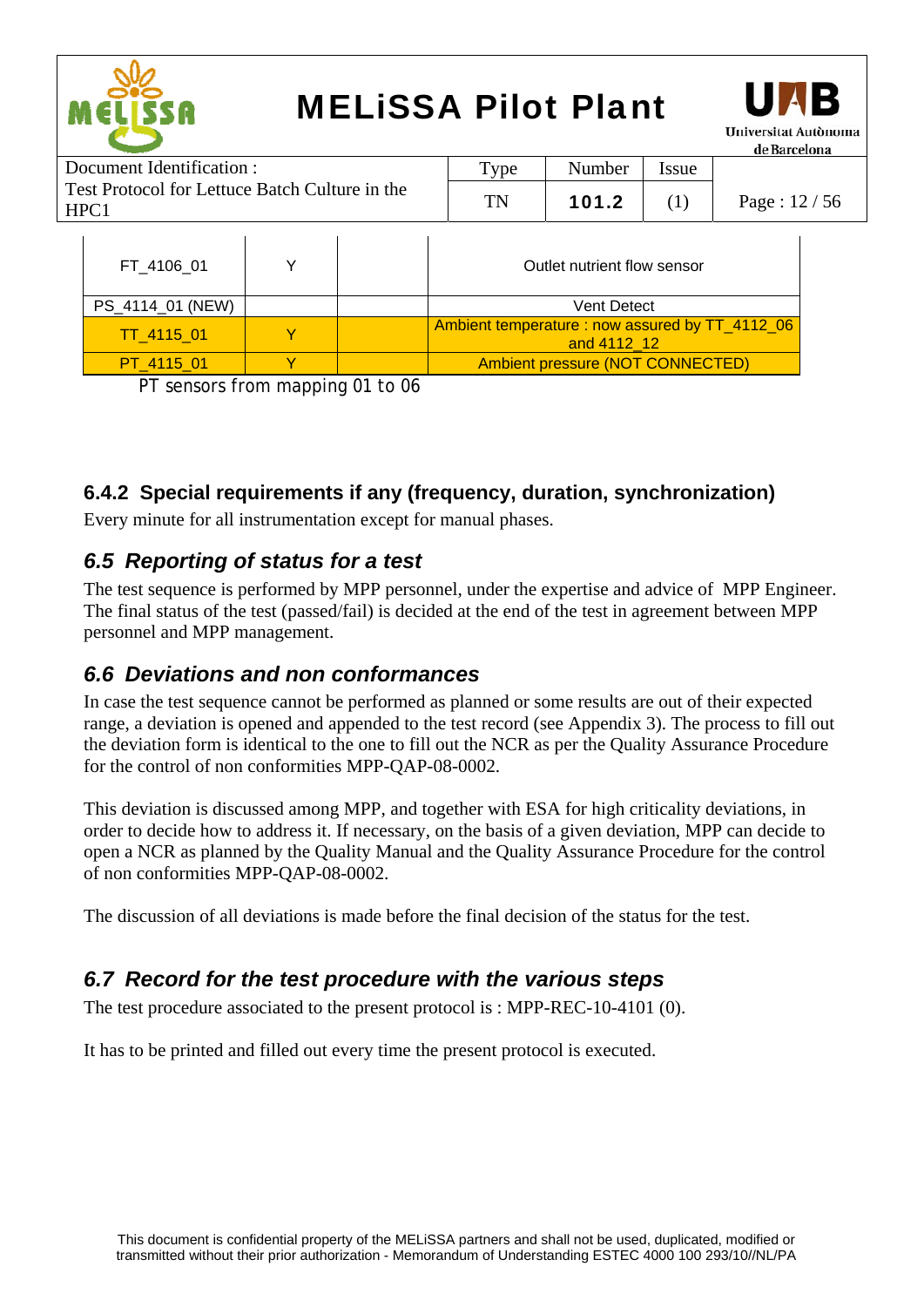| | | | |
|---|---|---|---|
| FT_4106_01 | Y | | Outlet nutrient flow sensor |
| PS_4114_01 (NEW) | | | Vent Detect |
| TT_4115_01 | Y | | Ambient temperature : now assured by TT_4112_06 and 4112_12 |
| PT_4115_01 | Y | | Ambient pressure (NOT CONNECTED) |

PT sensors from mapping 01 to 06

### 6.4.2 Special requirements if any (frequency, duration, synchronization)

Every minute for all instrumentation except for manual phases.

## *6.5 Reporting of status for a test*

The test sequence is performed by MPP personnel, under the expertise and advice of MPP Engineer. The final status of the test (passed/fail) is decided at the end of the test in agreement between MPP personnel and MPP management.

## *6.6 Deviations and non conformances*

In case the test sequence cannot be performed as planned or some results are out of their expected range, a deviation is opened and appended to the test record (see Appendix 3). The process to fill out the deviation form is identical to the one to fill out the NCR as per the Quality Assurance Procedure for the control of non conformities MPP-QAP-08-0002.

This deviation is discussed among MPP, and together with ESA for high criticality deviations, in order to decide how to address it. If necessary, on the basis of a given deviation, MPP can decide to open a NCR as planned by the Quality Manual and the Quality Assurance Procedure for the control of non conformities MPP-QAP-08-0002.

The discussion of all deviations is made before the final decision of the status for the test.

## *6.7 Record for the test procedure with the various steps*

The test procedure associated to the present protocol is : MPP-REC-10-4101 (0).

It has to be printed and filled out every time the present protocol is executed.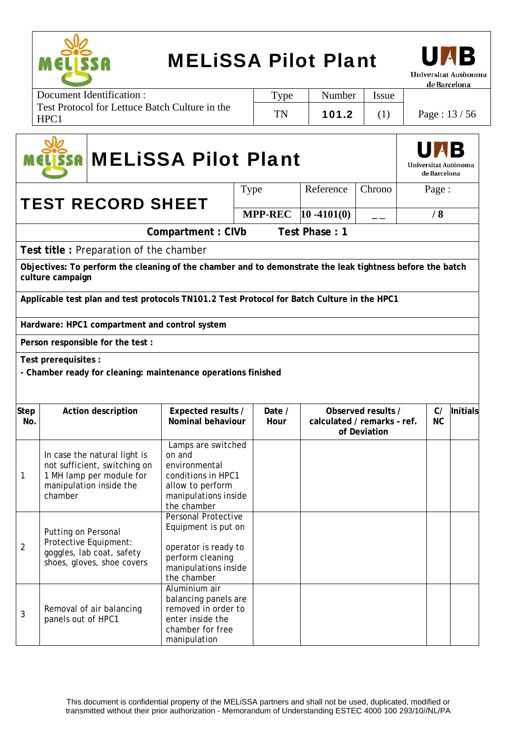| MELiSSA Pilot Plant | | | | |
|---|---|---|---|---|
| **TEST RECORD SHEET** | Type | Reference | Chrono | Page : |
| | **MPP-REC** | **10 -4101(0)** | **_ _** | **/ 8** |

**Compartment : CIVb** **Test Phase : 1**

**Test title :** Preparation of the chamber

**Objectives: To perform the cleaning of the chamber and to demonstrate the leak tightness before the batch culture campaign**

**Applicable test plan and test protocols TN101.2 Test Protocol for Batch Culture in the HPC1**

**Hardware: HPC1 compartment and control system**

**Person responsible for the test :**

**Test prerequisites :**
**- Chamber ready for cleaning: maintenance operations finished**

| Step No. | Action description | Expected results / Nominal behaviour | Date / Hour | Observed results / calculated / remarks – ref. of Deviation | C/ NC | Initials |
|---|---|---|---|---|---|---|
| 1 | In case the natural light is not sufficient, switching on 1 MH lamp per module for manipulation inside the chamber | Lamps are switched on and environmental conditions in HPC1 allow to perform manipulations inside the chamber | | | | |
| 2 | Putting on Personal Protective Equipment: goggles, lab coat, safety shoes, gloves, shoe covers | Personal Protective Equipment is put on<br><br>operator is ready to perform cleaning manipulations inside the chamber | | | | |
| 3 | Removal of air balancing panels out of HPC1 | Aluminium air balancing panels are removed in order to enter inside the chamber for free manipulation | | | | |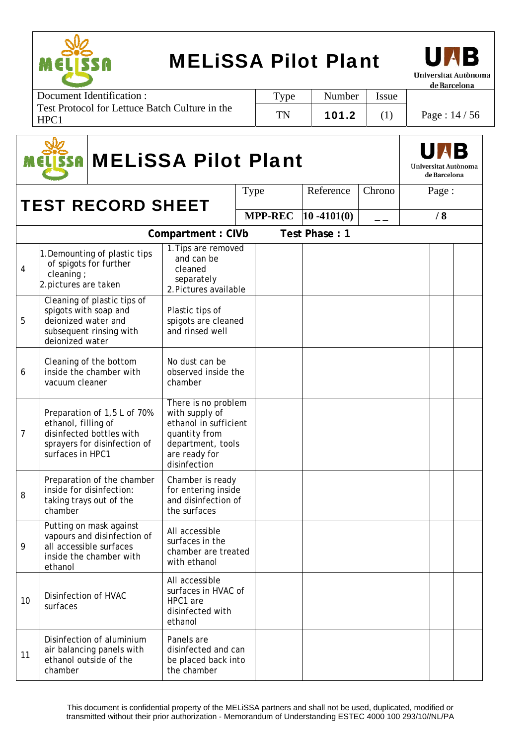## TEST RECORD SHEET

| Type | Reference | Chrono | Page : |
|---|---|---|---|
| MPP-REC | 10 -4101(0) | _ _ | / 8 |

**Compartment : CIVb        Test Phase : 1**

| | | | | | | |
|---|---|---|---|---|---|---|
| 4 | 1. Demounting of plastic tips of spigots for further cleaning ;<br>2. pictures are taken | 1. Tips are removed and can be cleaned separately<br>2. Pictures available | | | | |
| 5 | Cleaning of plastic tips of spigots with soap and deionized water and subsequent rinsing with deionized water | Plastic tips of spigots are cleaned and rinsed well | | | | |
| 6 | Cleaning of the bottom inside the chamber with vacuum cleaner | No dust can be observed inside the chamber | | | | |
| 7 | Preparation of 1,5 L of 70% ethanol, filling of disinfected bottles with sprayers for disinfection of surfaces in HPC1 | There is no problem with supply of ethanol in sufficient quantity from department, tools are ready for disinfection | | | | |
| 8 | Preparation of the chamber inside for disinfection: taking trays out of the chamber | Chamber is ready for entering inside and disinfection of the surfaces | | | | |
| 9 | Putting on mask against vapours and disinfection of all accessible surfaces inside the chamber with ethanol | All accessible surfaces in the chamber are treated with ethanol | | | | |
| 10 | Disinfection of HVAC surfaces | All accessible surfaces in HVAC of HPC1 are disinfected with ethanol | | | | |
| 11 | Disinfection of aluminium air balancing panels with ethanol outside of the chamber | Panels are disinfected and can be placed back into the chamber | | | | |

This document is confidential property of the MELiSSA partners and shall not be used, duplicated, modified or transmitted without their prior authorization - Memorandum of Understanding ESTEC 4000 100 293/10//NL/PA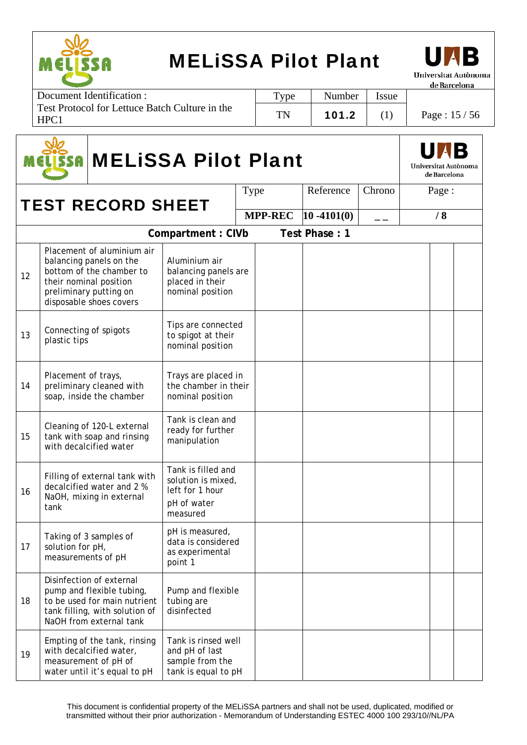# MELiSSA Pilot Plant

## TEST RECORD SHEET

| Type | Reference | Chrono | Page : |
|---|---|---|---|
| MPP-REC | 10 -4101(0) | _ _ | / 8 |

**Compartment : CIVb Test Phase : 1**

| | | | | | | |
|---|---|---|---|---|---|---|
| 12 | Placement of aluminium air balancing panels on the bottom of the chamber to their nominal position preliminary putting on disposable shoes covers | Aluminium air balancing panels are placed in their nominal position | | | | |
| 13 | Connecting of spigots plastic tips | Tips are connected to spigot at their nominal position | | | | |
| 14 | Placement of trays, preliminary cleaned with soap, inside the chamber | Trays are placed in the chamber in their nominal position | | | | |
| 15 | Cleaning of 120-L external tank with soap and rinsing with decalcified water | Tank is clean and ready for further manipulation | | | | |
| 16 | Filling of external tank with decalcified water and 2 % NaOH, mixing in external tank | Tank is filled and solution is mixed, left for 1 hour<br>pH of water measured | | | | |
| 17 | Taking of 3 samples of solution for pH, measurements of pH | pH is measured, data is considered as experimental point 1 | | | | |
| 18 | Disinfection of external pump and flexible tubing, to be used for main nutrient tank filling, with solution of NaOH from external tank | Pump and flexible tubing are disinfected | | | | |
| 19 | Emptying of the tank, rinsing with decalcified water, measurement of pH of water until it's equal to pH | Tank is rinsed well and pH of last sample from the tank is equal to pH | | | | |

This document is confidential property of the MELiSSA partners and shall not be used, duplicated, modified or transmitted without their prior authorization - Memorandum of Understanding ESTEC 4000 100 293/10//NL/PA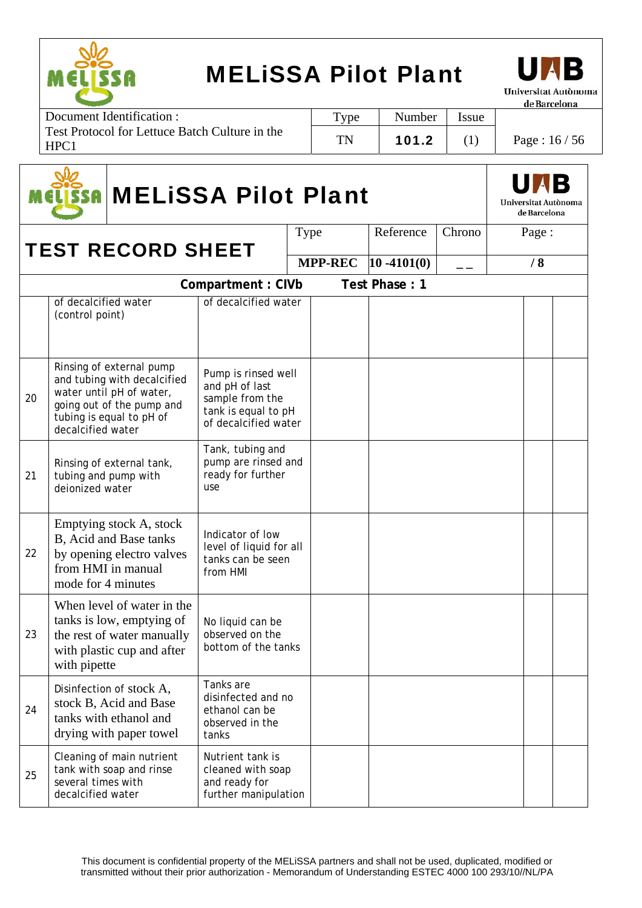**MELiSSA Pilot Plant**

| TEST RECORD SHEET | Type | Reference | Chrono | Page : |
|---|---|---|---|---|
| | MPP-REC | 10 -4101(0) | _ _ | / 8 |

**Compartment : CIVb    Test Phase : 1**

| | | | | | | |
|---|---|---|---|---|---|---|
| | of decalcified water (control point) | of decalcified water | | | | |
| 20 | Rinsing of external pump and tubing with decalcified water until pH of water, going out of the pump and tubing is equal to pH of decalcified water | Pump is rinsed well and pH of last sample from the tank is equal to pH of decalcified water | | | | |
| 21 | Rinsing of external tank, tubing and pump with deionized water | Tank, tubing and pump are rinsed and ready for further use | | | | |
| 22 | Emptying stock A, stock B, Acid and Base tanks by opening electro valves from HMI in manual mode for 4 minutes | Indicator of low level of liquid for all tanks can be seen from HMI | | | | |
| 23 | When level of water in the tanks is low, emptying of the rest of water manually with plastic cup and after with pipette | No liquid can be observed on the bottom of the tanks | | | | |
| 24 | Disinfection of stock A, stock B, Acid and Base tanks with ethanol and drying with paper towel | Tanks are disinfected and no ethanol can be observed in the tanks | | | | |
| 25 | Cleaning of main nutrient tank with soap and rinse several times with decalcified water | Nutrient tank is cleaned with soap and ready for further manipulation | | | | |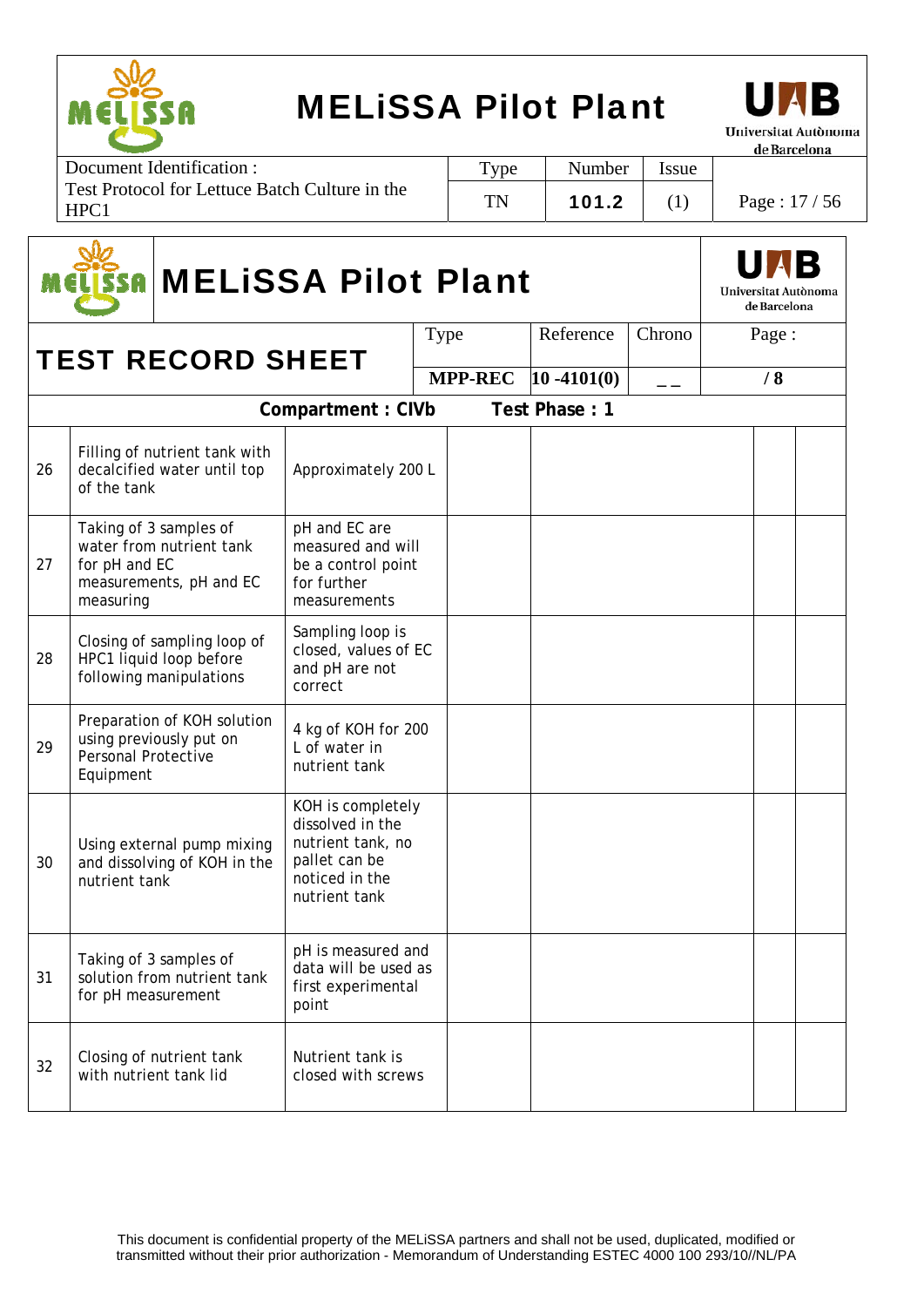## MELiSSA Pilot Plant

| TEST RECORD SHEET | Type | Reference | Chrono | Page : |
|---|---|---|---|---|
| | MPP-REC | 10 -4101(0) | _ _ | / 8 |

**Compartment : CIVb          Test Phase : 1**

| | | | | | | |
|---|---|---|---|---|---|---|
| 26 | Filling of nutrient tank with decalcified water until top of the tank | Approximately 200 L | | | | |
| 27 | Taking of 3 samples of water from nutrient tank for pH and EC measurements, pH and EC measuring | pH and EC are measured and will be a control point for further measurements | | | | |
| 28 | Closing of sampling loop of HPC1 liquid loop before following manipulations | Sampling loop is closed, values of EC and pH are not correct | | | | |
| 29 | Preparation of KOH solution using previously put on Personal Protective Equipment | 4 kg of KOH for 200 L of water in nutrient tank | | | | |
| 30 | Using external pump mixing and dissolving of KOH in the nutrient tank | KOH is completely dissolved in the nutrient tank, no pallet can be noticed in the nutrient tank | | | | |
| 31 | Taking of 3 samples of solution from nutrient tank for pH measurement | pH is measured and data will be used as first experimental point | | | | |
| 32 | Closing of nutrient tank with nutrient tank lid | Nutrient tank is closed with screws | | | | |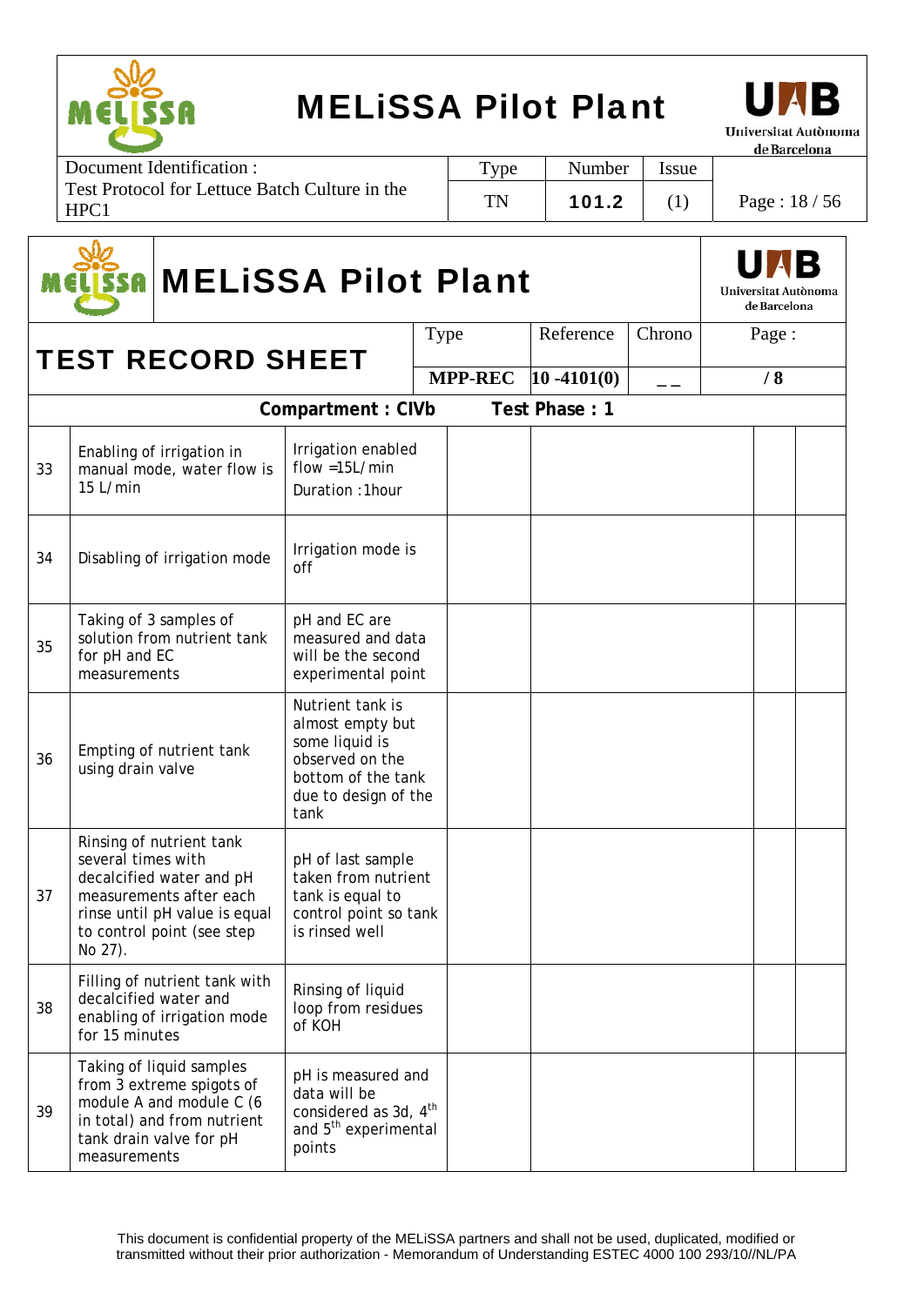Document Identification : Test Protocol for Lettuce Batch Culture in the HPC1

| Type | Number | Issue |
|---|---|---|
| TN | 101.2 | (1) |

# MELiSSA Pilot Plant

## TEST RECORD SHEET

| Type | Reference | Chrono | Page : |
|---|---|---|---|
| MPP-REC | 10 -4101(0) | _ _ | / 8 |

**Compartment : CIVb** **Test Phase : 1**

| | | | | | | |
|---|---|---|---|---|---|---|
| 33 | Enabling of irrigation in manual mode, water flow is 15 L/min | Irrigation enabled flow =15L/min Duration :1hour | | | | |
| 34 | Disabling of irrigation mode | Irrigation mode is off | | | | |
| 35 | Taking of 3 samples of solution from nutrient tank for pH and EC measurements | pH and EC are measured and data will be the second experimental point | | | | |
| 36 | Empting of nutrient tank using drain valve | Nutrient tank is almost empty but some liquid is observed on the bottom of the tank due to design of the tank | | | | |
| 37 | Rinsing of nutrient tank several times with decalcified water and pH measurements after each rinse until pH value is equal to control point (see step No 27). | pH of last sample taken from nutrient tank is equal to control point so tank is rinsed well | | | | |
| 38 | Filling of nutrient tank with decalcified water and enabling of irrigation mode for 15 minutes | Rinsing of liquid loop from residues of KOH | | | | |
| 39 | Taking of liquid samples from 3 extreme spigots of module A and module C (6 in total) and from nutrient tank drain valve for pH measurements | pH is measured and data will be considered as 3d, 4th and 5th experimental points | | | | |

This document is confidential property of the MELiSSA partners and shall not be used, duplicated, modified or transmitted without their prior authorization - Memorandum of Understanding ESTEC 4000 100 293/10//NL/PA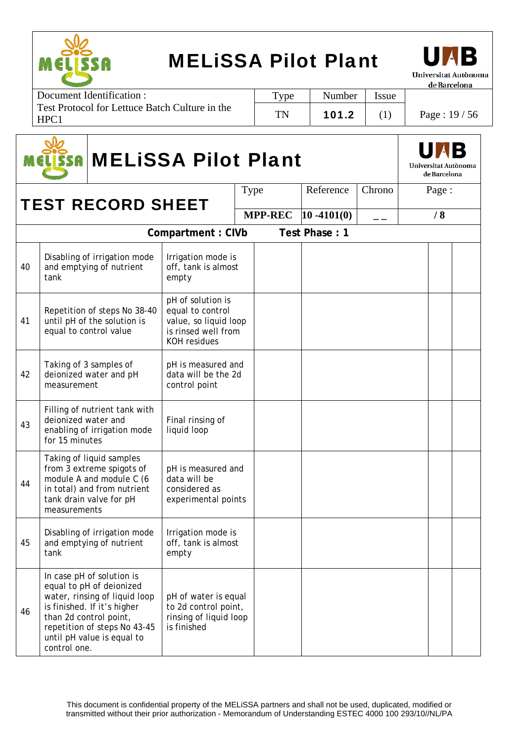# MELiSSA Pilot Plant

## TEST RECORD SHEET

| Type | Reference | Chrono | Page : |
|---|---|---|---|
| MPP-REC | 10 -4101(0) | _ _ | / 8 |

**Compartment : CIVb        Test Phase : 1**

| | | | | | | |
|---|---|---|---|---|---|---|
| 40 | Disabling of irrigation mode and emptying of nutrient tank | Irrigation mode is off, tank is almost empty | | | | |
| 41 | Repetition of steps No 38-40 until pH of the solution is equal to control value | pH of solution is equal to control value, so liquid loop is rinsed well from KOH residues | | | | |
| 42 | Taking of 3 samples of deionized water and pH measurement | pH is measured and data will be the 2d control point | | | | |
| 43 | Filling of nutrient tank with deionized water and enabling of irrigation mode for 15 minutes | Final rinsing of liquid loop | | | | |
| 44 | Taking of liquid samples from 3 extreme spigots of module A and module C (6 in total) and from nutrient tank drain valve for pH measurements | pH is measured and data will be considered as experimental points | | | | |
| 45 | Disabling of irrigation mode and emptying of nutrient tank | Irrigation mode is off, tank is almost empty | | | | |
| 46 | In case pH of solution is equal to pH of deionized water, rinsing of liquid loop is finished. If it's higher than 2d control point, repetition of steps No 43-45 until pH value is equal to control one. | pH of water is equal to 2d control point, rinsing of liquid loop is finished | | | | |

This document is confidential property of the MELiSSA partners and shall not be used, duplicated, modified or transmitted without their prior authorization - Memorandum of Understanding ESTEC 4000 100 293/10//NL/PA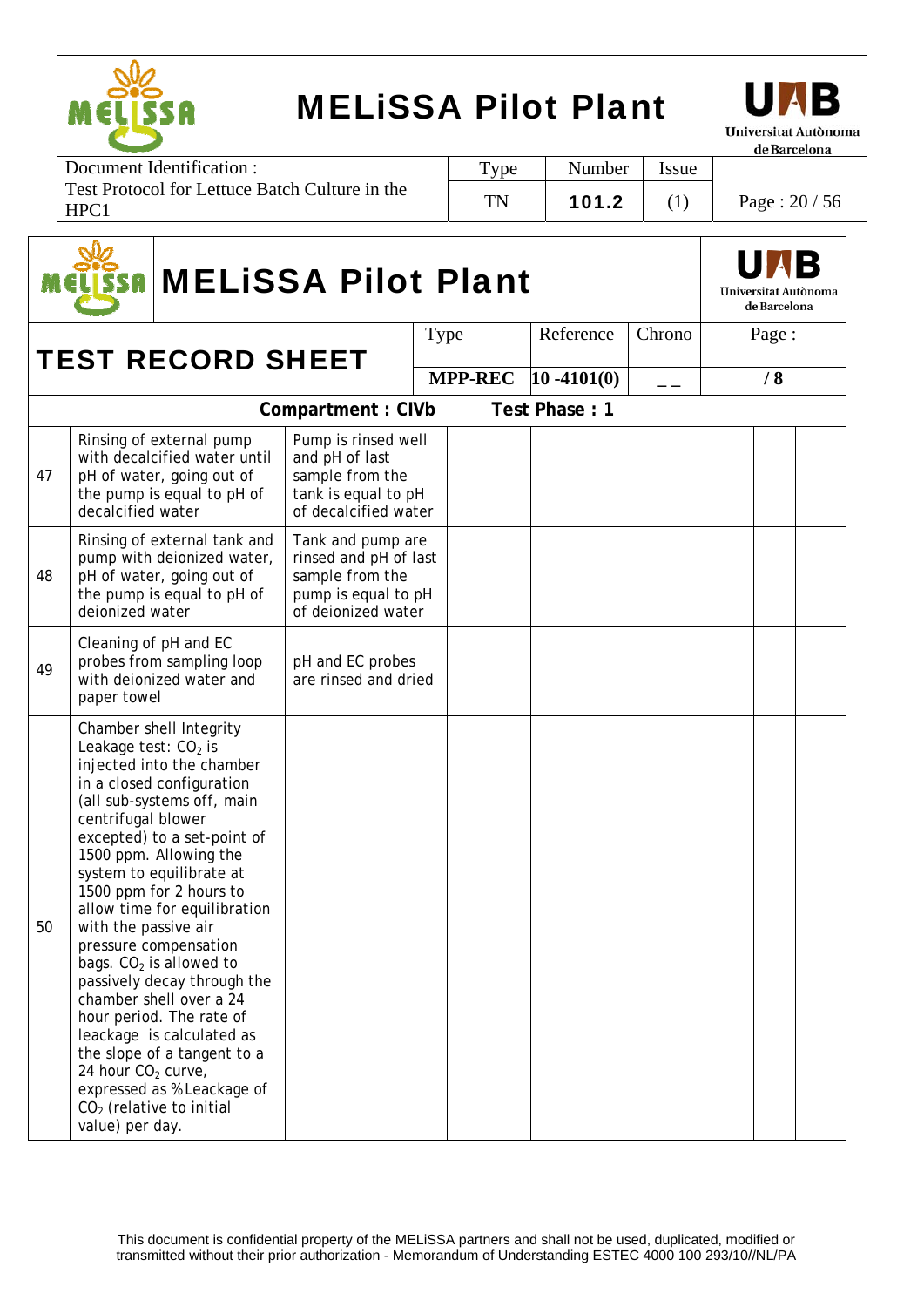| MELiSSA Pilot Plant | | | | |
|---|---|---|---|---|
| **TEST RECORD SHEET** | Type | Reference | Chrono | Page : |
| | **MPP-REC** | **10 -4101(0)** | _ _ | **/ 8** |

**Compartment : CIVb  Test Phase : 1**

| | | | | | | |
|---|---|---|---|---|---|---|
| 47 | Rinsing of external pump with decalcified water until pH of water, going out of the pump is equal to pH of decalcified water | Pump is rinsed well and pH of last sample from the tank is equal to pH of decalcified water | | | | |
| 48 | Rinsing of external tank and pump with deionized water, pH of water, going out of the pump is equal to pH of deionized water | Tank and pump are rinsed and pH of last sample from the pump is equal to pH of deionized water | | | | |
| 49 | Cleaning of pH and EC probes from sampling loop with deionized water and paper towel | pH and EC probes are rinsed and dried | | | | |
| 50 | Chamber shell Integrity Leakage test: $CO_2$ is injected into the chamber in a closed configuration (all sub-systems off, main centrifugal blower excepted) to a set-point of 1500 ppm. Allowing the system to equilibrate at 1500 ppm for 2 hours to allow time for equilibration with the passive air pressure compensation bags. $CO_2$ is allowed to passively decay through the chamber shell over a 24 hour period. The rate of leackage is calculated as the slope of a tangent to a 24 hour $CO_2$ curve, expressed as %Leackage of $CO_2$ (relative to initial value) per day. | | | | | |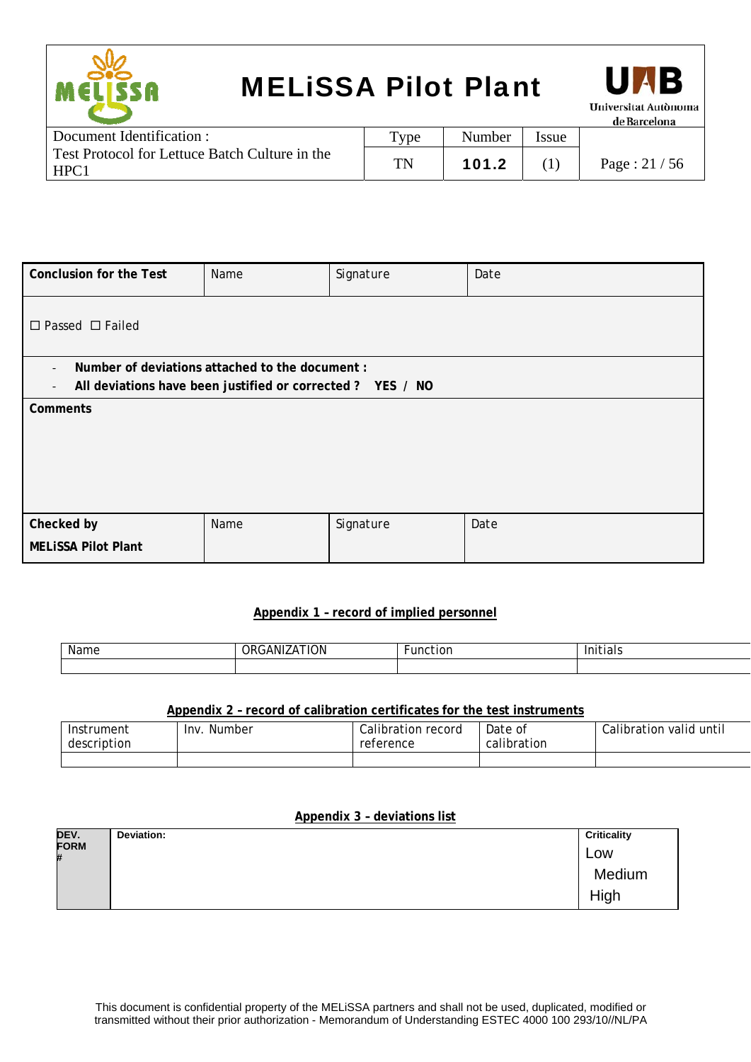| Conclusion for the Test | Name | Signature | Date |
|---|---|---|---|
| ☐ Passed ☐ Failed | | | |
| - **Number of deviations attached to the document :**<br>- **All deviations have been justified or corrected ? YES / NO** | | | |
| **Comments** | | | |
| **Checked by**<br>**MELiSSA Pilot Plant** | Name | Signature | Date |

**Appendix 1 – record of implied personnel**

| Name | ORGANIZATION | Function | Initials |
|---|---|---|---|
| | | | |

**Appendix 2 – record of calibration certificates for the test instruments**

| Instrument description | Inv. Number | Calibration record reference | Date of calibration | Calibration valid until |
|---|---|---|---|---|
| | | | | |

**Appendix 3 – deviations list**

| DEV. FORM # | Deviation: | Criticality |
|---|---|---|
| | | Low<br>Medium<br>High |

This document is confidential property of the MELiSSA partners and shall not be used, duplicated, modified or transmitted without their prior authorization - Memorandum of Understanding ESTEC 4000 100 293/10//NL/PA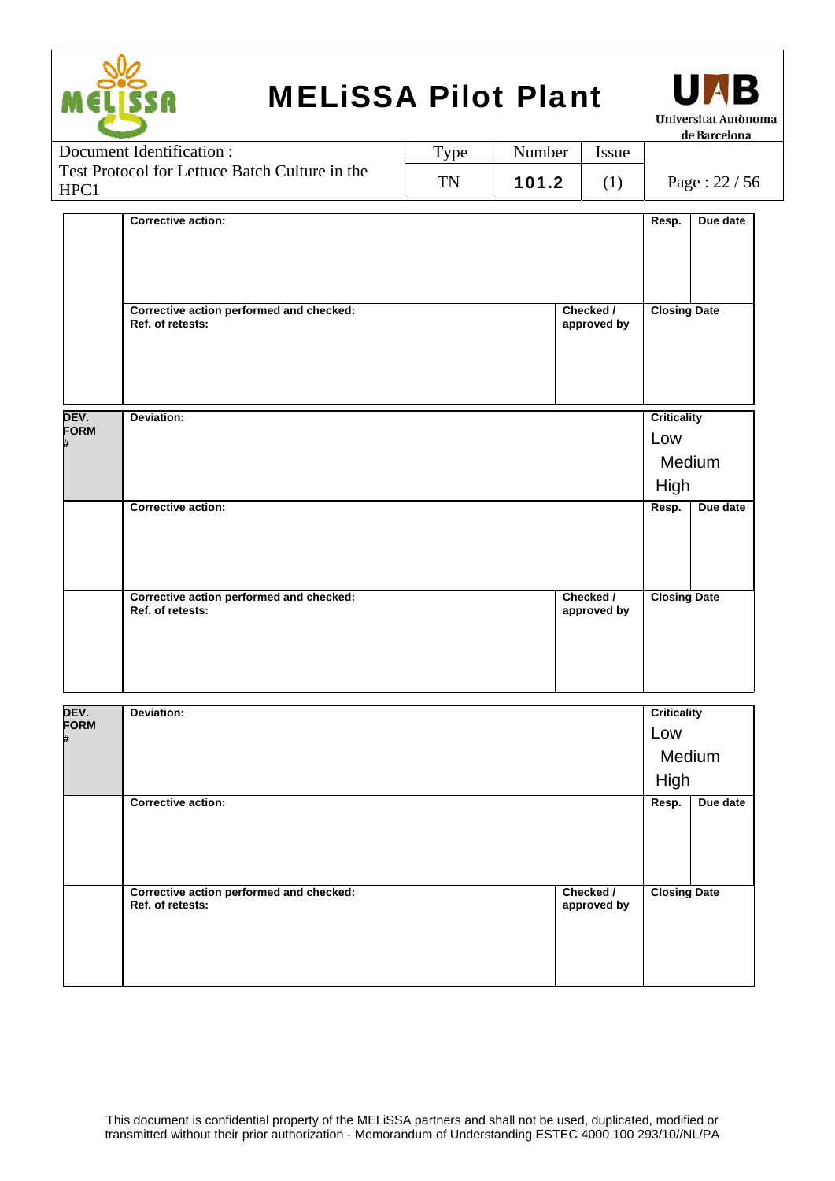| | Corrective action: | | Resp. | Due date |
|---|---|---|---|---|
| | Corrective action performed and checked:<br>Ref. of retests: | Checked / approved by | Closing Date | |

| DEV. FORM # | Deviation: | | Criticality<br>Low<br>Medium<br>High | |
|---|---|---|---|---|
| | Corrective action: | | Resp. | Due date |
| | Corrective action performed and checked:<br>Ref. of retests: | Checked / approved by | Closing Date | |

| DEV. FORM # | Deviation: | | Criticality<br>Low<br>Medium<br>High | |
|---|---|---|---|---|
| | Corrective action: | | Resp. | Due date |
| | Corrective action performed and checked:<br>Ref. of retests: | Checked / approved by | Closing Date | |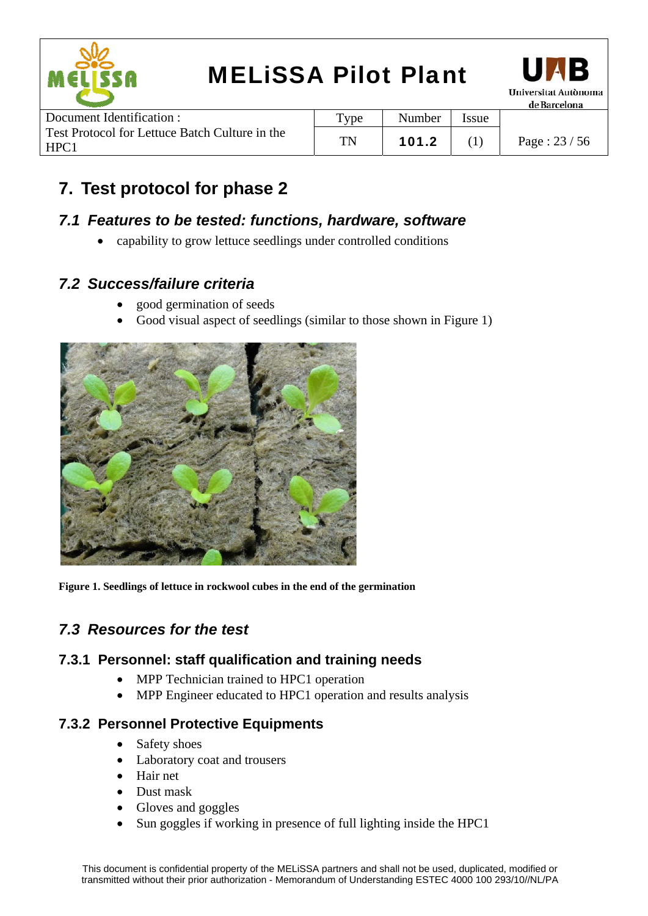# 7. Test protocol for phase 2

## 7.1 Features to be tested: functions, hardware, software

- capability to grow lettuce seedlings under controlled conditions

## 7.2 Success/failure criteria

- good germination of seeds
- Good visual aspect of seedlings (similar to those shown in Figure 1)

**Figure 1. Seedlings of lettuce in rockwool cubes in the end of the germination**

## 7.3 Resources for the test

### 7.3.1 Personnel: staff qualification and training needs

- MPP Technician trained to HPC1 operation
- MPP Engineer educated to HPC1 operation and results analysis

### 7.3.2 Personnel Protective Equipments

- Safety shoes
- Laboratory coat and trousers
- Hair net
- Dust mask
- Gloves and goggles
- Sun goggles if working in presence of full lighting inside the HPC1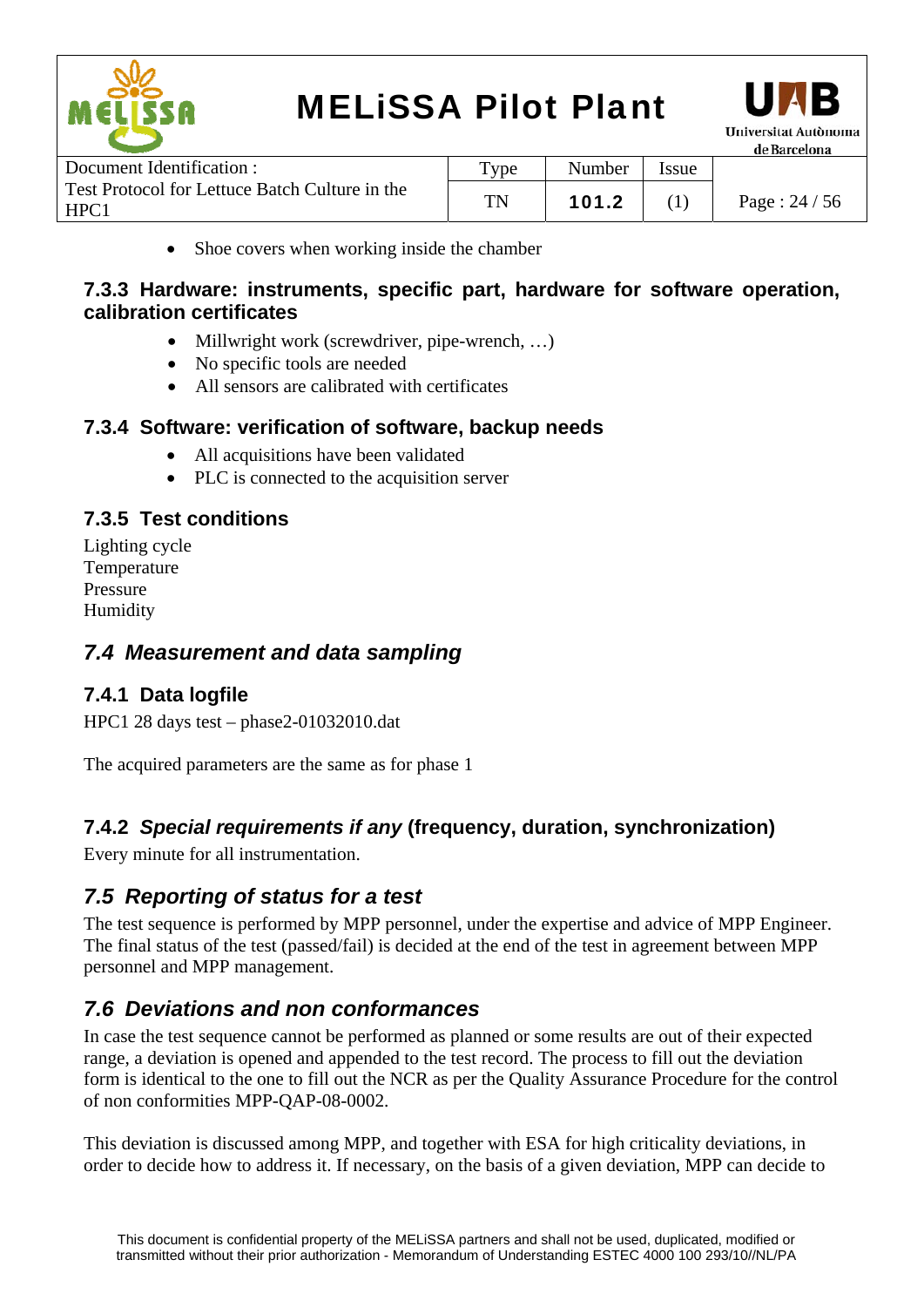- Shoe covers when working inside the chamber

### 7.3.3 Hardware: instruments, specific part, hardware for software operation, calibration certificates

- Millwright work (screwdriver, pipe-wrench, …)
- No specific tools are needed
- All sensors are calibrated with certificates

### 7.3.4 Software: verification of software, backup needs

- All acquisitions have been validated
- PLC is connected to the acquisition server

### 7.3.5 Test conditions

Lighting cycle
Temperature
Pressure
Humidity

## *7.4 Measurement and data sampling*

### 7.4.1 Data logfile

HPC1 28 days test – phase2-01032010.dat

The acquired parameters are the same as for phase 1

### 7.4.2 *Special requirements if any* (frequency, duration, synchronization)

Every minute for all instrumentation.

## *7.5 Reporting of status for a test*

The test sequence is performed by MPP personnel, under the expertise and advice of MPP Engineer. The final status of the test (passed/fail) is decided at the end of the test in agreement between MPP personnel and MPP management.

## *7.6 Deviations and non conformances*

In case the test sequence cannot be performed as planned or some results are out of their expected range, a deviation is opened and appended to the test record. The process to fill out the deviation form is identical to the one to fill out the NCR as per the Quality Assurance Procedure for the control of non conformities MPP-QAP-08-0002.

This deviation is discussed among MPP, and together with ESA for high criticality deviations, in order to decide how to address it. If necessary, on the basis of a given deviation, MPP can decide to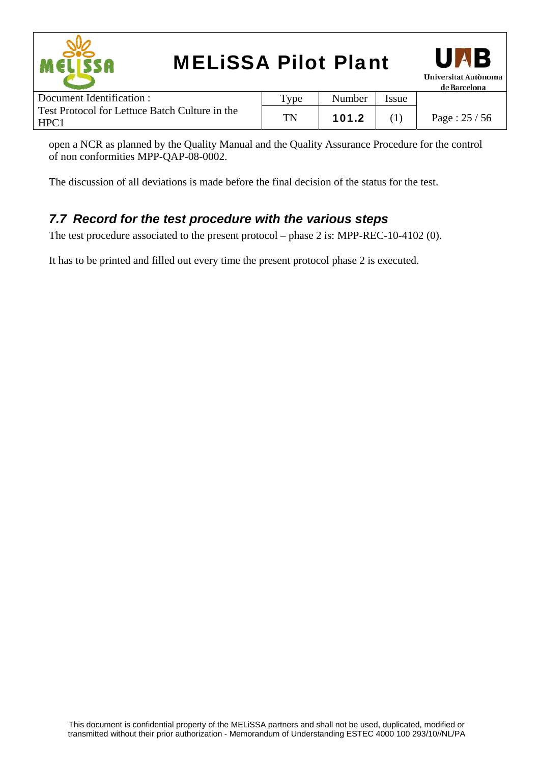open a NCR as planned by the Quality Manual and the Quality Assurance Procedure for the control of non conformities MPP-QAP-08-0002.

The discussion of all deviations is made before the final decision of the status for the test.

## *7.7 Record for the test procedure with the various steps*

The test procedure associated to the present protocol – phase 2 is: MPP-REC-10-4102 (0).

It has to be printed and filled out every time the present protocol phase 2 is executed.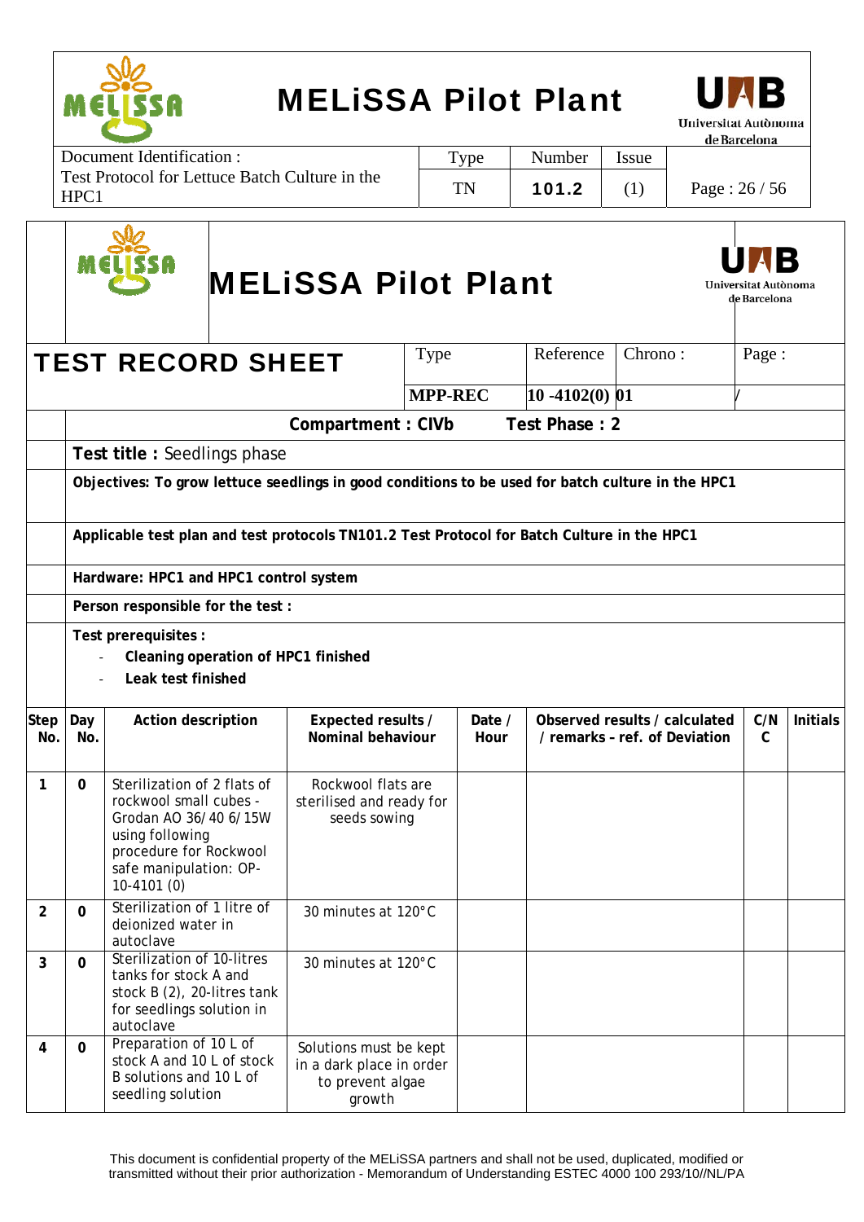**MELiSSA Pilot Plant**

| Document Identification : | Type | Number | Issue |
|---|---|---|---|
| Test Protocol for Lettuce Batch Culture in the HPC1 | TN | 101.2 | (1) |

**MELiSSA Pilot Plant**

# TEST RECORD SHEET

| Type | Reference | Chrono : | Page : |
|---|---|---|---|
| MPP-REC | 10 -4102(0) | 01 | / |

**Compartment : CIVb** **Test Phase : 2**

**Test title :** Seedlings phase

**Objectives: To grow lettuce seedlings in good conditions to be used for batch culture in the HPC1**

**Applicable test plan and test protocols TN101.2 Test Protocol for Batch Culture in the HPC1**

**Hardware: HPC1 and HPC1 control system**

**Person responsible for the test :**

**Test prerequisites :**

- **Cleaning operation of HPC1 finished**
- **Leak test finished**

| Step No. | Day No. | Action description | Expected results / Nominal behaviour | Date / Hour | Observed results / calculated / remarks - ref. of Deviation | C/NC | Initials |
|---|---|---|---|---|---|---|---|
| 1 | 0 | Sterilization of 2 flats of rockwool small cubes - Grodan AO 36/40 6/15W using following procedure for Rockwool safe manipulation: OP-10-4101 (0) | Rockwool flats are sterilised and ready for seeds sowing | | | | |
| 2 | 0 | Sterilization of 1 litre of deionized water in autoclave | 30 minutes at 120°C | | | | |
| 3 | 0 | Sterilization of 10-litres tanks for stock A and stock B (2), 20-litres tank for seedlings solution in autoclave | 30 minutes at 120°C | | | | |
| 4 | 0 | Preparation of 10 L of stock A and 10 L of stock B solutions and 10 L of seedling solution | Solutions must be kept in a dark place in order to prevent algae growth | | | | |

This document is confidential property of the MELiSSA partners and shall not be used, duplicated, modified or transmitted without their prior authorization - Memorandum of Understanding ESTEC 4000 100 293/10//NL/PA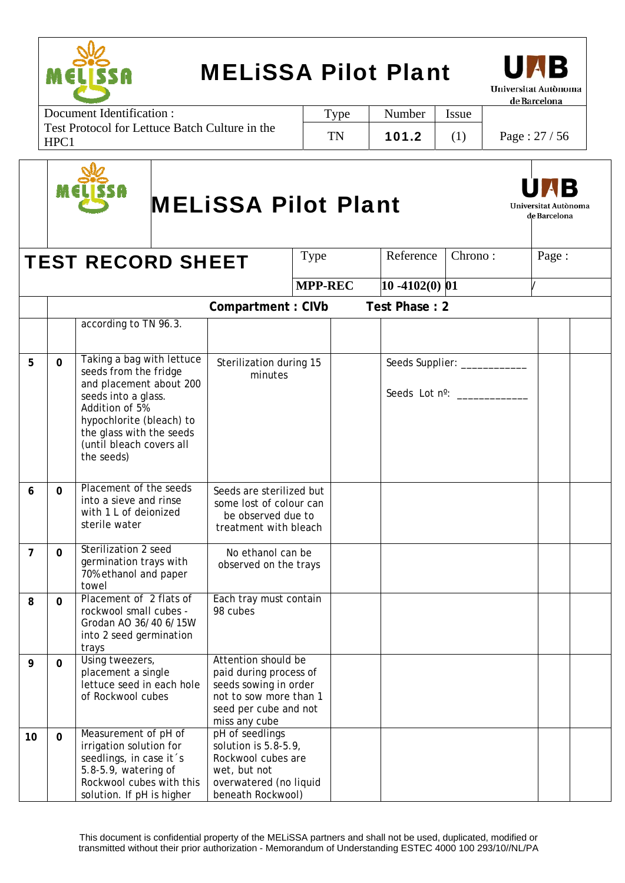**MELiSSA Pilot Plant**

| Document Identification : | Type | Number | Issue | |
|---|---|---|---|---|
| Test Protocol for Lettuce Batch Culture in the HPC1 | TN | 101.2 | (1) | Page : 27 / 56 |

**MELiSSA Pilot Plant**

| TEST RECORD SHEET | Type | Reference | Chrono : | Page : |
|---|---|---|---|---|
| | MPP-REC | 10 -4102(0) | 01 | / |

**Compartment : CIVb** **Test Phase : 2**

| | | | | | | | |
|---|---|---|---|---|---|---|---|
| | | according to TN 96.3. | | | | | |
| 5 | 0 | Taking a bag with lettuce seeds from the fridge and placement about 200 seeds into a glass. Addition of 5% hypochlorite (bleach) to the glass with the seeds (until bleach covers all the seeds) | Sterilization during 15 minutes | | Seeds Supplier: ____________<br><br>Seeds Lot nº: _____________ | | |
| 6 | 0 | Placement of the seeds into a sieve and rinse with 1 L of deionized sterile water | Seeds are sterilized but some lost of colour can be observed due to treatment with bleach | | | | |
| 7 | 0 | Sterilization 2 seed germination trays with 70% ethanol and paper towel | No ethanol can be observed on the trays | | | | |
| 8 | 0 | Placement of 2 flats of rockwool small cubes - Grodan AO 36/40 6/15W into 2 seed germination trays | Each tray must contain 98 cubes | | | | |
| 9 | 0 | Using tweezers, placement a single lettuce seed in each hole of Rockwool cubes | Attention should be paid during process of seeds sowing in order not to sow more than 1 seed per cube and not miss any cube | | | | |
| 10 | 0 | Measurement of pH of irrigation solution for seedlings, in case it´s 5.8-5.9, watering of Rockwool cubes with this solution. If pH is higher | pH of seedlings solution is 5.8-5.9, Rockwool cubes are wet, but not overwatered (no liquid beneath Rockwool) | | | | |

This document is confidential property of the MELiSSA partners and shall not be used, duplicated, modified or transmitted without their prior authorization - Memorandum of Understanding ESTEC 4000 100 293/10//NL/PA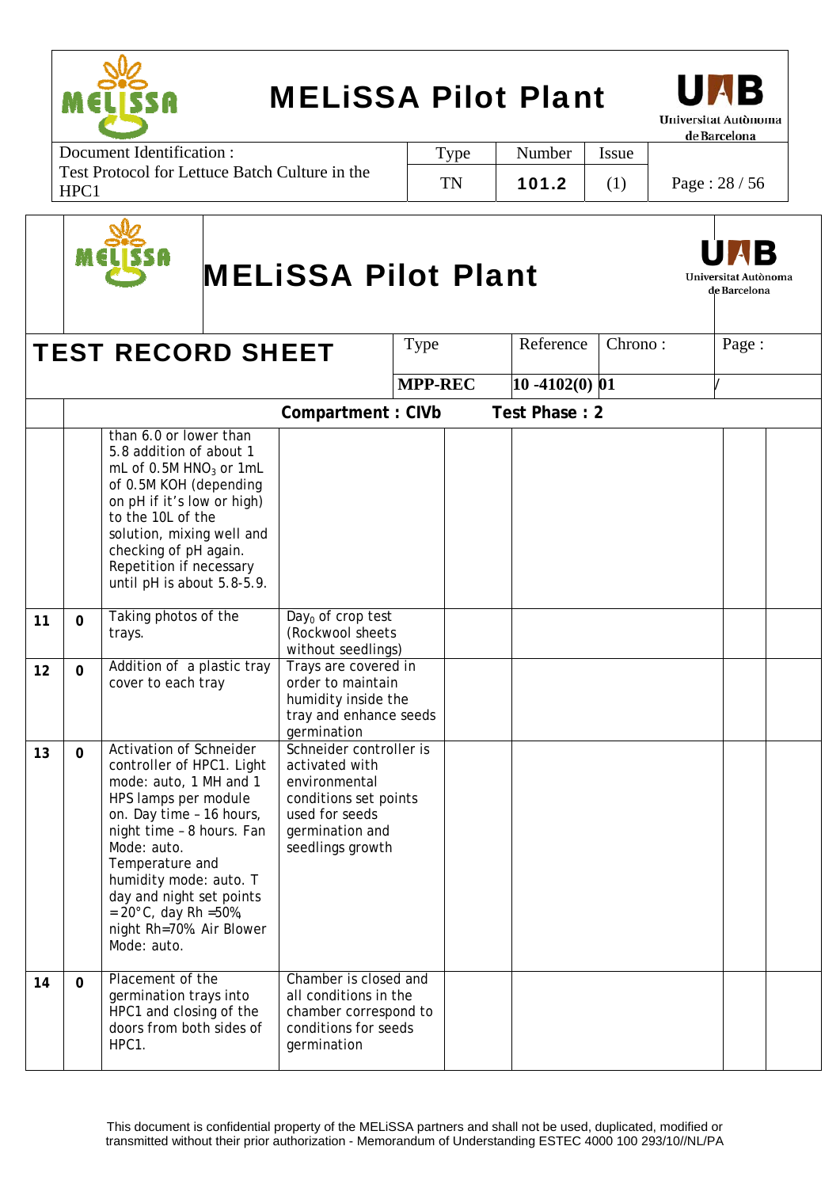Document Identification : Test Protocol for Lettuce Batch Culture in the HPC1 | Type: TN | Number: 101.2 | Issue: (1)

# MELiSSA Pilot Plant

## TEST RECORD SHEET

| Type | Reference | Chrono : | Page : |
|---|---|---|---|
| MPP-REC | 10 -4102(0) 01 | | / |

**Compartment : CIVb** **Test Phase : 2**

| | | | | | | | |
|---|---|---|---|---|---|---|---|
| | | than 6.0 or lower than 5.8 addition of about 1 mL of 0.5M $HNO_3$ or 1mL of 0.5M KOH (depending on pH if it's low or high) to the 10L of the solution, mixing well and checking of pH again. Repetition if necessary until pH is about 5.8-5.9. | | | | | |
| **11** | **0** | Taking photos of the trays. | $Day_0$ of crop test (Rockwool sheets without seedlings) | | | | |
| **12** | **0** | Addition of a plastic tray cover to each tray | Trays are covered in order to maintain humidity inside the tray and enhance seeds germination | | | | |
| **13** | **0** | Activation of Schneider controller of HPC1. Light mode: auto, 1 MH and 1 HPS lamps per module on. Day time – 16 hours, night time – 8 hours. Fan Mode: auto. Temperature and humidity mode: auto. T day and night set points =20°C, day Rh =50%, night Rh=70%. Air Blower Mode: auto. | Schneider controller is activated with environmental conditions set points used for seeds germination and seedlings growth | | | | |
| **14** | **0** | Placement of the germination trays into HPC1 and closing of the doors from both sides of HPC1. | Chamber is closed and all conditions in the chamber correspond to conditions for seeds germination | | | | |

This document is confidential property of the MELiSSA partners and shall not be used, duplicated, modified or transmitted without their prior authorization - Memorandum of Understanding ESTEC 4000 100 293/10//NL/PA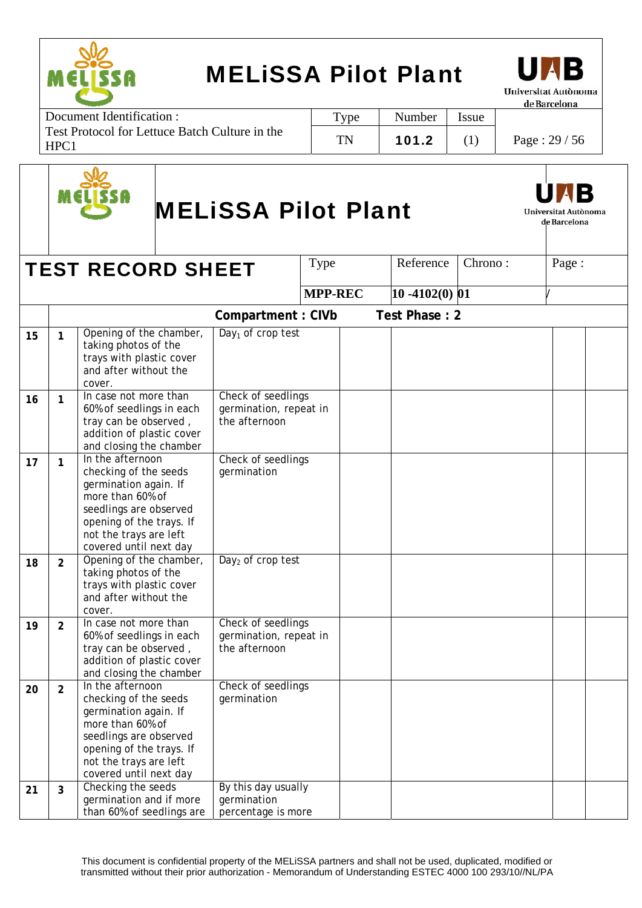| | MELiSSA Pilot Plant | | | | |
|---|---|---|---|---|---|
| Document Identification : Test Protocol for Lettuce Batch Culture in the HPC1 | Type | Number | Issue | |
| | TN | 101.2 | (1) | |

| | MELiSSA Pilot Plant | | | | | | | | |
|---|---|---|---|---|---|---|---|---|---|
| **TEST RECORD SHEET** | | | Type | | Reference | Chrono : | Page : | | |
| | | | **MPP-REC** | | **10 -4102(0)** | **01** | / | | |
| | | **Compartment : CIVb** | | **Test Phase : 2** | | | | | |
| **15** | **1** | Opening of the chamber, taking photos of the trays with plastic cover and after without the cover. | Day$_1$ of crop test | | | | | | |
| **16** | **1** | In case not more than 60% of seedlings in each tray can be observed , addition of plastic cover and closing the chamber | Check of seedlings germination, repeat in the afternoon | | | | | | |
| **17** | **1** | In the afternoon checking of the seeds germination again. If more than 60% of seedlings are observed opening of the trays. If not the trays are left covered until next day | Check of seedlings germination | | | | | | |
| **18** | **2** | Opening of the chamber, taking photos of the trays with plastic cover and after without the cover. | Day$_2$ of crop test | | | | | | |
| **19** | **2** | In case not more than 60% of seedlings in each tray can be observed , addition of plastic cover and closing the chamber | Check of seedlings germination, repeat in the afternoon | | | | | | |
| **20** | **2** | In the afternoon checking of the seeds germination again. If more than 60% of seedlings are observed opening of the trays. If not the trays are left covered until next day | Check of seedlings germination | | | | | | |
| **21** | **3** | Checking the seeds germination and if more than 60% of seedlings are | By this day usually germination percentage is more | | | | | | |

This document is confidential property of the MELiSSA partners and shall not be used, duplicated, modified or transmitted without their prior authorization - Memorandum of Understanding ESTEC 4000 100 293/10//NL/PA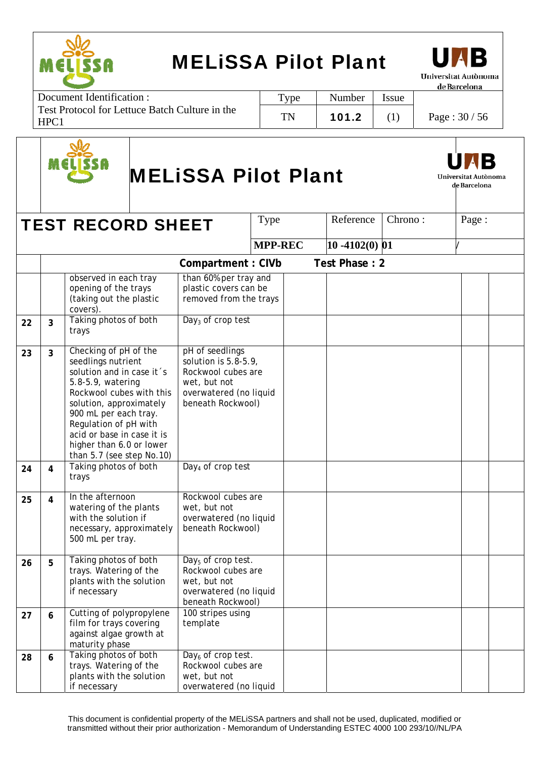# MELiSSA Pilot Plant

## TEST RECORD SHEET

| Type | Reference | Chrono : | Page : |
|---|---|---|---|
| MPP-REC | 10 -4102(0) | 01 | / |

**Compartment : CIVb** **Test Phase : 2**

| | | | | | | | |
|---|---|---|---|---|---|---|---|
| | | observed in each tray opening out the trays (taking out the plastic covers). | than 60% per tray and plastic covers can be removed from the trays | | | | |
| 22 | 3 | Taking photos of both trays | $Day_3$ of crop test | | | | |
| 23 | 3 | Checking of pH of the seedlings nutrient solution and in case it´s 5.8-5.9, watering Rockwool cubes with this solution, approximately 900 mL per each tray. Regulation of pH with acid or base in case it is higher than 6.0 or lower than 5.7 (see step No.10) | pH of seedlings solution is 5.8-5.9, Rockwool cubes are wet, but not overwatered (no liquid beneath Rockwool) | | | | |
| 24 | 4 | Taking photos of both trays | $Day_4$ of crop test | | | | |
| 25 | 4 | In the afternoon watering of the plants with the solution if necessary, approximately 500 mL per tray. | Rockwool cubes are wet, but not overwatered (no liquid beneath Rockwool) | | | | |
| 26 | 5 | Taking photos of both trays. Watering of the plants with the solution if necessary | $Day_5$ of crop test. Rockwool cubes are wet, but not overwatered (no liquid beneath Rockwool) | | | | |
| 27 | 6 | Cutting of polypropylene film for trays covering against algae growth at maturity phase | 100 stripes using template | | | | |
| 28 | 6 | Taking photos of both trays. Watering of the plants with the solution if necessary | $Day_6$ of crop test. Rockwool cubes are wet, but not overwatered (no liquid | | | | |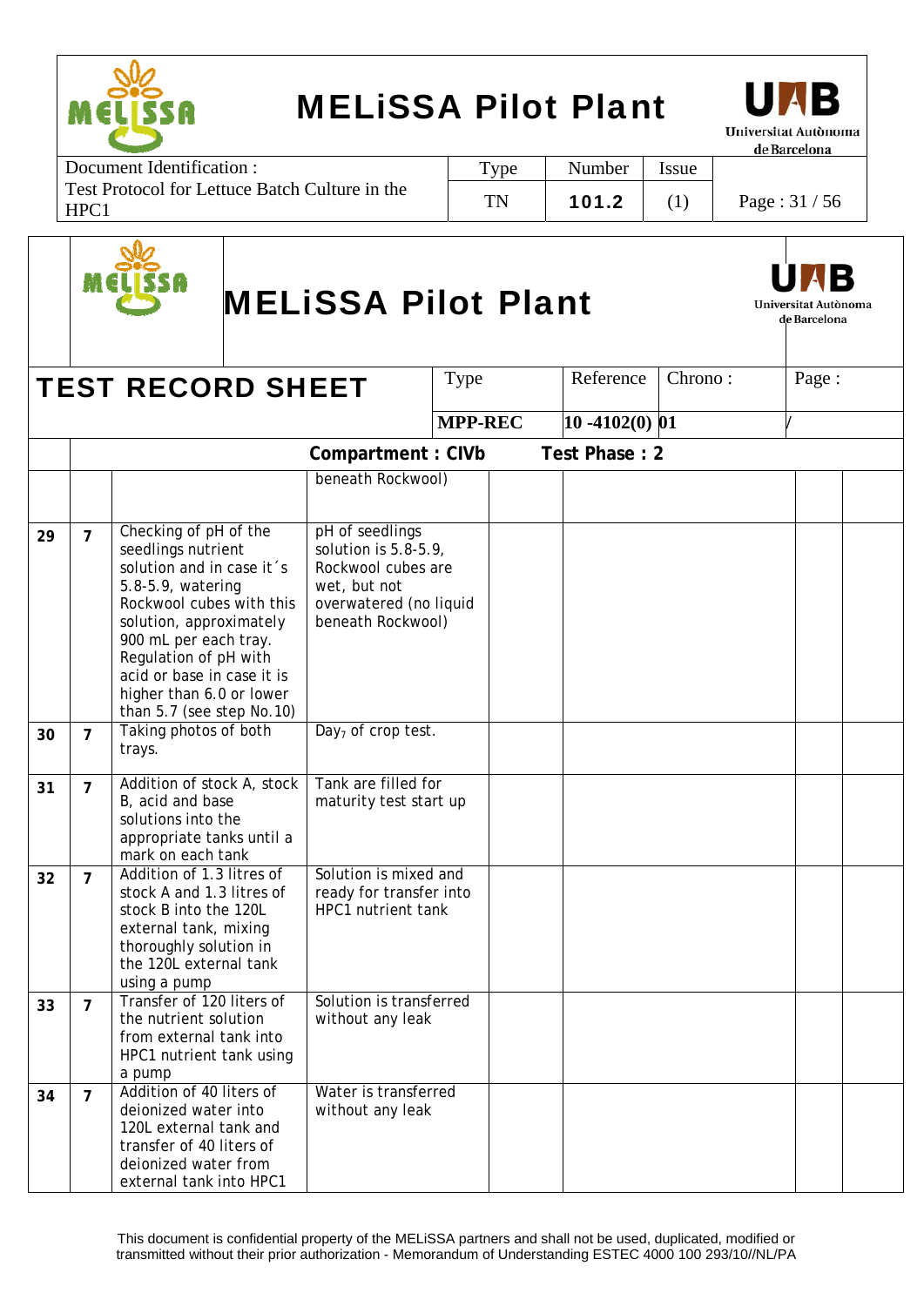| Document Identification : | Type | Number | Issue | |
|---|---|---|---|---|
| Test Protocol for Lettuce Batch Culture in the HPC1 | TN | 101.2 | (1) | |

# MELiSSA Pilot Plant

| TEST RECORD SHEET | Type | Reference | Chrono : | Page : |
|---|---|---|---|---|
| | MPP-REC | 10 -4102(0) 01 | | / |

**Compartment : CIVb Test Phase : 2**

| | | | | | | | |
|---|---|---|---|---|---|---|---|
| | | | beneath Rockwool) | | | | |
| 29 | 7 | Checking of pH of the seedlings nutrient solution and in case it´s 5.8-5.9, watering Rockwool cubes with this solution, approximately 900 mL per each tray. Regulation of pH with acid or base in case it is higher than 6.0 or lower than 5.7 (see step No.10) | pH of seedlings solution is 5.8-5.9, Rockwool cubes are wet, but not overwatered (no liquid beneath Rockwool) | | | | |
| 30 | 7 | Taking photos of both trays. | $Day_7$ of crop test. | | | | |
| 31 | 7 | Addition of stock A, stock B, acid and base solutions into the appropriate tanks until a mark on each tank | Tank are filled for maturity test start up | | | | |
| 32 | 7 | Addition of 1.3 litres of stock A and 1.3 litres of stock B into the 120L external tank, mixing thoroughly solution in the 120L external tank using a pump | Solution is mixed and ready for transfer into HPC1 nutrient tank | | | | |
| 33 | 7 | Transfer of 120 liters of the nutrient solution from external tank into HPC1 nutrient tank using a pump | Solution is transferred without any leak | | | | |
| 34 | 7 | Addition of 40 liters of deionized water into 120L external tank and transfer of 40 liters of deionized water from external tank into HPC1 | Water is transferred without any leak | | | | |

This document is confidential property of the MELiSSA partners and shall not be used, duplicated, modified or transmitted without their prior authorization - Memorandum of Understanding ESTEC 4000 100 293/10//NL/PA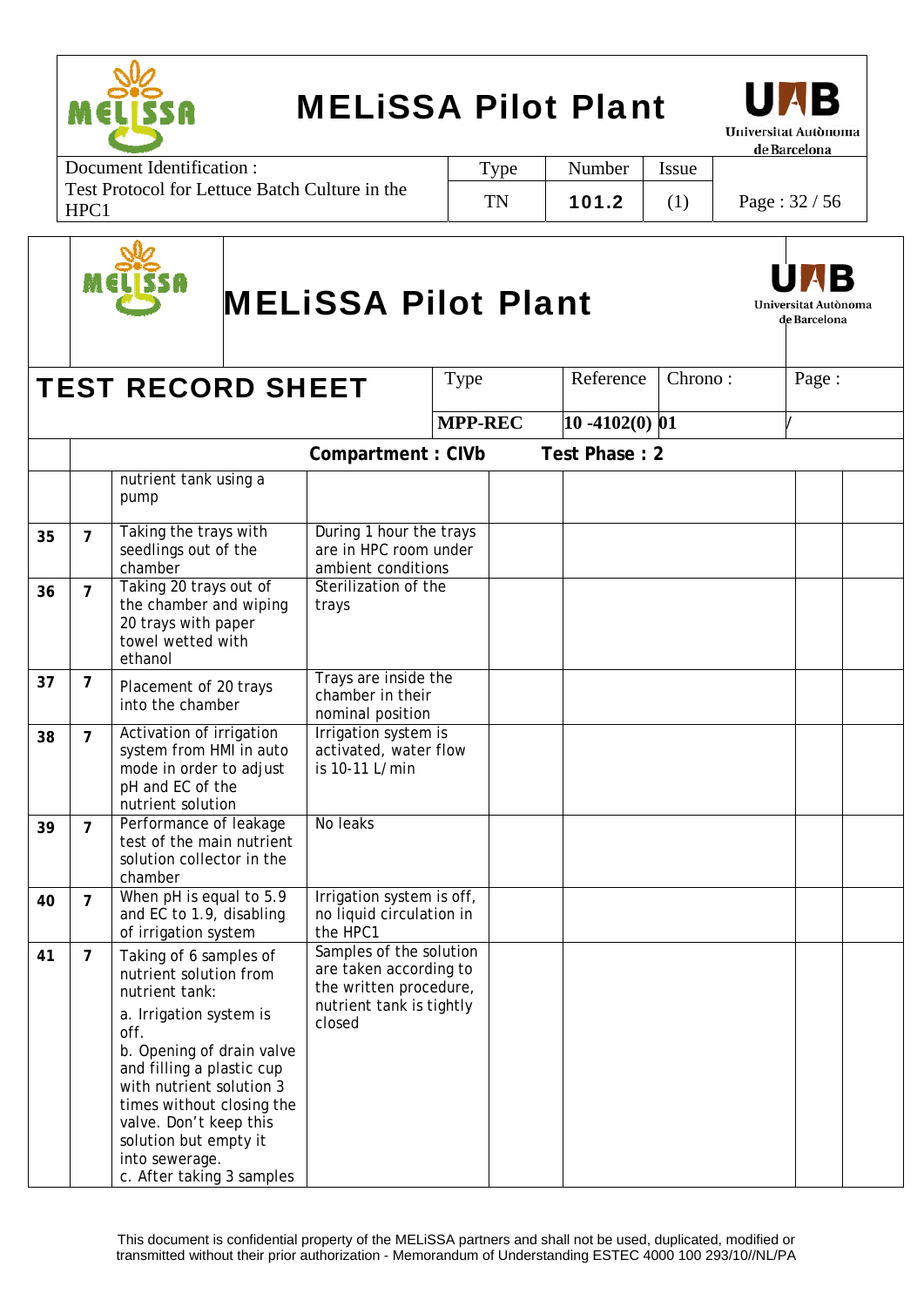## TEST RECORD SHEET

| Type | Reference | Chrono : | Page : |
|---|---|---|---|
| MPP-REC | 10 -4102(0) | 01 | / |

**Compartment : CIVb** **Test Phase : 2**

| | | | | | | | |
|---|---|---|---|---|---|---|---|
| | | nutrient tank using a pump | | | | | |
| 35 | 7 | Taking the trays with seedlings out of the chamber | During 1 hour the trays are in HPC room under ambient conditions | | | | |
| 36 | 7 | Taking 20 trays out of the chamber and wiping 20 trays with paper towel wetted with ethanol | Sterilization of the trays | | | | |
| 37 | 7 | Placement of 20 trays into the chamber | Trays are inside the chamber in their nominal position | | | | |
| 38 | 7 | Activation of irrigation system from HMI in auto mode in order to adjust pH and EC of the nutrient solution | Irrigation system is activated, water flow is 10-11 L/min | | | | |
| 39 | 7 | Performance of leakage test of the main nutrient solution collector in the chamber | No leaks | | | | |
| 40 | 7 | When pH is equal to 5.9 and EC to 1.9, disabling of irrigation system | Irrigation system is off, no liquid circulation in the HPC1 | | | | |
| 41 | 7 | Taking of 6 samples of nutrient solution from nutrient tank:<br>a. Irrigation system is off.<br>b. Opening of drain valve and filling a plastic cup with nutrient solution 3 times without closing the valve. Don't keep this solution but empty it into sewerage.<br>c. After taking 3 samples | Samples of the solution are taken according to the written procedure, nutrient tank is tightly closed | | | | |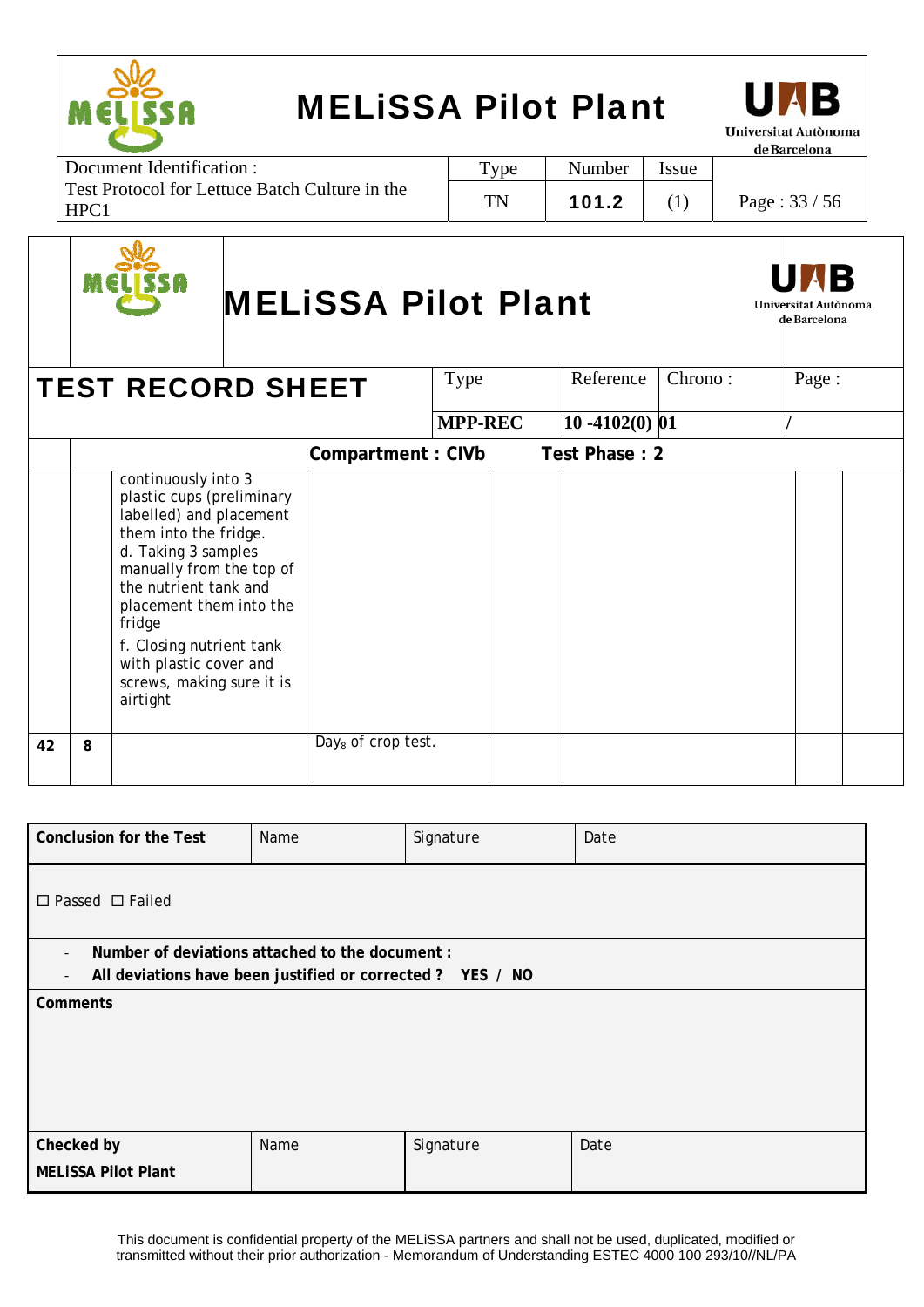# MELiSSA Pilot Plant

| Document Identification : | Type | Number | Issue | |
|---|---|---|---|---|
| Test Protocol for Lettuce Batch Culture in the HPC1 | TN | 101.2 | (1) | |

# MELiSSA Pilot Plant

## TEST RECORD SHEET

| Type | Reference | Chrono : | Page : |
|---|---|---|---|
| MPP-REC | 10 -4102(0) 01 | | / |

**Compartment : CIVb** **Test Phase : 2**

| | | | | | | | |
|---|---|---|---|---|---|---|---|
| | | continuously into 3 plastic cups (preliminary labelled) and placement them into the fridge.<br>d. Taking 3 samples manually from the top of the nutrient tank and placement them into the fridge<br>f. Closing nutrient tank with plastic cover and screws, making sure it is airtight | | | | | |
| **42** | **8** | | $Day_8$ of crop test. | | | | |

| **Conclusion for the Test** | Name | Signature | Date |
|---|---|---|---|
| ☐ Passed ☐ Failed | | | |
| - **Number of deviations attached to the document :**<br>- **All deviations have been justified or corrected ? YES / NO** | | | |
| **Comments** | | | |
| **Checked by**<br>**MELiSSA Pilot Plant** | Name | Signature | Date |

This document is confidential property of the MELiSSA partners and shall not be used, duplicated, modified or transmitted without their prior authorization - Memorandum of Understanding ESTEC 4000 100 293/10//NL/PA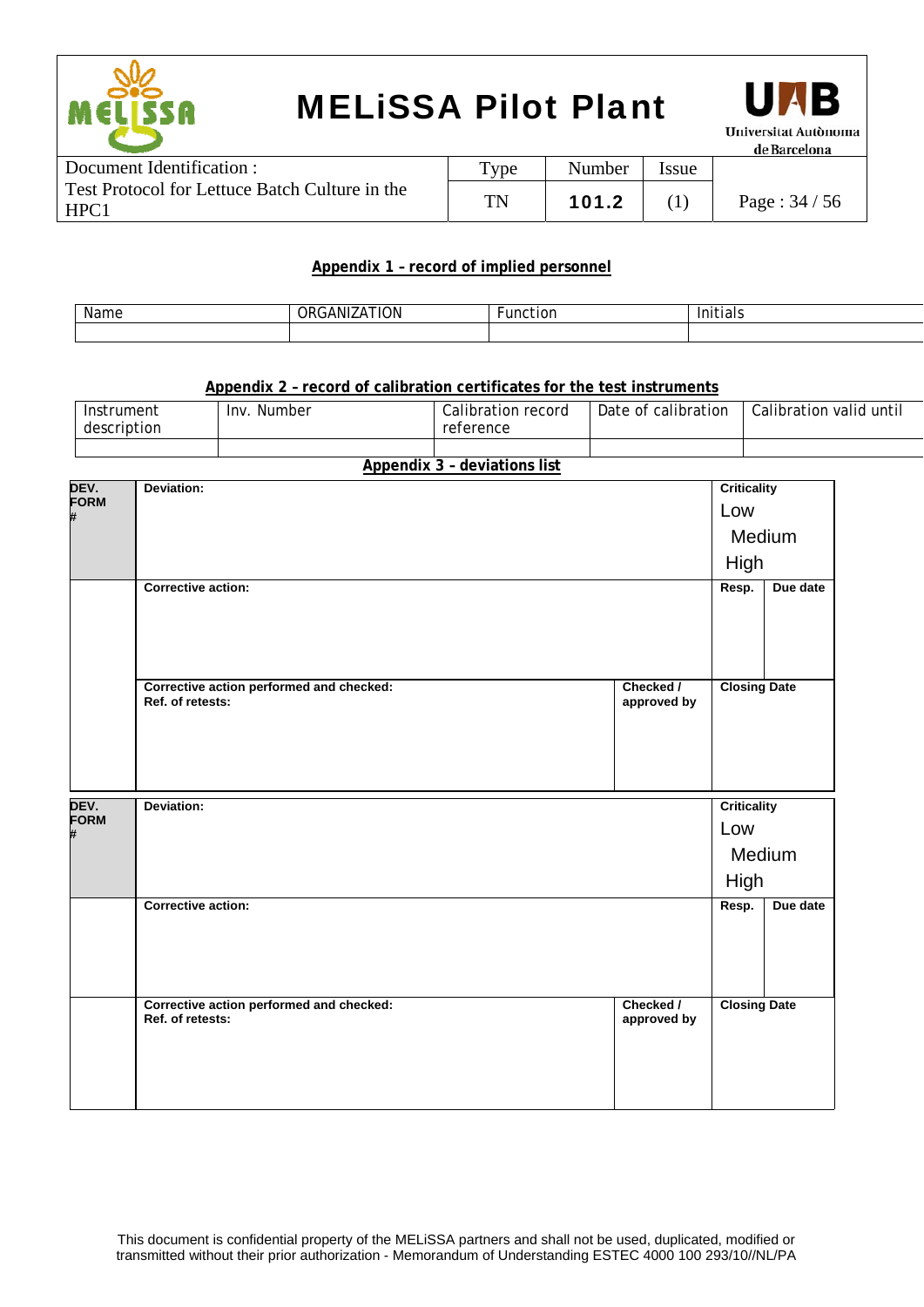## Appendix 1 – record of implied personnel

| Name | ORGANIZATION | Function | Initials |
|---|---|---|---|
| | | | |

## Appendix 2 – record of calibration certificates for the test instruments

| Instrument description | Inv. Number | Calibration record reference | Date of calibration | Calibration valid until |
|---|---|---|---|---|
| | | | | |

## Appendix 3 – deviations list

| DEV. FORM # | Deviation: | | Criticality<br>Low<br>Medium<br>High | |
|---|---|---|---|---|
| | Corrective action: | | Resp. | Due date |
| | Corrective action performed and checked:<br>Ref. of retests: | Checked / approved by | Closing Date | |

| DEV. FORM # | Deviation: | | Criticality<br>Low<br>Medium<br>High | |
|---|---|---|---|---|
| | Corrective action: | | Resp. | Due date |
| | Corrective action performed and checked:<br>Ref. of retests: | Checked / approved by | Closing Date | |

This document is confidential property of the MELiSSA partners and shall not be used, duplicated, modified or transmitted without their prior authorization - Memorandum of Understanding ESTEC 4000 100 293/10//NL/PA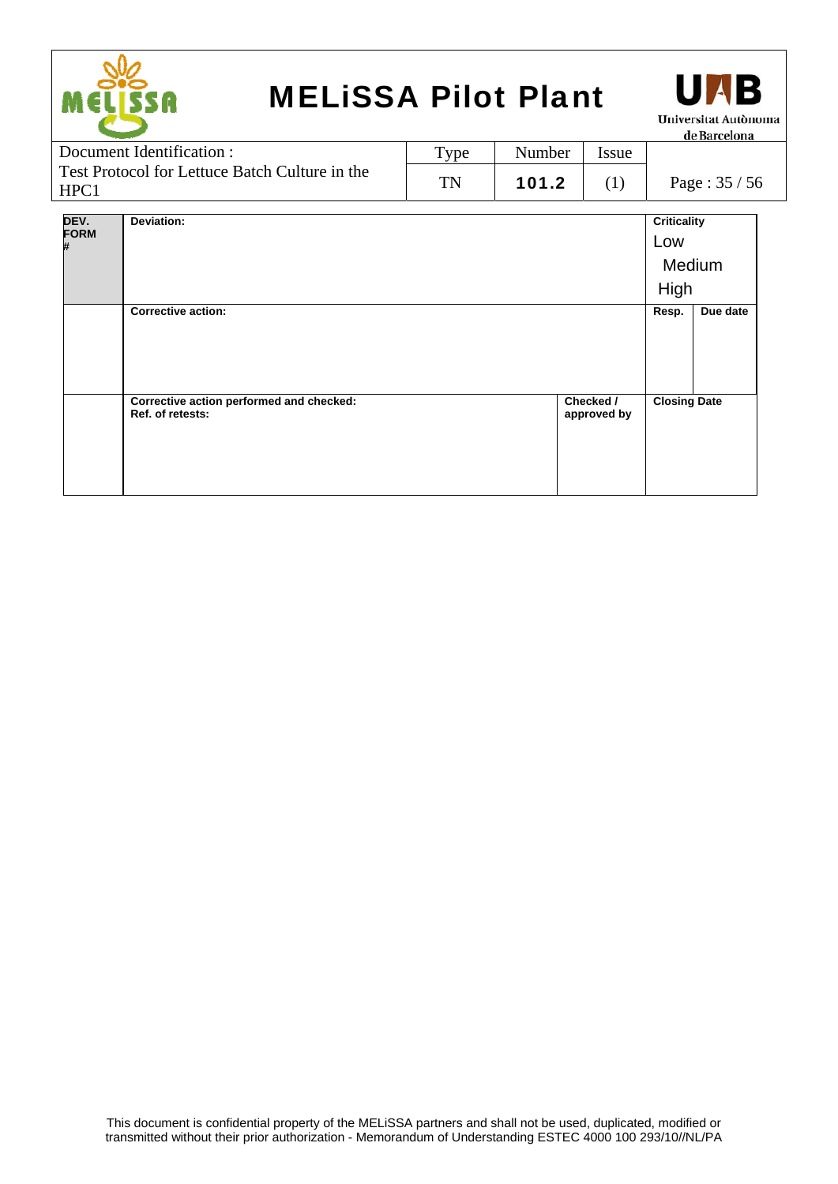| DEV. FORM # | Deviation: | | Criticality<br>Low<br>Medium<br>High | |
|---|---|---|---|---|
| | Corrective action: | | Resp. | Due date |
| | Corrective action performed and checked:<br>Ref. of retests: | Checked / approved by | Closing Date | |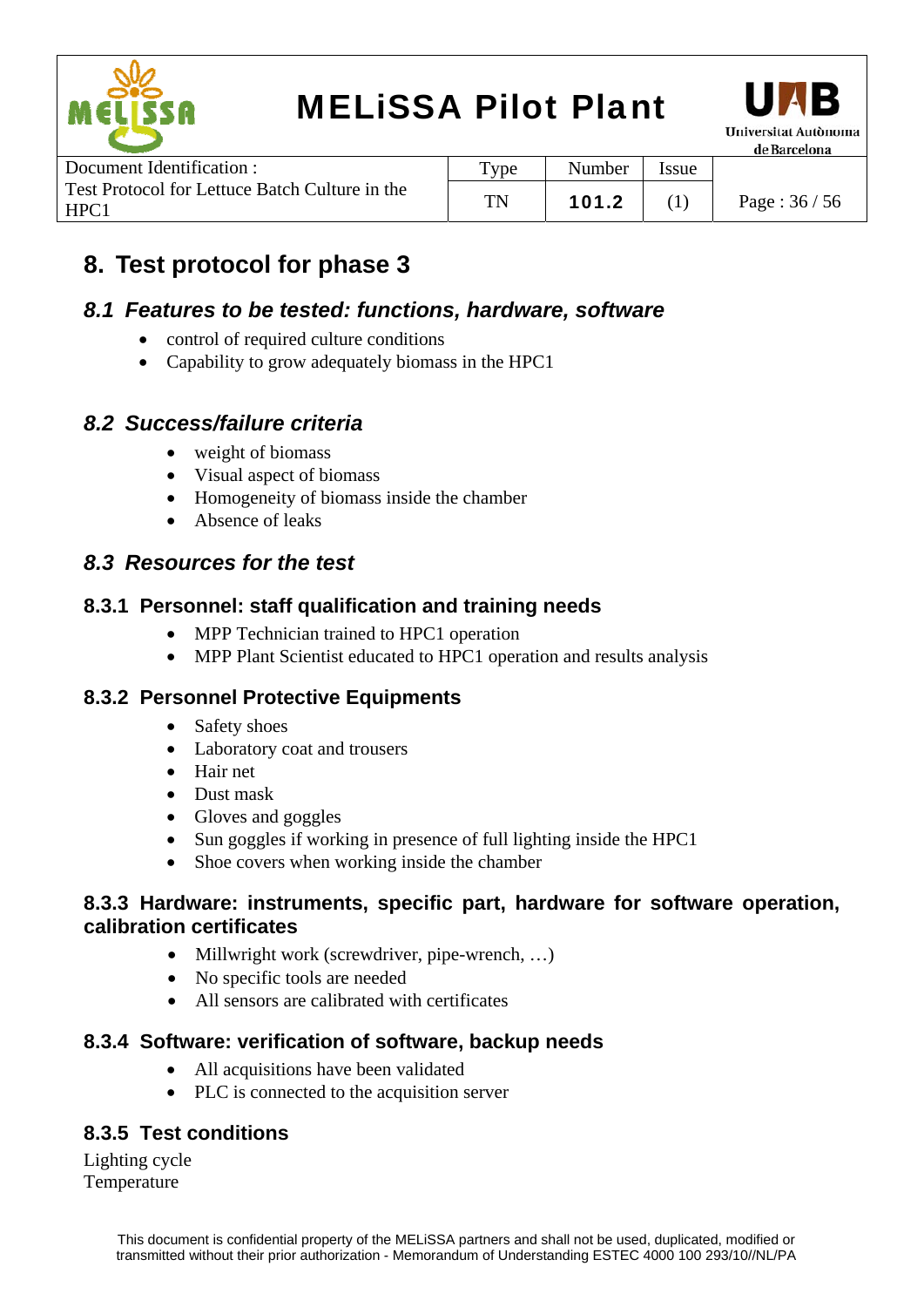# 8. Test protocol for phase 3

## *8.1 Features to be tested: functions, hardware, software*

- control of required culture conditions
- Capability to grow adequately biomass in the HPC1

## *8.2 Success/failure criteria*

- weight of biomass
- Visual aspect of biomass
- Homogeneity of biomass inside the chamber
- Absence of leaks

## *8.3 Resources for the test*

### 8.3.1 Personnel: staff qualification and training needs

- MPP Technician trained to HPC1 operation
- MPP Plant Scientist educated to HPC1 operation and results analysis

### 8.3.2 Personnel Protective Equipments

- Safety shoes
- Laboratory coat and trousers
- Hair net
- Dust mask
- Gloves and goggles
- Sun goggles if working in presence of full lighting inside the HPC1
- Shoe covers when working inside the chamber

### 8.3.3 Hardware: instruments, specific part, hardware for software operation, calibration certificates

- Millwright work (screwdriver, pipe-wrench, …)
- No specific tools are needed
- All sensors are calibrated with certificates

### 8.3.4 Software: verification of software, backup needs

- All acquisitions have been validated
- PLC is connected to the acquisition server

### 8.3.5 Test conditions

Lighting cycle
Temperature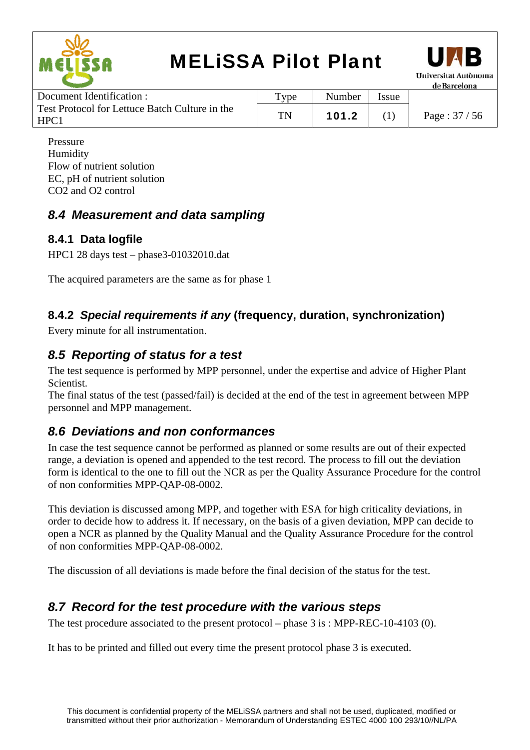Pressure
Humidity
Flow of nutrient solution
EC, pH of nutrient solution
$CO_2$ and $O_2$ control

## *8.4 Measurement and data sampling*

### 8.4.1 Data logfile

HPC1 28 days test – phase3-01032010.dat

The acquired parameters are the same as for phase 1

### 8.4.2 *Special requirements if any* (frequency, duration, synchronization)

Every minute for all instrumentation.

## *8.5 Reporting of status for a test*

The test sequence is performed by MPP personnel, under the expertise and advice of Higher Plant Scientist.
The final status of the test (passed/fail) is decided at the end of the test in agreement between MPP personnel and MPP management.

## *8.6 Deviations and non conformances*

In case the test sequence cannot be performed as planned or some results are out of their expected range, a deviation is opened and appended to the test record. The process to fill out the deviation form is identical to the one to fill out the NCR as per the Quality Assurance Procedure for the control of non conformities MPP-QAP-08-0002.

This deviation is discussed among MPP, and together with ESA for high criticality deviations, in order to decide how to address it. If necessary, on the basis of a given deviation, MPP can decide to open a NCR as planned by the Quality Manual and the Quality Assurance Procedure for the control of non conformities MPP-QAP-08-0002.

The discussion of all deviations is made before the final decision of the status for the test.

## *8.7 Record for the test procedure with the various steps*

The test procedure associated to the present protocol – phase 3 is : MPP-REC-10-4103 (0).

It has to be printed and filled out every time the present protocol phase 3 is executed.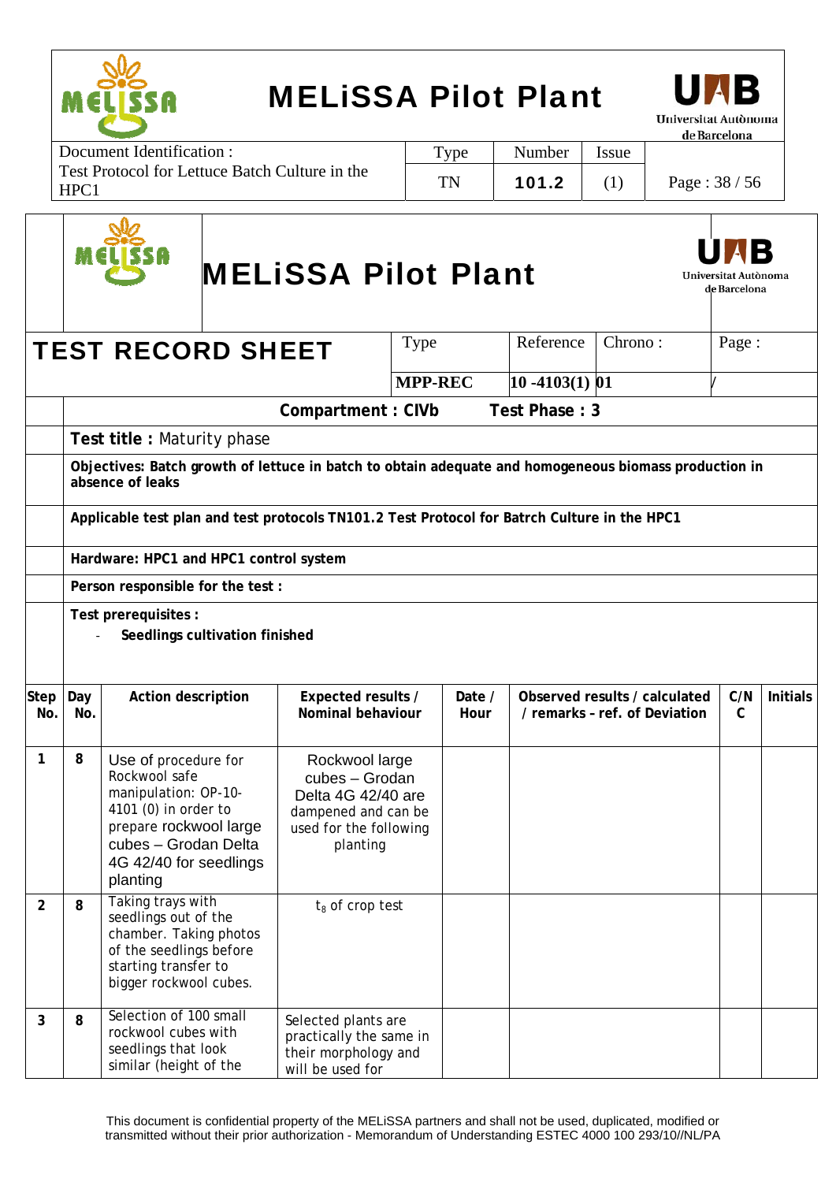**MELiSSA Pilot Plant**

| Document Identification : | Type | Number | Issue | |
|---|---|---|---|---|
| Test Protocol for Lettuce Batch Culture in the HPC1 | TN | 101.2 | (1) | |

**MELiSSA Pilot Plant**

| TEST RECORD SHEET | Type | Reference | Chrono : | Page : |
|---|---|---|---|---|
| | MPP-REC | 10 -4103(1) | 01 | / |

**Compartment : CIVb** **Test Phase : 3**

**Test title :** Maturity phase

**Objectives: Batch growth of lettuce in batch to obtain adequate and homogeneous biomass production in absence of leaks**

**Applicable test plan and test protocols TN101.2 Test Protocol for Batrch Culture in the HPC1**

**Hardware: HPC1 and HPC1 control system**

**Person responsible for the test :**

**Test prerequisites :**

- **Seedlings cultivation finished**

| Step No. | Day No. | Action description | Expected results / Nominal behaviour | Date / Hour | Observed results / calculated / remarks - ref. of Deviation | C/NC | Initials |
|---|---|---|---|---|---|---|---|
| 1 | 8 | Use of procedure for Rockwool safe manipulation: OP-10-4101 (0) in order to prepare rockwool large cubes – Grodan Delta 4G 42/40 for seedlings planting | Rockwool large cubes – Grodan Delta 4G 42/40 are dampened and can be used for the following planting | | | | |
| 2 | 8 | Taking trays with seedlings out of the chamber. Taking photos of the seedlings before starting transfer to bigger rockwool cubes. | $t_8$ of crop test | | | | |
| 3 | 8 | Selection of 100 small rockwool cubes with seedlings that look similar (height of the | Selected plants are practically the same in their morphology and will be used for | | | | |

This document is confidential property of the MELiSSA partners and shall not be used, duplicated, modified or transmitted without their prior authorization - Memorandum of Understanding ESTEC 4000 100 293/10//NL/PA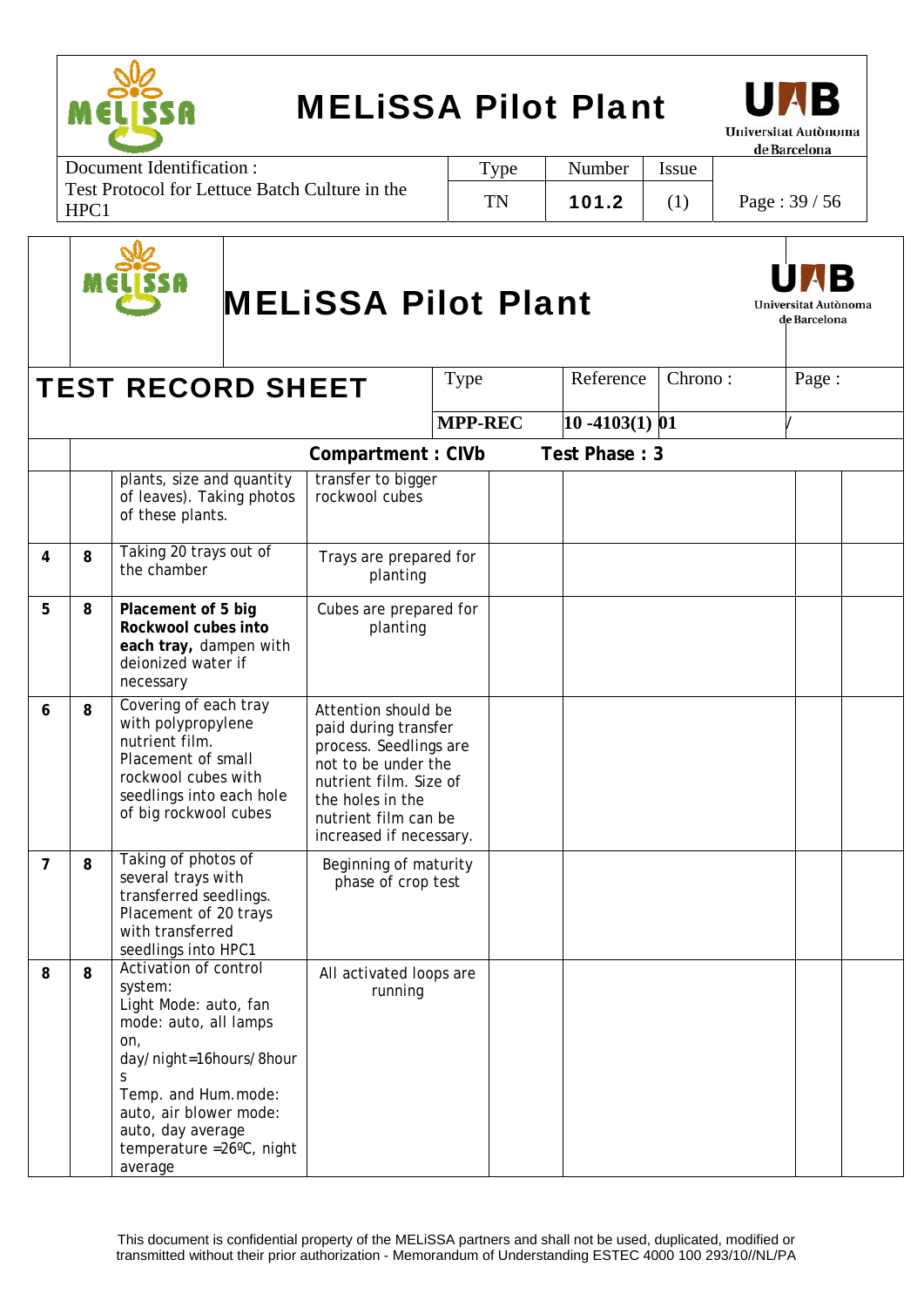# TEST RECORD SHEET

| Type | Reference | Chrono : | Page : |
|---|---|---|---|
| MPP-REC | 10 -4103(1) 01 | | / |

**Compartment : CIVb** **Test Phase : 3**

| | | | | | | | |
|---|---|---|---|---|---|---|---|
| | | plants, size and quantity of leaves). Taking photos of these plants. | transfer to bigger rockwool cubes | | | | |
| 4 | 8 | Taking 20 trays out of the chamber | Trays are prepared for planting | | | | |
| 5 | 8 | **Placement of 5 big Rockwool cubes into each tray,** dampen with deionized water if necessary | Cubes are prepared for planting | | | | |
| 6 | 8 | Covering of each tray with polypropylene nutrient film. Placement of small rockwool cubes with seedlings into each hole of big rockwool cubes | Attention should be paid during transfer process. Seedlings are not to be under the nutrient film. Size of the holes in the nutrient film can be increased if necessary. | | | | |
| 7 | 8 | Taking of photos of several trays with transferred seedlings. Placement of 20 trays with transferred seedlings into HPC1 | Beginning of maturity phase of crop test | | | | |
| 8 | 8 | Activation of control system: Light Mode: auto, fan mode: auto, all lamps on, day/night=16hours/8hours Temp. and Hum.mode: auto, air blower mode: auto, day average temperature =26ºC, night average | All activated loops are running | | | | |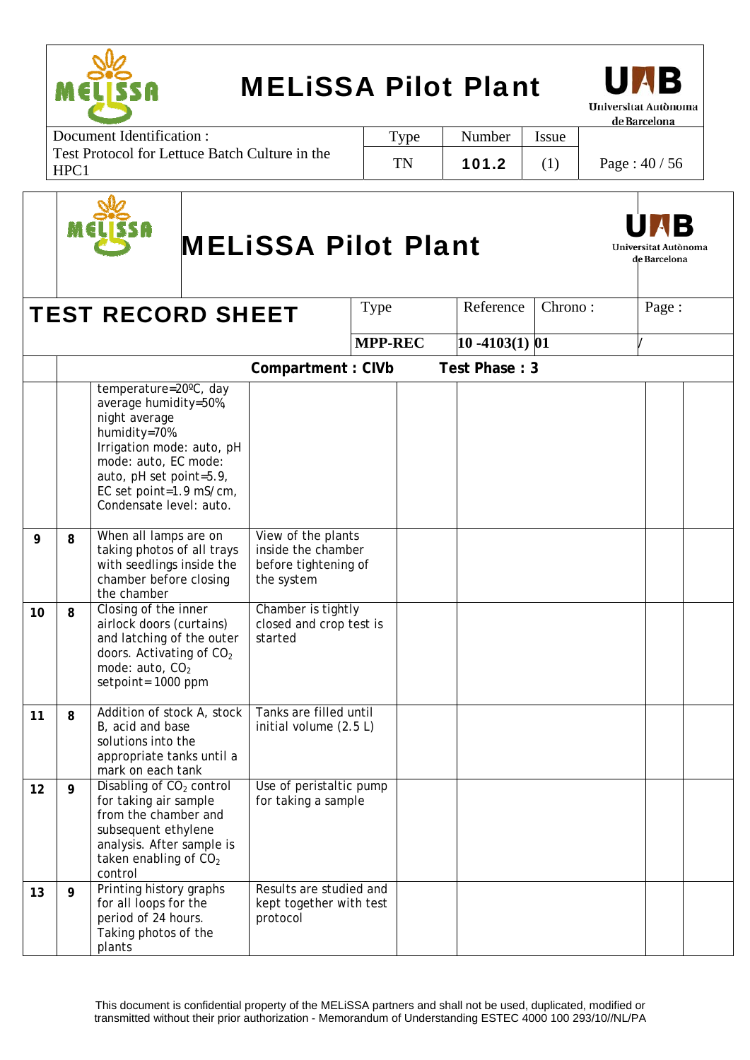## MELiSSA Pilot Plant

| TEST RECORD SHEET | Type | Reference | Chrono : | Page : |
|---|---|---|---|---|
| | MPP-REC | 10 -4103(1) | 01 | / |

**Compartment : CIVb** **Test Phase : 3**

| | | | | | | | |
|---|---|---|---|---|---|---|---|
| | | temperature=20ºC, day average humidity=50%, night average humidity=70%. Irrigation mode: auto, pH mode: auto, EC mode: auto, pH set point=5.9, EC set point=1.9 mS/cm, Condensate level: auto. | | | | | |
| 9 | 8 | When all lamps are on taking photos of all trays with seedlings inside the chamber before closing the chamber | View of the plants inside the chamber before tightening of the system | | | | |
| 10 | 8 | Closing of the inner airlock doors (curtains) and latching of the outer doors. Activating of $CO_2$ mode: auto, $CO_2$ setpoint= 1000 ppm | Chamber is tightly closed and crop test is started | | | | |
| 11 | 8 | Addition of stock A, stock B, acid and base solutions into the appropriate tanks until a mark on each tank | Tanks are filled until initial volume (2.5 L) | | | | |
| 12 | 9 | Disabling of $CO_2$ control for taking air sample from the chamber and subsequent ethylene analysis. After sample is taken enabling of $CO_2$ control | Use of peristaltic pump for taking a sample | | | | |
| 13 | 9 | Printing history graphs for all loops for the period of 24 hours. Taking photos of the plants | Results are studied and kept together with test protocol | | | | |

This document is confidential property of the MELiSSA partners and shall not be used, duplicated, modified or transmitted without their prior authorization - Memorandum of Understanding ESTEC 4000 100 293/10//NL/PA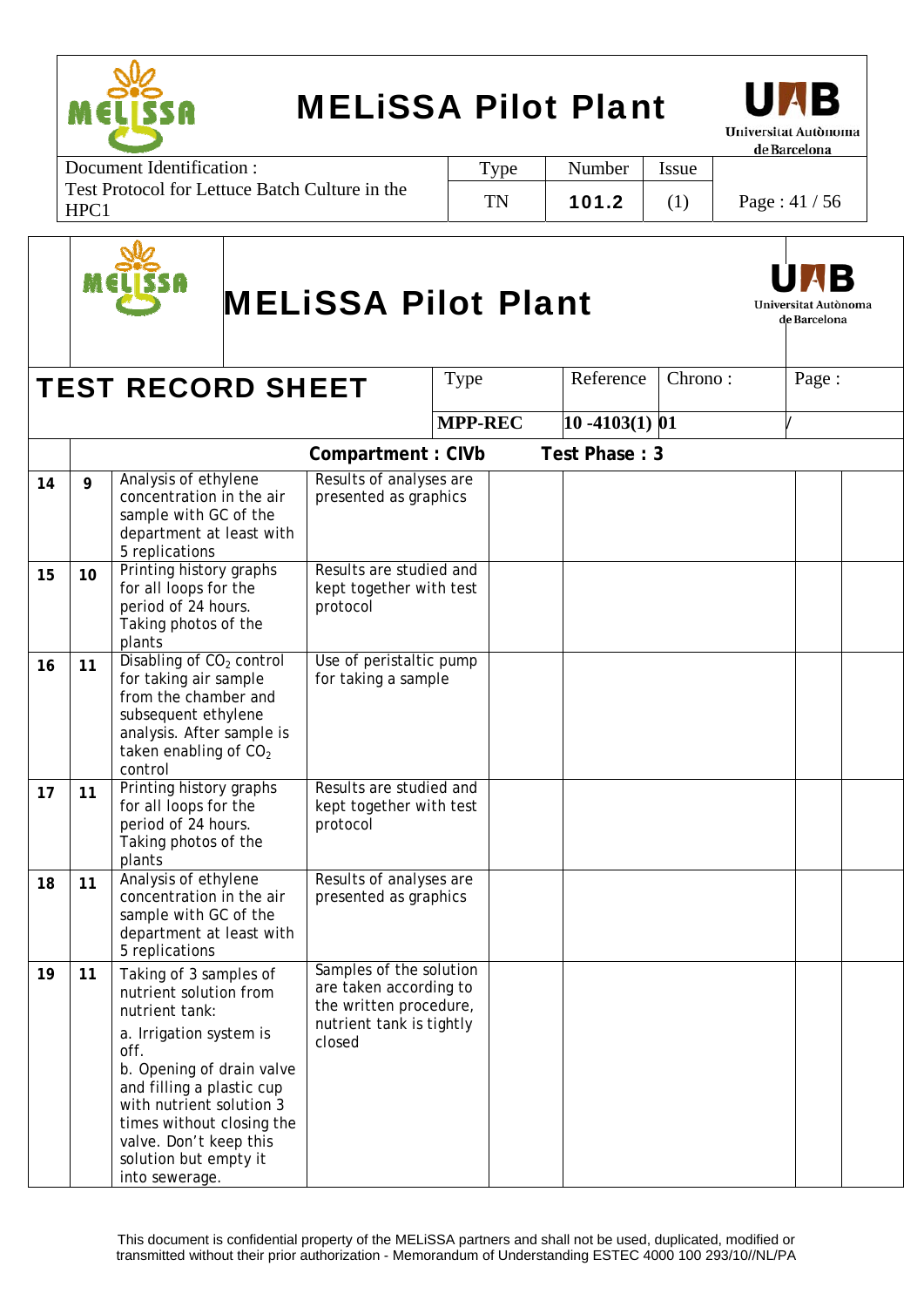| | | | | | | | |
|---|---|---|---|---|---|---|---|
| **TEST RECORD SHEET** | | | Type | Reference | Chrono : | | Page : |
| | | | **MPP-REC** | **10 -4103(1)** | **01** | | / |
| | | **Compartment : CIVb** | | **Test Phase : 3** | | | |
| **14** | **9** | Analysis of ethylene concentration in the air sample with GC of the department at least with 5 replications | Results of analyses are presented as graphics | | | | |
| **15** | **10** | Printing history graphs for all loops for the period of 24 hours. Taking photos of the plants | Results are studied and kept together with test protocol | | | | |
| **16** | **11** | Disabling of $CO_2$ control for taking air sample from the chamber and subsequent ethylene analysis. After sample is taken enabling of $CO_2$ control | Use of peristaltic pump for taking a sample | | | | |
| **17** | **11** | Printing history graphs for all loops for the period of 24 hours. Taking photos of the plants | Results are studied and kept together with test protocol | | | | |
| **18** | **11** | Analysis of ethylene concentration in the air sample with GC of the department at least with 5 replications | Results of analyses are presented as graphics | | | | |
| **19** | **11** | Taking of 3 samples of nutrient solution from nutrient tank:<br>a. Irrigation system is off.<br>b. Opening of drain valve and filling a plastic cup with nutrient solution 3 times without closing the valve. Don't keep this solution but empty it into sewerage. | Samples of the solution are taken according to the written procedure, nutrient tank is tightly closed | | | | |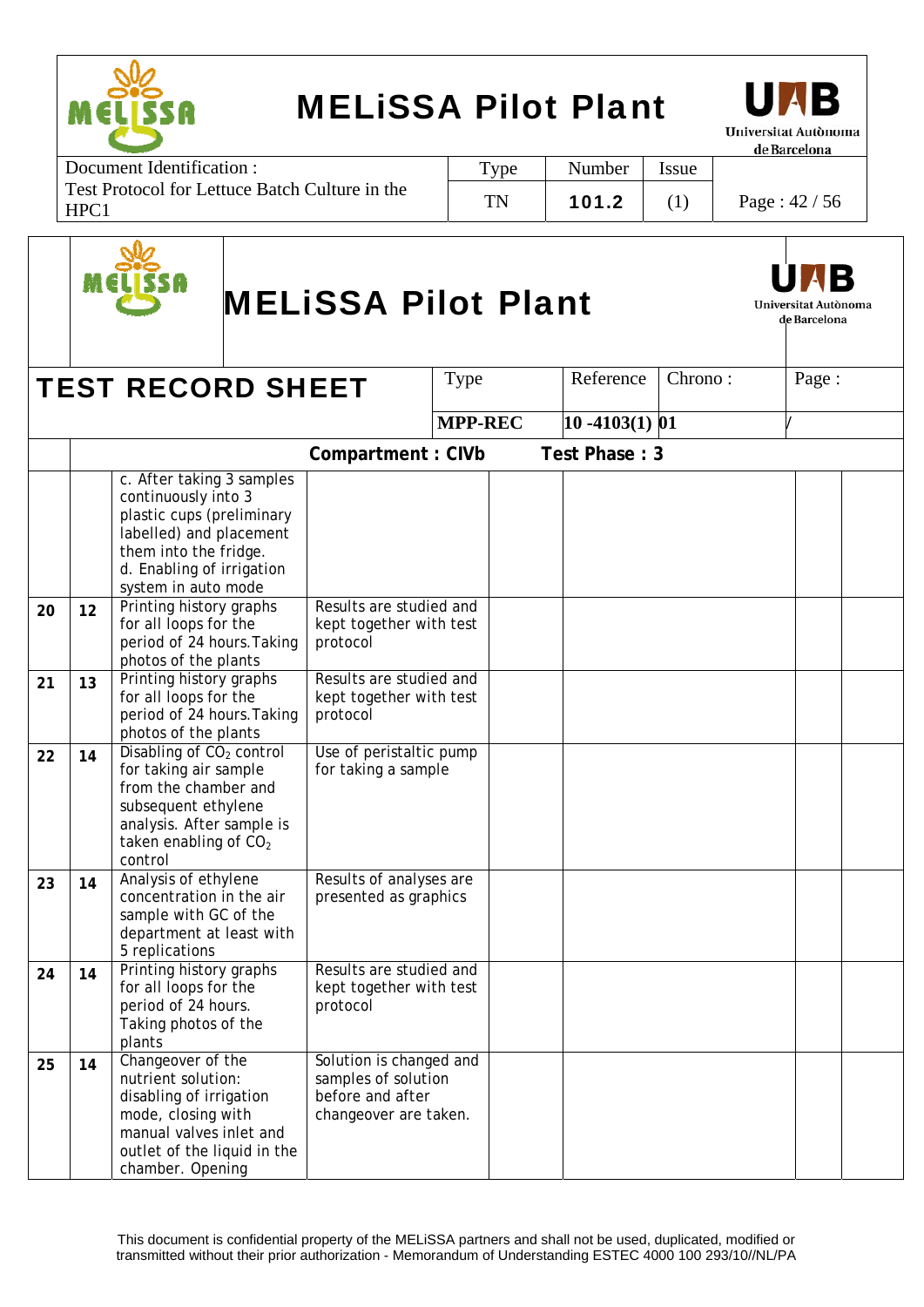| Document Identification : | Type | Number | Issue |
|---|---|---|---|
| Test Protocol for Lettuce Batch Culture in the HPC1 | TN | 101.2 | (1) |

# MELiSSA Pilot Plant

## TEST RECORD SHEET

| Type | Reference | Chrono : | Page : |
|---|---|---|---|
| MPP-REC | 10 -4103(1) | 01 | / |

**Compartment : CIVb Test Phase : 3**

| | | | | | | | |
|---|---|---|---|---|---|---|---|
| | | c. After taking 3 samples continuously into 3 plastic cups (preliminary labelled) and placement them into the fridge. d. Enabling of irrigation system in auto mode | | | | | |
| 20 | 12 | Printing history graphs for all loops for the period of 24 hours. Taking photos of the plants | Results are studied and kept together with test protocol | | | | |
| 21 | 13 | Printing history graphs for all loops for the period of 24 hours. Taking photos of the plants | Results are studied and kept together with test protocol | | | | |
| 22 | 14 | Disabling of $CO_2$ control for taking air sample from the chamber and subsequent ethylene analysis. After sample is taken enabling of $CO_2$ control | Use of peristaltic pump for taking a sample | | | | |
| 23 | 14 | Analysis of ethylene concentration in the air sample with GC of the department at least with 5 replications | Results of analyses are presented as graphics | | | | |
| 24 | 14 | Printing history graphs for all loops for the period of 24 hours. Taking photos of the plants | Results are studied and kept together with test protocol | | | | |
| 25 | 14 | Changeover of the nutrient solution: disabling of irrigation mode, closing with manual valves inlet and outlet of the liquid in the chamber. Opening | Solution is changed and samples of solution before and after changeover are taken. | | | | |

This document is confidential property of the MELiSSA partners and shall not be used, duplicated, modified or transmitted without their prior authorization - Memorandum of Understanding ESTEC 4000 100 293/10//NL/PA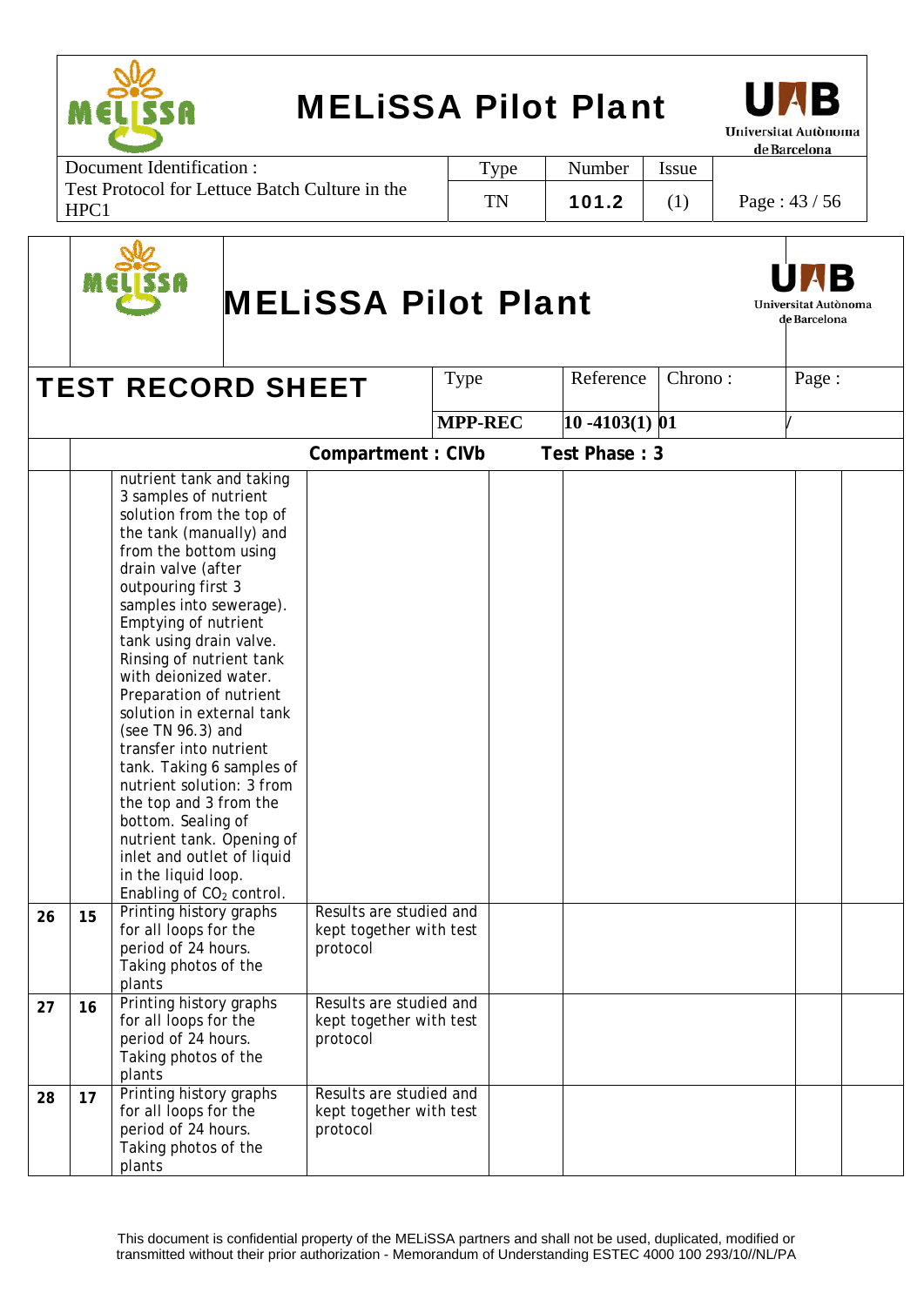| | | | | | | | | |
|---|---|---|---|---|---|---|---|---|
| **TEST RECORD SHEET** | | | Type | | Reference | Chrono : | Page : | |
| | | | **MPP-REC** | | **10 -4103(1)** | **01** | / | |
| | | **Compartment : CIVb** | | **Test Phase : 3** | | | | |
| | | nutrient tank and taking 3 samples of nutrient solution from the top of the tank (manually) and from the bottom using drain valve (after outpouring first 3 samples into sewerage). Emptying of nutrient tank using drain valve. Rinsing of nutrient tank with deionized water. Preparation of nutrient solution in external tank (see TN 96.3) and transfer into nutrient tank. Taking 6 samples of nutrient solution: 3 from the top and 3 from the bottom. Sealing of nutrient tank. Opening of inlet and outlet of liquid in the liquid loop. Enabling of $CO_2$ control. | | | | | | |
| **26** | **15** | Printing history graphs for all loops for the period of 24 hours. Taking photos of the plants | Results are studied and kept together with test protocol | | | | | |
| **27** | **16** | Printing history graphs for all loops for the period of 24 hours. Taking photos of the plants | Results are studied and kept together with test protocol | | | | | |
| **28** | **17** | Printing history graphs for all loops for the period of 24 hours. Taking photos of the plants | Results are studied and kept together with test protocol | | | | | |

This document is confidential property of the MELiSSA partners and shall not be used, duplicated, modified or transmitted without their prior authorization - Memorandum of Understanding ESTEC 4000 100 293/10//NL/PA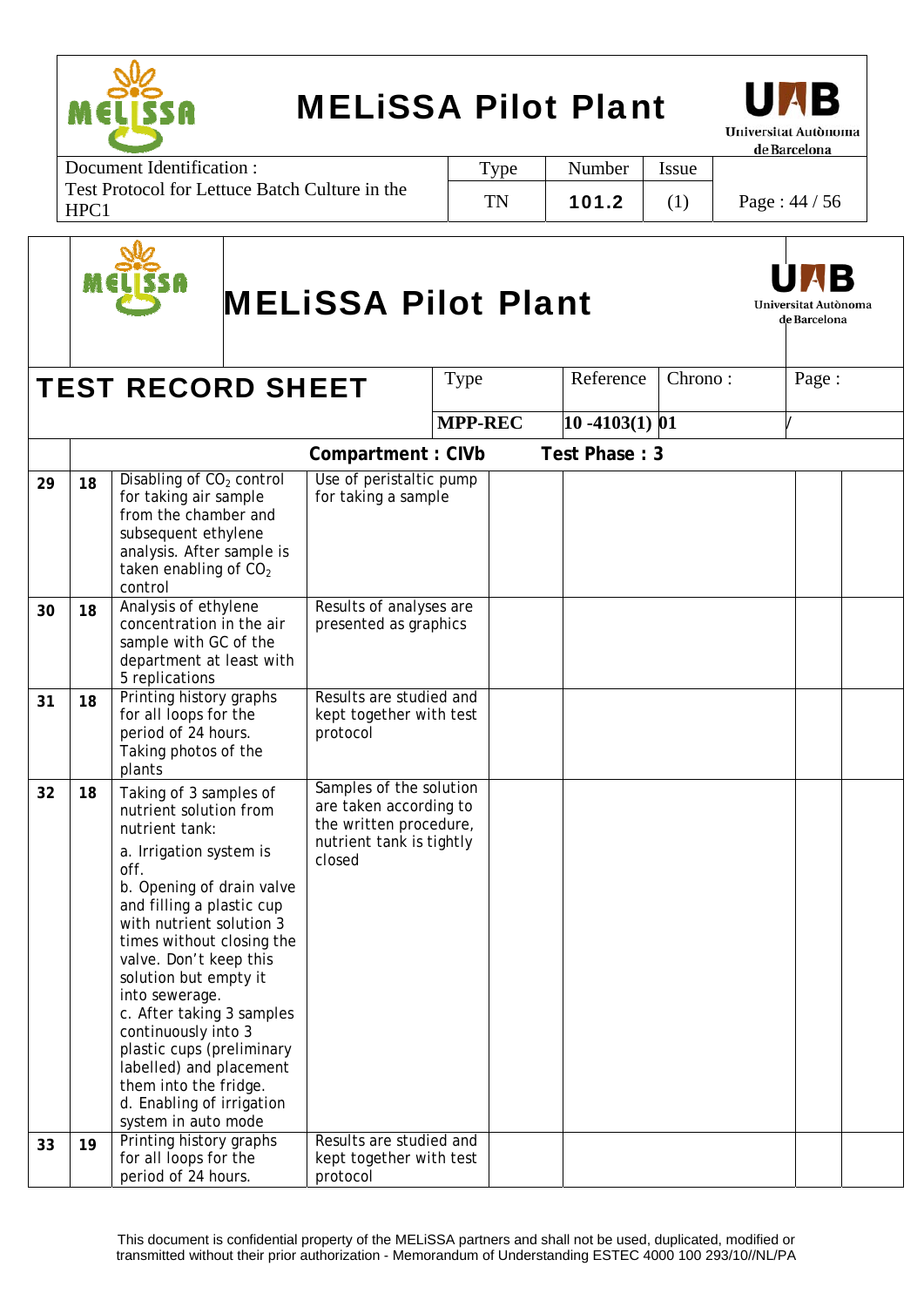| | | | | | | | |
|---|---|---|---|---|---|---|---|
| **29** | **18** | Disabling of $CO_2$ control for taking air sample from the chamber and subsequent ethylene analysis. After sample is taken enabling of $CO_2$ control | Use of peristaltic pump for taking a sample | | | | |
| **30** | **18** | Analysis of ethylene concentration in the air sample with GC of the department at least with 5 replications | Results of analyses are presented as graphics | | | | |
| **31** | **18** | Printing history graphs for all loops for the period of 24 hours. Taking photos of the plants | Results are studied and kept together with test protocol | | | | |
| **32** | **18** | Taking of 3 samples of nutrient solution from nutrient tank:<br>a. Irrigation system is off.<br>b. Opening of drain valve and filling a plastic cup with nutrient solution 3 times without closing the valve. Don't keep this solution but empty it into sewerage.<br>c. After taking 3 samples continuously into 3 plastic cups (preliminary labelled) and placement them into the fridge.<br>d. Enabling of irrigation system in auto mode | Samples of the solution are taken according to the written procedure, nutrient tank is tightly closed | | | | |
| **33** | **19** | Printing history graphs for all loops for the period of 24 hours. | Results are studied and kept together with test protocol | | | | |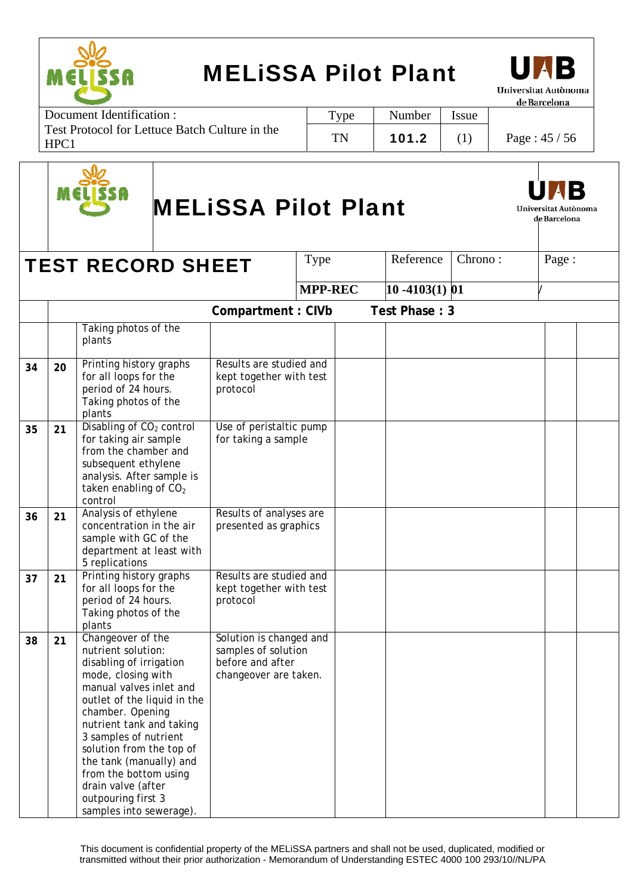# MELiSSA Pilot Plant

| Document Identification : | Type | Number | Issue | |
|---|---|---|---|---|
| Test Protocol for Lettuce Batch Culture in the HPC1 | TN | 101.2 | (1) | |

# MELiSSA Pilot Plant

| TEST RECORD SHEET | Type | Reference | Chrono : | Page : |
|---|---|---|---|---|
| | MPP-REC | 10 -4103(1) | 01 | / |

**Compartment : CIVb** **Test Phase : 3**

| | | | | | | | |
|---|---|---|---|---|---|---|---|
| | | Taking photos of the plants | | | | | |
| 34 | 20 | Printing history graphs for all loops for the period of 24 hours. Taking photos of the plants | Results are studied and kept together with test protocol | | | | |
| 35 | 21 | Disabling of $CO_2$ control for taking air sample from the chamber and subsequent ethylene analysis. After sample is taken enabling of $CO_2$ control | Use of peristaltic pump for taking a sample | | | | |
| 36 | 21 | Analysis of ethylene concentration in the air sample with GC of the department at least with 5 replications | Results of analyses are presented as graphics | | | | |
| 37 | 21 | Printing history graphs for all loops for the period of 24 hours. Taking photos of the plants | Results are studied and kept together with test protocol | | | | |
| 38 | 21 | Changeover of the nutrient solution: disabling of irrigation mode, closing with manual valves inlet and outlet of the liquid in the chamber. Opening nutrient tank and taking 3 samples of nutrient solution from the top of the tank (manually) and from the bottom using drain valve (after outpouring first 3 samples into sewerage). | Solution is changed and samples of solution before and after changeover are taken. | | | | |

This document is confidential property of the MELiSSA partners and shall not be used, duplicated, modified or transmitted without their prior authorization - Memorandum of Understanding ESTEC 4000 100 293/10//NL/PA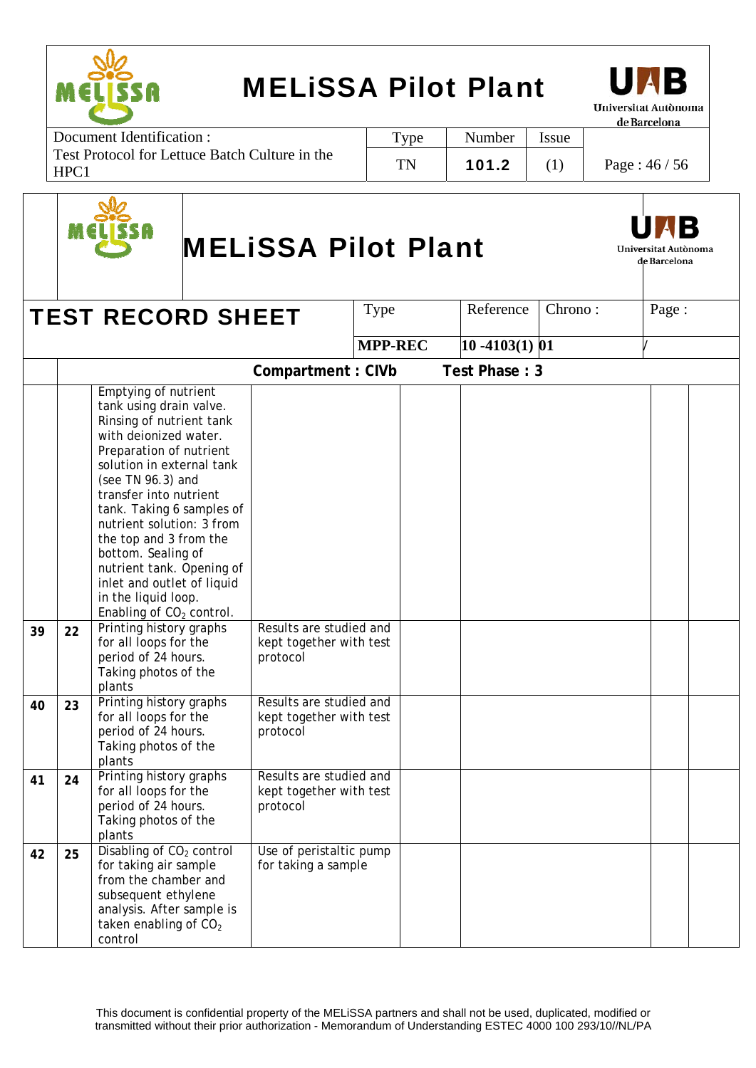Document Identification : Test Protocol for Lettuce Batch Culture in the HPC1

| Type | Number | Issue |
|---|---|---|
| TN | 101.2 | (1) |

# MELiSSA Pilot Plant

## TEST RECORD SHEET

| Type | Reference | Chrono : | Page : |
|---|---|---|---|
| MPP-REC | 10 -4103(1) | 01 | / |

**Compartment : CIVb** **Test Phase : 3**

| | | | | | | | | |
|---|---|---|---|---|---|---|---|---|
| | | Emptying of nutrient tank using drain valve. Rinsing of nutrient tank with deionized water. Preparation of nutrient solution in external tank (see TN 96.3) and transfer into nutrient tank. Taking 6 samples of nutrient solution: 3 from the top and 3 from the bottom. Sealing of nutrient tank. Opening of inlet and outlet of liquid in the liquid loop. Enabling of $CO_2$ control. | | | | | | |
| **39** | **22** | Printing history graphs for all loops for the period of 24 hours. Taking photos of the plants | Results are studied and kept together with test protocol | | | | | |
| **40** | **23** | Printing history graphs for all loops for the period of 24 hours. Taking photos of the plants | Results are studied and kept together with test protocol | | | | | |
| **41** | **24** | Printing history graphs for all loops for the period of 24 hours. Taking photos of the plants | Results are studied and kept together with test protocol | | | | | |
| **42** | **25** | Disabling of $CO_2$ control for taking air sample from the chamber and subsequent ethylene analysis. After sample is taken enabling of $CO_2$ control | Use of peristaltic pump for taking a sample | | | | | |

This document is confidential property of the MELiSSA partners and shall not be used, duplicated, modified or transmitted without their prior authorization - Memorandum of Understanding ESTEC 4000 100 293/10//NL/PA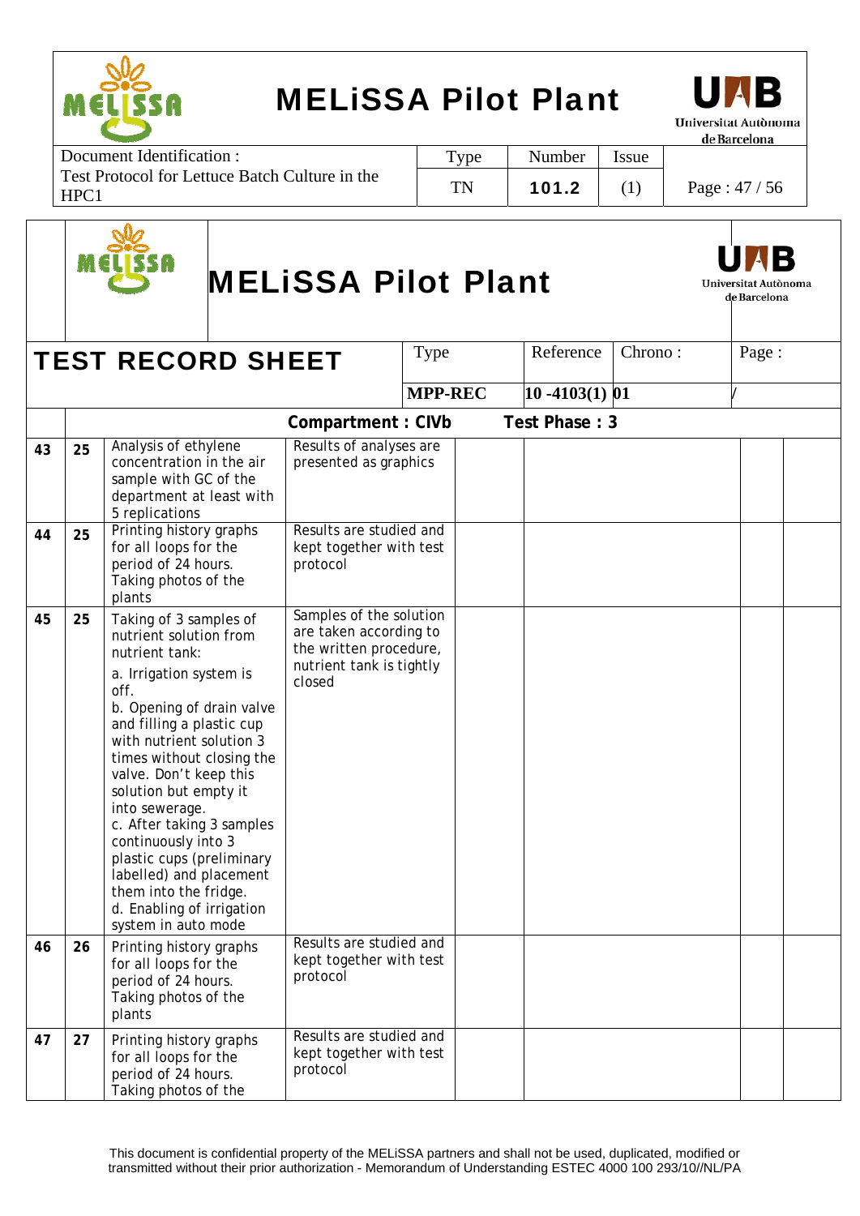# TEST RECORD SHEET

| Type | Reference | Chrono : | Page : |
|---|---|---|---|
| MPP-REC | 10 -4103(1) | 01 | / |

**Compartment : CIVb** **Test Phase : 3**

| | | | | | | | |
|---|---|---|---|---|---|---|---|
| 43 | 25 | Analysis of ethylene concentration in the air sample with GC of the department at least with 5 replications | Results of analyses are presented as graphics | | | | |
| 44 | 25 | Printing history graphs for all loops for the period of 24 hours. Taking photos of the plants | Results are studied and kept together with test protocol | | | | |
| 45 | 25 | Taking of 3 samples of nutrient solution from nutrient tank:<br>a. Irrigation system is off.<br>b. Opening of drain valve and filling a plastic cup with nutrient solution 3 times without closing the valve. Don't keep this solution but empty it into sewerage.<br>c. After taking 3 samples continuously into 3 plastic cups (preliminary labelled) and placement them into the fridge.<br>d. Enabling of irrigation system in auto mode | Samples of the solution are taken according to the written procedure, nutrient tank is tightly closed | | | | |
| 46 | 26 | Printing history graphs for all loops for the period of 24 hours. Taking photos of the plants | Results are studied and kept together with test protocol | | | | |
| 47 | 27 | Printing history graphs for all loops for the period of 24 hours. Taking photos of the | Results are studied and kept together with test protocol | | | | |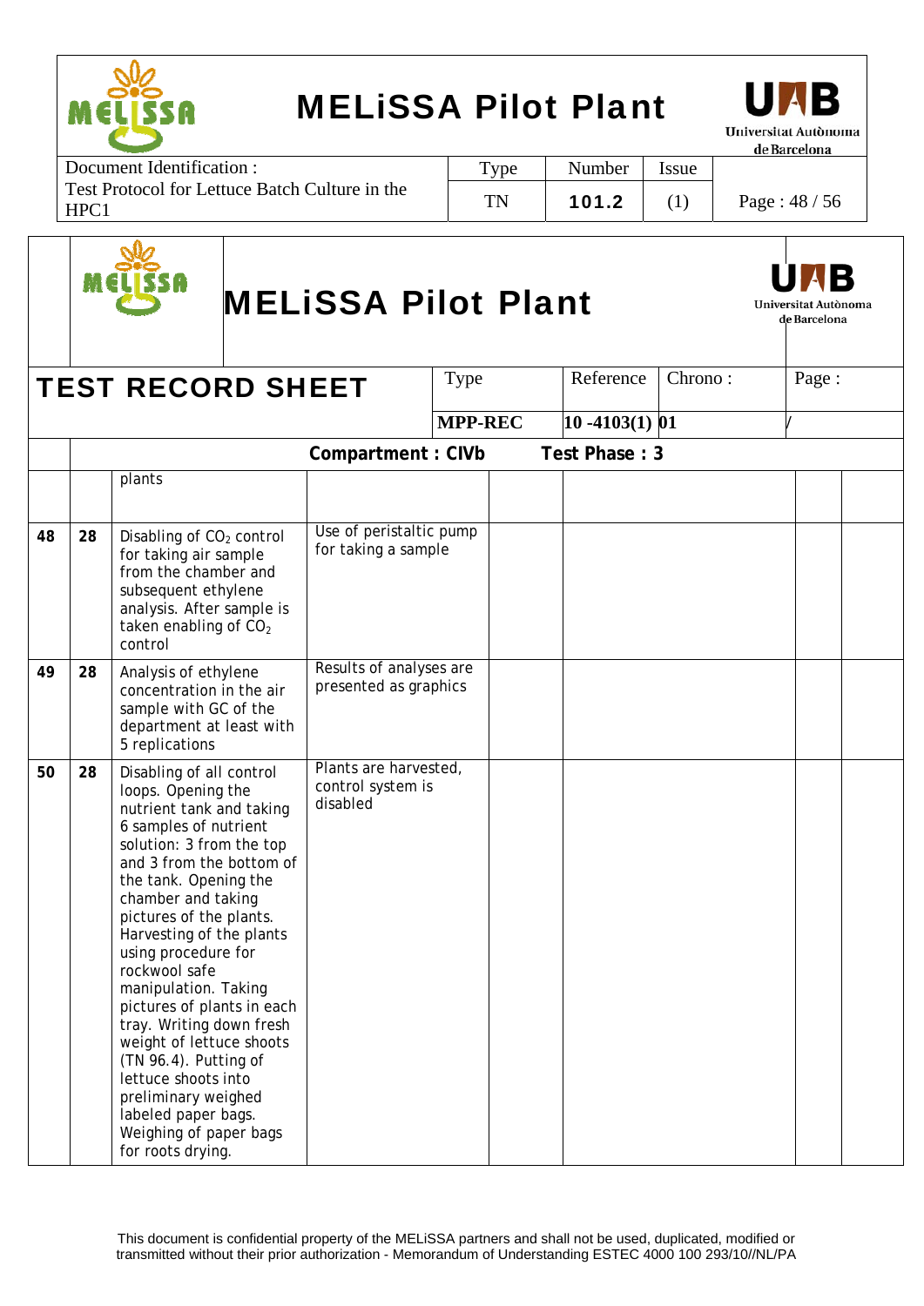**MELiSSA Pilot Plant**

| TEST RECORD SHEET | Type | Reference | Chrono : | Page : |
|---|---|---|---|---|
| | MPP-REC | 10 -4103(1) 01 | | / |

**Compartment : CIVb Test Phase : 3**

| | | | | | | | |
|---|---|---|---|---|---|---|---|
| | | plants | | | | | |
| 48 | 28 | Disabling of $CO_2$ control for taking air sample from the chamber and subsequent ethylene analysis. After sample is taken enabling of $CO_2$ control | Use of peristaltic pump for taking a sample | | | | |
| 49 | 28 | Analysis of ethylene concentration in the air sample with GC of the department at least with 5 replications | Results of analyses are presented as graphics | | | | |
| 50 | 28 | Disabling of all control loops. Opening the nutrient tank and taking 6 samples of nutrient solution: 3 from the top and 3 from the bottom of the tank. Opening the chamber and taking pictures of the plants. Harvesting of the plants using procedure for rockwool safe manipulation. Taking pictures of plants in each tray. Writing down fresh weight of lettuce shoots (TN 96.4). Putting of lettuce shoots into preliminary weighed labeled paper bags. Weighing of paper bags for roots drying. | Plants are harvested, control system is disabled | | | | |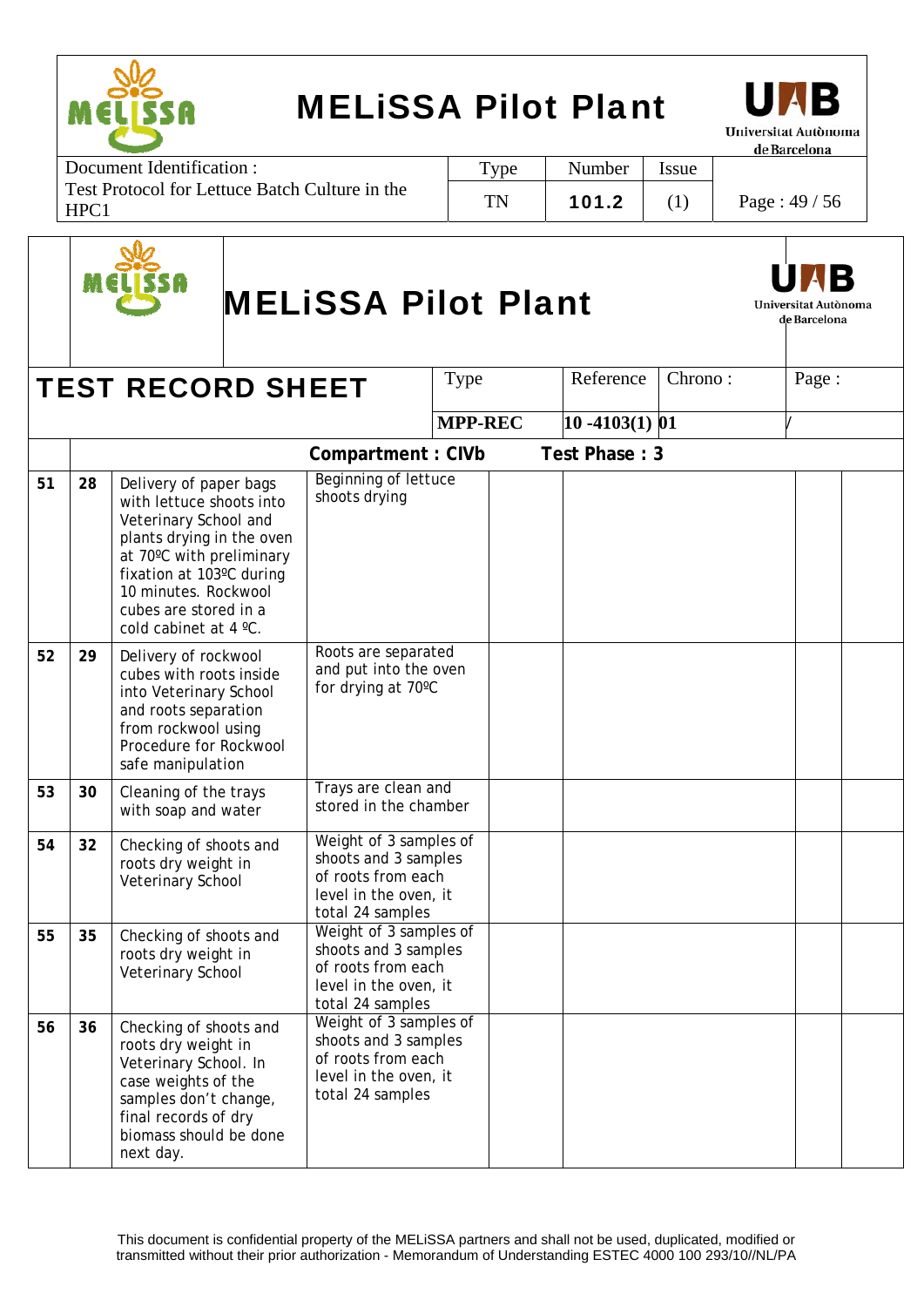**TEST RECORD SHEET**

| Type | Reference | Chrono : | Page : |
|---|---|---|---|
| MPP-REC | 10 -4103(1) | 01 | / |

**Compartment : CIVb** **Test Phase : 3**

| | | | | | | | |
|---|---|---|---|---|---|---|---|
| 51 | 28 | Delivery of paper bags with lettuce shoots into Veterinary School and plants drying in the oven at 70ºC with preliminary fixation at 103ºC during 10 minutes. Rockwool cubes are stored in a cold cabinet at 4 ºC. | Beginning of lettuce shoots drying | | | | |
| 52 | 29 | Delivery of rockwool cubes with roots inside into Veterinary School and roots separation from rockwool using Procedure for Rockwool safe manipulation | Roots are separated and put into the oven for drying at 70ºC | | | | |
| 53 | 30 | Cleaning of the trays with soap and water | Trays are clean and stored in the chamber | | | | |
| 54 | 32 | Checking of shoots and roots dry weight in Veterinary School | Weight of 3 samples of shoots and 3 samples of roots from each level in the oven, it total 24 samples | | | | |
| 55 | 35 | Checking of shoots and roots dry weight in Veterinary School | Weight of 3 samples of shoots and 3 samples of roots from each level in the oven, it total 24 samples | | | | |
| 56 | 36 | Checking of shoots and roots dry weight in Veterinary School. In case weights of the samples don't change, final records of dry biomass should be done next day. | Weight of 3 samples of shoots and 3 samples of roots from each level in the oven, it total 24 samples | | | | |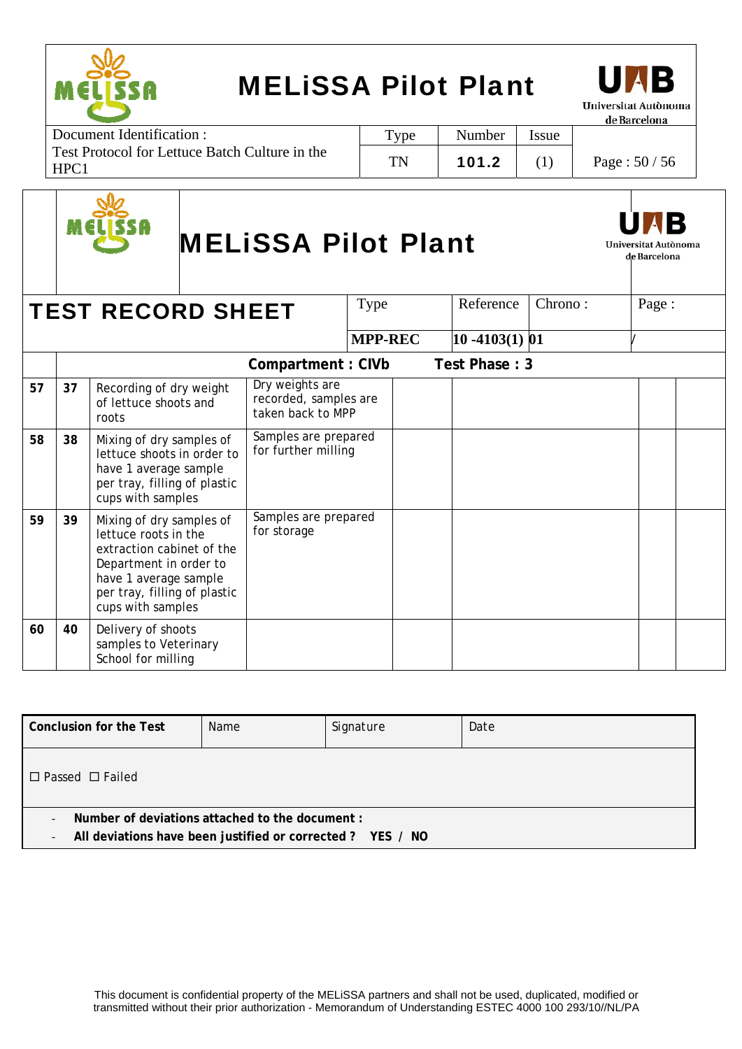# MELiSSA Pilot Plant

| | | | |
|---|---|---|---|
| **TEST RECORD SHEET** | Type | Reference | Chrono : | Page : |
| | **MPP-REC** | **10 -4103(1)** | **01** | / |

**Compartment : CIVb** **Test Phase : 3**

| | | | | | | | |
|---|---|---|---|---|---|---|---|
| **57** | **37** | Recording of dry weight of lettuce shoots and roots | Dry weights are recorded, samples are taken back to MPP | | | | |
| **58** | **38** | Mixing of dry samples of lettuce shoots in order to have 1 average sample per tray, filling of plastic cups with samples | Samples are prepared for further milling | | | | |
| **59** | **39** | Mixing of dry samples of lettuce roots in the extraction cabinet of the Department in order to have 1 average sample per tray, filling of plastic cups with samples | Samples are prepared for storage | | | | |
| **60** | **40** | Delivery of shoots samples to Veterinary School for milling | | | | | |

| **Conclusion for the Test** | Name | Signature | Date |
|---|---|---|---|
| ☐ Passed ☐ Failed | | | |

- **Number of deviations attached to the document :**
- **All deviations have been justified or corrected ? YES / NO**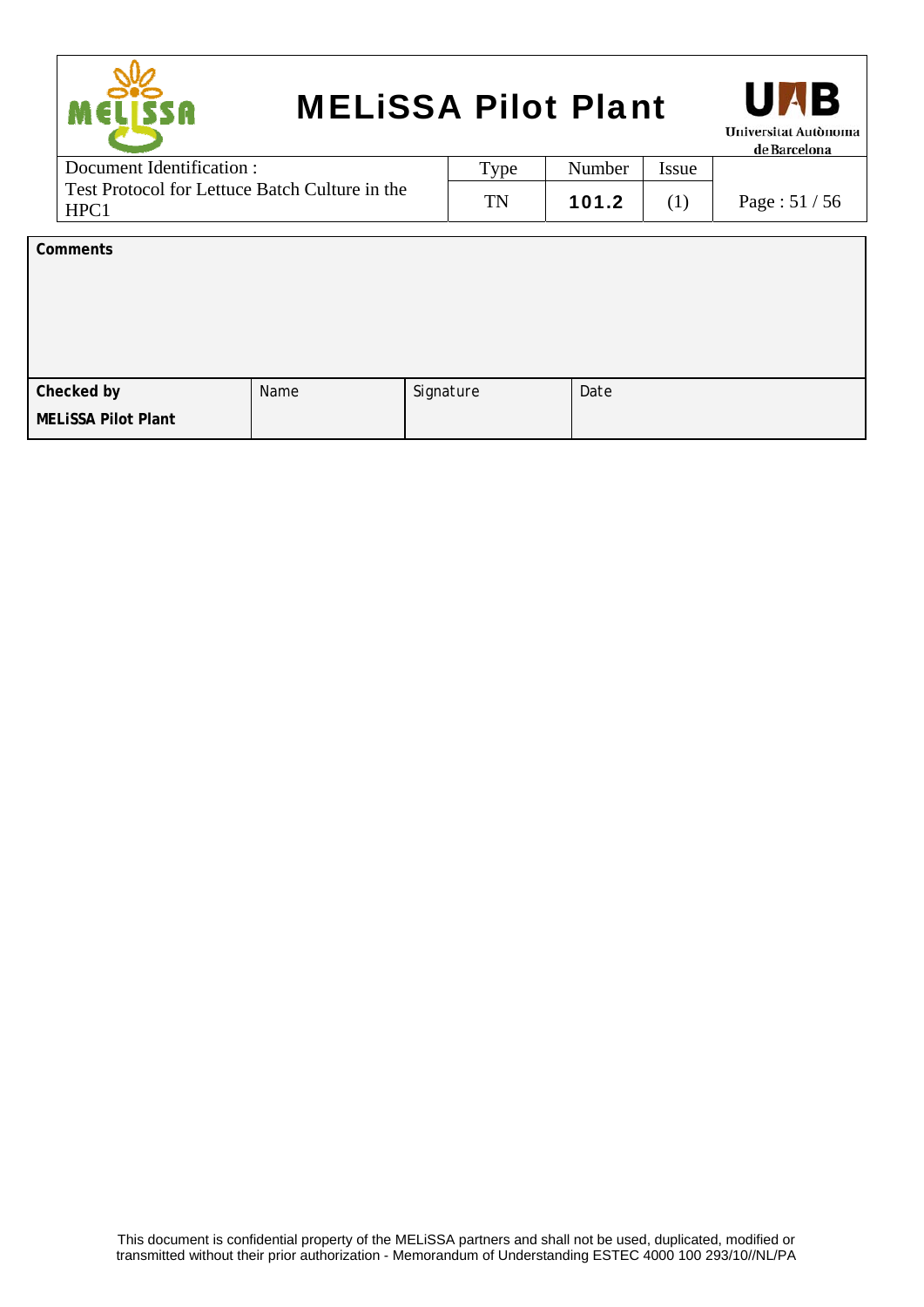| Comments | | | |
|---|---|---|---|
| | | | |
| **Checked by**<br>**MELiSSA Pilot Plant** | Name | Signature | Date |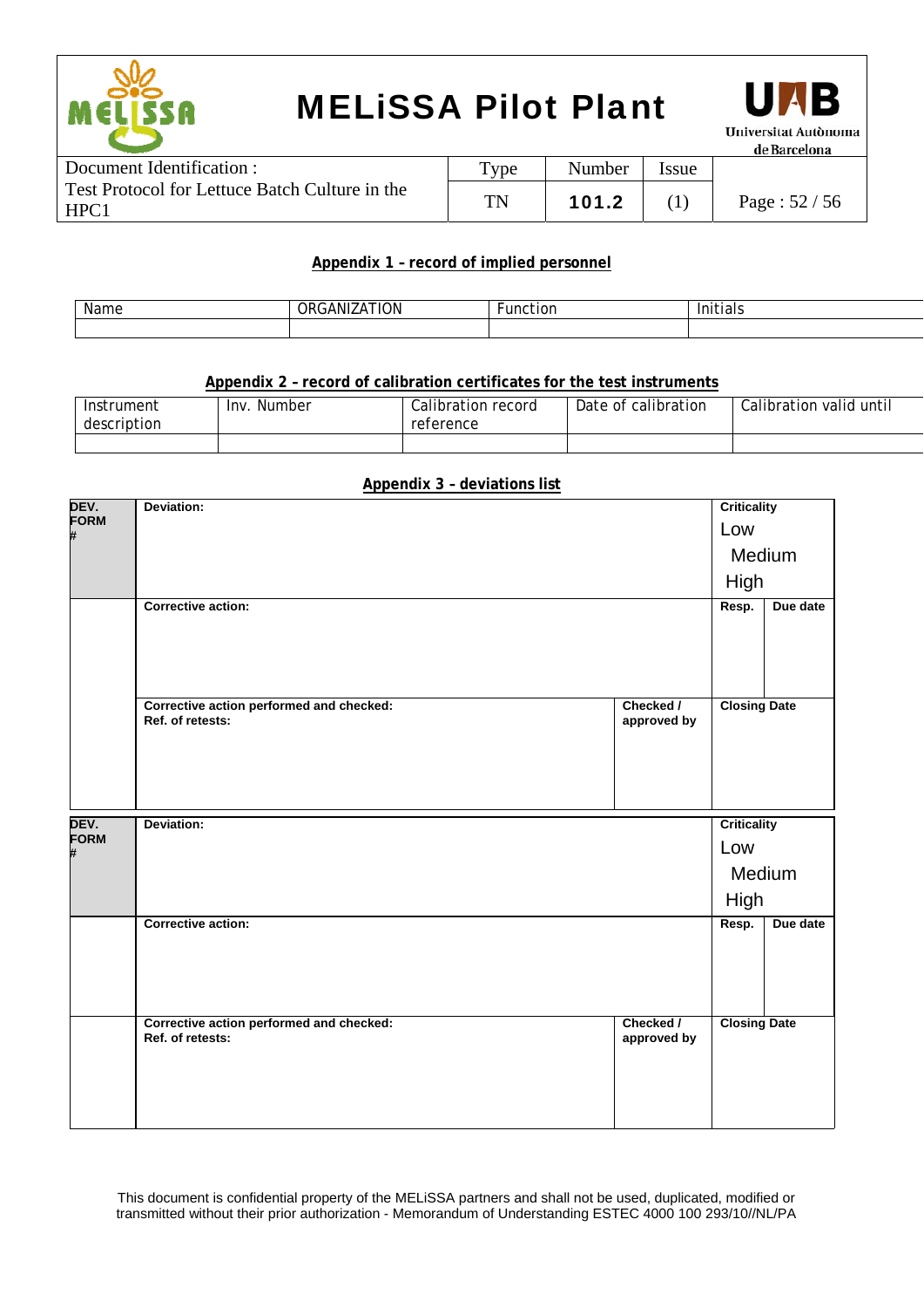**Appendix 1 – record of implied personnel**

| Name | ORGANIZATION | Function | Initials |
|---|---|---|---|
| | | | |

**Appendix 2 – record of calibration certificates for the test instruments**

| Instrument description | Inv. Number | Calibration record reference | Date of calibration | Calibration valid until |
|---|---|---|---|---|
| | | | | |

**Appendix 3 – deviations list**

| DEV. FORM # | Deviation: | | Criticality<br>Low<br>Medium<br>High | |
|---|---|---|---|---|
| | Corrective action: | | Resp. | Due date |
| | Corrective action performed and checked:<br>Ref. of retests: | Checked / approved by | Closing Date | |

| DEV. FORM # | Deviation: | | Criticality<br>Low<br>Medium<br>High | |
|---|---|---|---|---|
| | Corrective action: | | Resp. | Due date |
| | Corrective action performed and checked:<br>Ref. of retests: | Checked / approved by | Closing Date | |

This document is confidential property of the MELiSSA partners and shall not be used, duplicated, modified or transmitted without their prior authorization - Memorandum of Understanding ESTEC 4000 100 293/10//NL/PA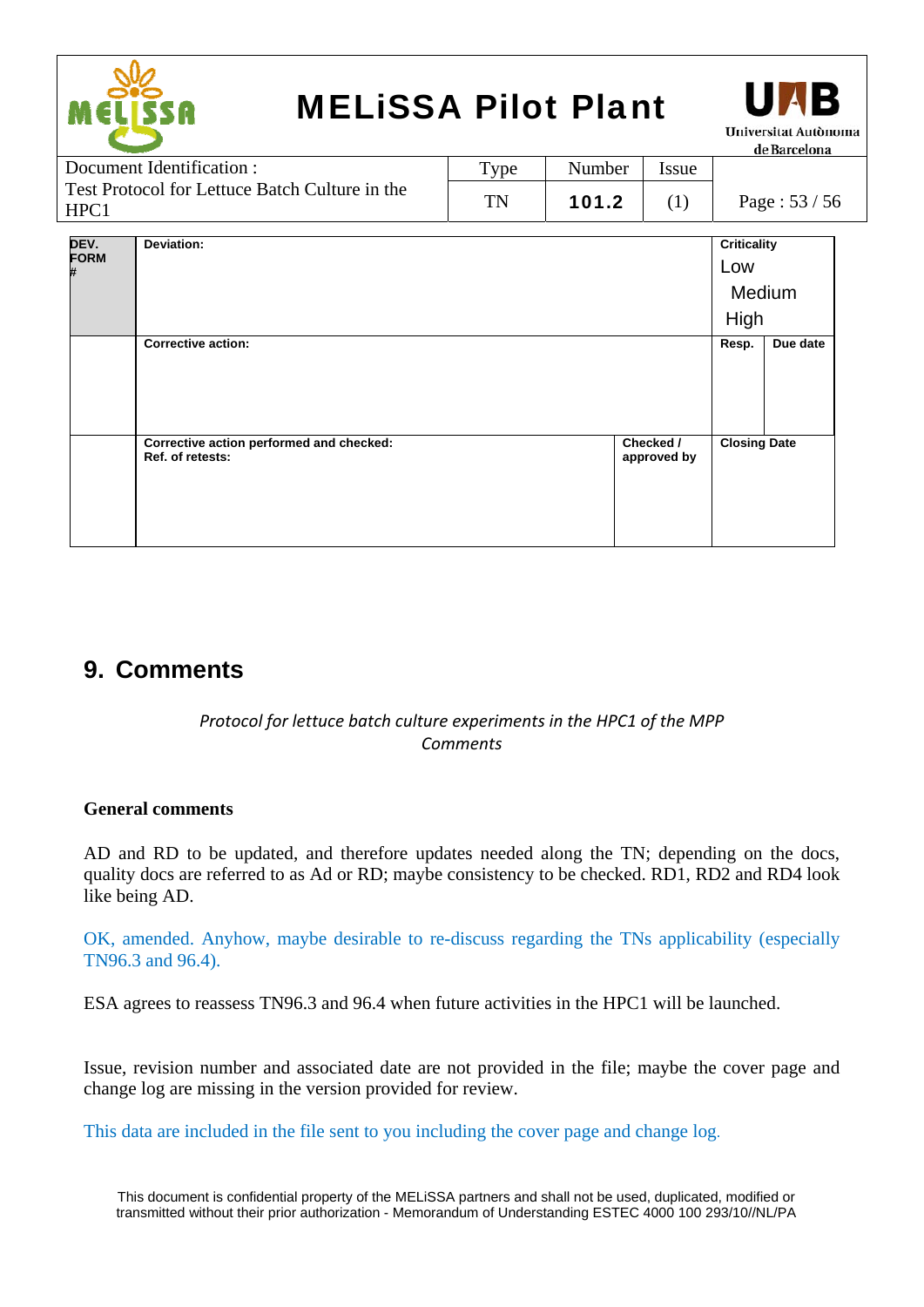| DEV. FORM # | Deviation: | | Criticality<br>Low<br>Medium<br>High | |
|---|---|---|---|---|
| | Corrective action: | | Resp. | Due date |
| | Corrective action performed and checked:<br>Ref. of retests: | Checked / approved by | Closing Date | |

## 9. Comments

*Protocol for lettuce batch culture experiments in the HPC1 of the MPP*
*Comments*

**General comments**

AD and RD to be updated, and therefore updates needed along the TN; depending on the docs, quality docs are referred to as Ad or RD; maybe consistency to be checked. RD1, RD2 and RD4 look like being AD.

OK, amended. Anyhow, maybe desirable to re-discuss regarding the TNs applicability (especially TN96.3 and 96.4).

ESA agrees to reassess TN96.3 and 96.4 when future activities in the HPC1 will be launched.

Issue, revision number and associated date are not provided in the file; maybe the cover page and change log are missing in the version provided for review.

This data are included in the file sent to you including the cover page and change log.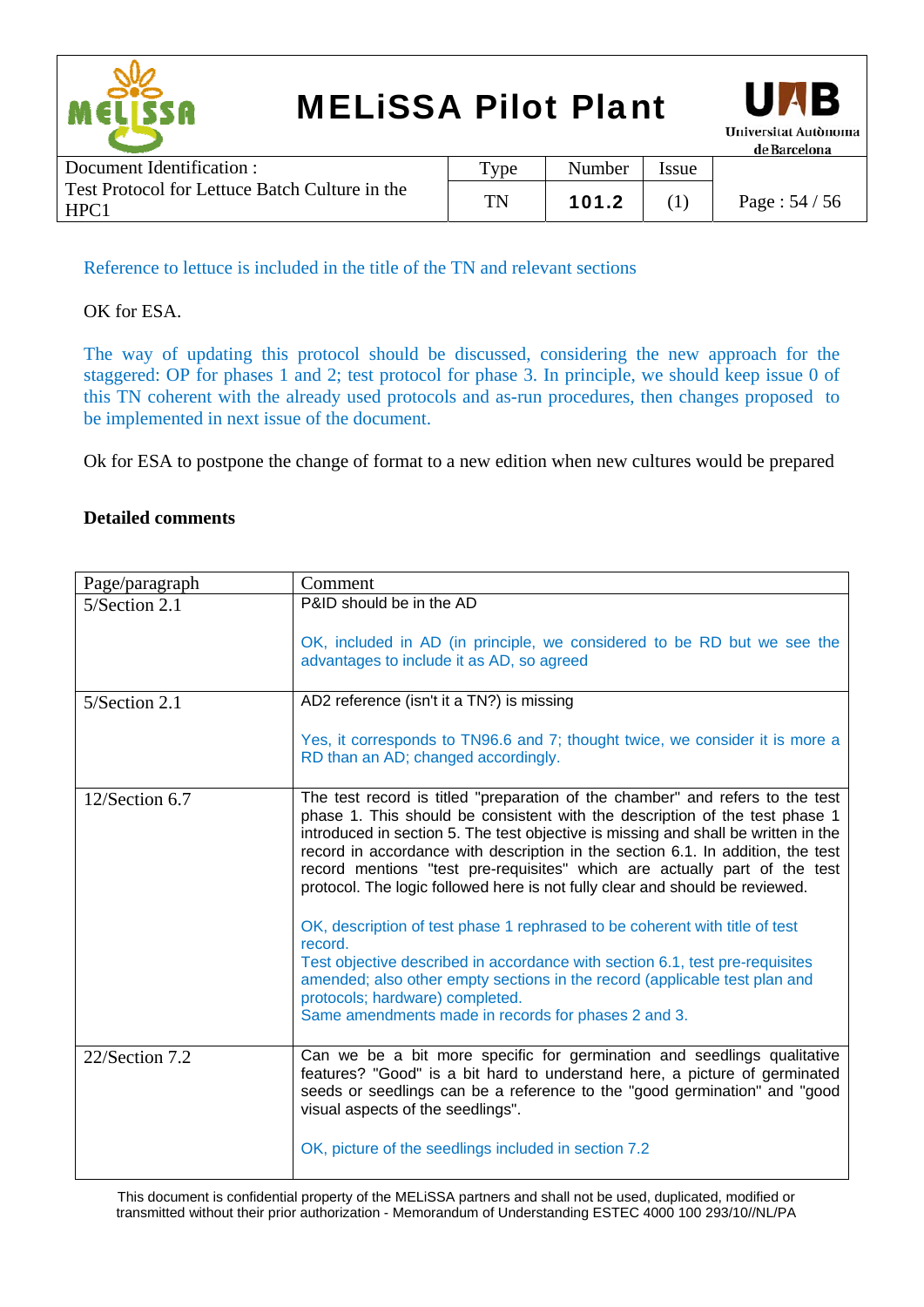Reference to lettuce is included in the title of the TN and relevant sections

OK for ESA.

The way of updating this protocol should be discussed, considering the new approach for the staggered: OP for phases 1 and 2; test protocol for phase 3. In principle, we should keep issue 0 of this TN coherent with the already used protocols and as-run procedures, then changes proposed to be implemented in next issue of the document.

Ok for ESA to postpone the change of format to a new edition when new cultures would be prepared

**Detailed comments**

| Page/paragraph | Comment |
|---|---|
| 5/Section 2.1 | P&ID should be in the AD<br><br>OK, included in AD (in principle, we considered to be RD but we see the advantages to include it as AD, so agreed |
| 5/Section 2.1 | AD2 reference (isn't it a TN?) is missing<br><br>Yes, it corresponds to TN96.6 and 7; thought twice, we consider it is more a RD than an AD; changed accordingly. |
| 12/Section 6.7 | The test record is titled "preparation of the chamber" and refers to the test phase 1. This should be consistent with the description of the test phase 1 introduced in section 5. The test objective is missing and shall be written in the record in accordance with description in the section 6.1. In addition, the test record mentions "test pre-requisites" which are actually part of the test protocol. The logic followed here is not fully clear and should be reviewed.<br><br>OK, description of test phase 1 rephrased to be coherent with title of test record.<br>Test objective described in accordance with section 6.1, test pre-requisites amended; also other empty sections in the record (applicable test plan and protocols; hardware) completed.<br>Same amendments made in records for phases 2 and 3. |
| 22/Section 7.2 | Can we be a bit more specific for germination and seedlings qualitative features? "Good" is a bit hard to understand here, a picture of germinated seeds or seedlings can be a reference to the "good germination" and "good visual aspects of the seedlings".<br><br>OK, picture of the seedlings included in section 7.2 |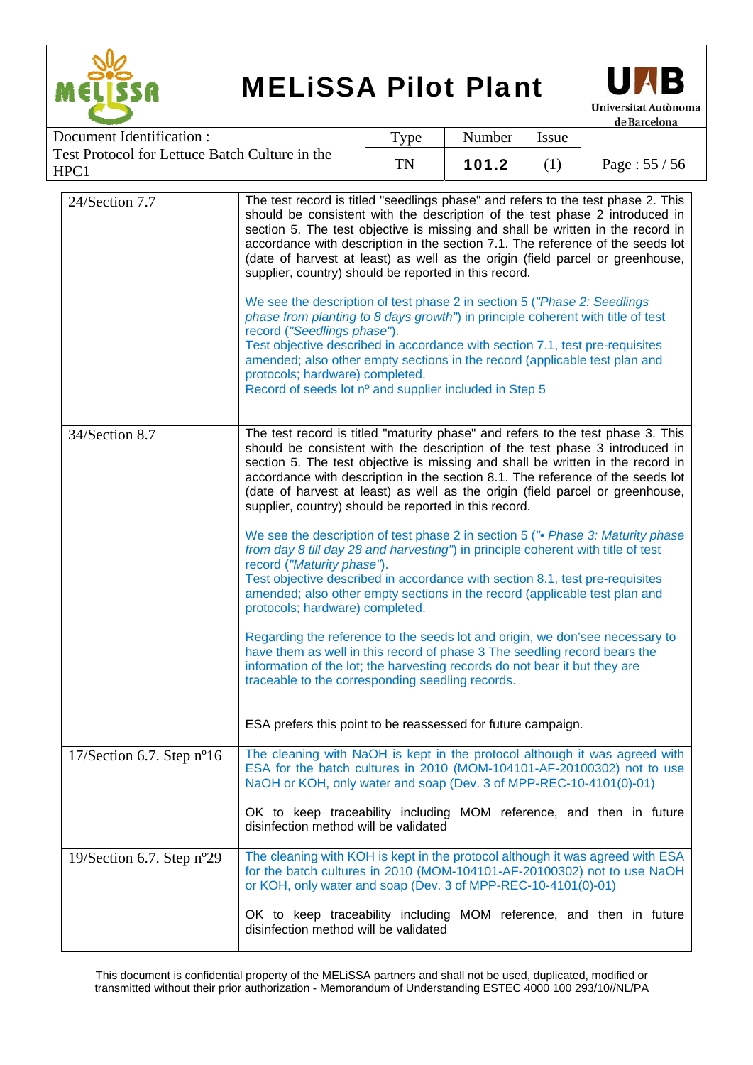| | |
|---|---|
| 24/Section 7.7 | The test record is titled "seedlings phase" and refers to the test phase 2. This should be consistent with the description of the test phase 2 introduced in section 5. The test objective is missing and shall be written in the record in accordance with description in the section 7.1. The reference of the seeds lot (date of harvest at least) as well as the origin (field parcel or greenhouse, supplier, country) should be reported in this record.<br><br>We see the description of test phase 2 in section 5 (*"Phase 2: Seedlings phase from planting to 8 days growth"*) in principle coherent with title of test record (*"Seedlings phase"*).<br>Test objective described in accordance with section 7.1, test pre-requisites amended; also other empty sections in the record (applicable test plan and protocols; hardware) completed.<br>Record of seeds lot nº and supplier included in Step 5 |
| 34/Section 8.7 | The test record is titled "maturity phase" and refers to the test phase 3. This should be consistent with the description of the test phase 3 introduced in section 5. The test objective is missing and shall be written in the record in accordance with description in the section 8.1. The reference of the seeds lot (date of harvest at least) as well as the origin (field parcel or greenhouse, supplier, country) should be reported in this record.<br><br>We see the description of test phase 2 in section 5 (*"• Phase 3: Maturity phase from day 8 till day 28 and harvesting"*) in principle coherent with title of test record (*"Maturity phase"*).<br>Test objective described in accordance with section 8.1, test pre-requisites amended; also other empty sections in the record (applicable test plan and protocols; hardware) completed.<br><br>Regarding the reference to the seeds lot and origin, we don'see necessary to have them as well in this record of phase 3 The seedling record bears the information of the lot; the harvesting records do not bear it but they are traceable to the corresponding seedling records.<br><br>ESA prefers this point to be reassessed for future campaign. |
| 17/Section 6.7. Step nº16 | The cleaning with NaOH is kept in the protocol although it was agreed with ESA for the batch cultures in 2010 (MOM-104101-AF-20100302) not to use NaOH or KOH, only water and soap (Dev. 3 of MPP-REC-10-4101(0)-01)<br><br>OK to keep traceability including MOM reference, and then in future disinfection method will be validated |
| 19/Section 6.7. Step nº29 | The cleaning with KOH is kept in the protocol although it was agreed with ESA for the batch cultures in 2010 (MOM-104101-AF-20100302) not to use NaOH or KOH, only water and soap (Dev. 3 of MPP-REC-10-4101(0)-01)<br><br>OK to keep traceability including MOM reference, and then in future disinfection method will be validated |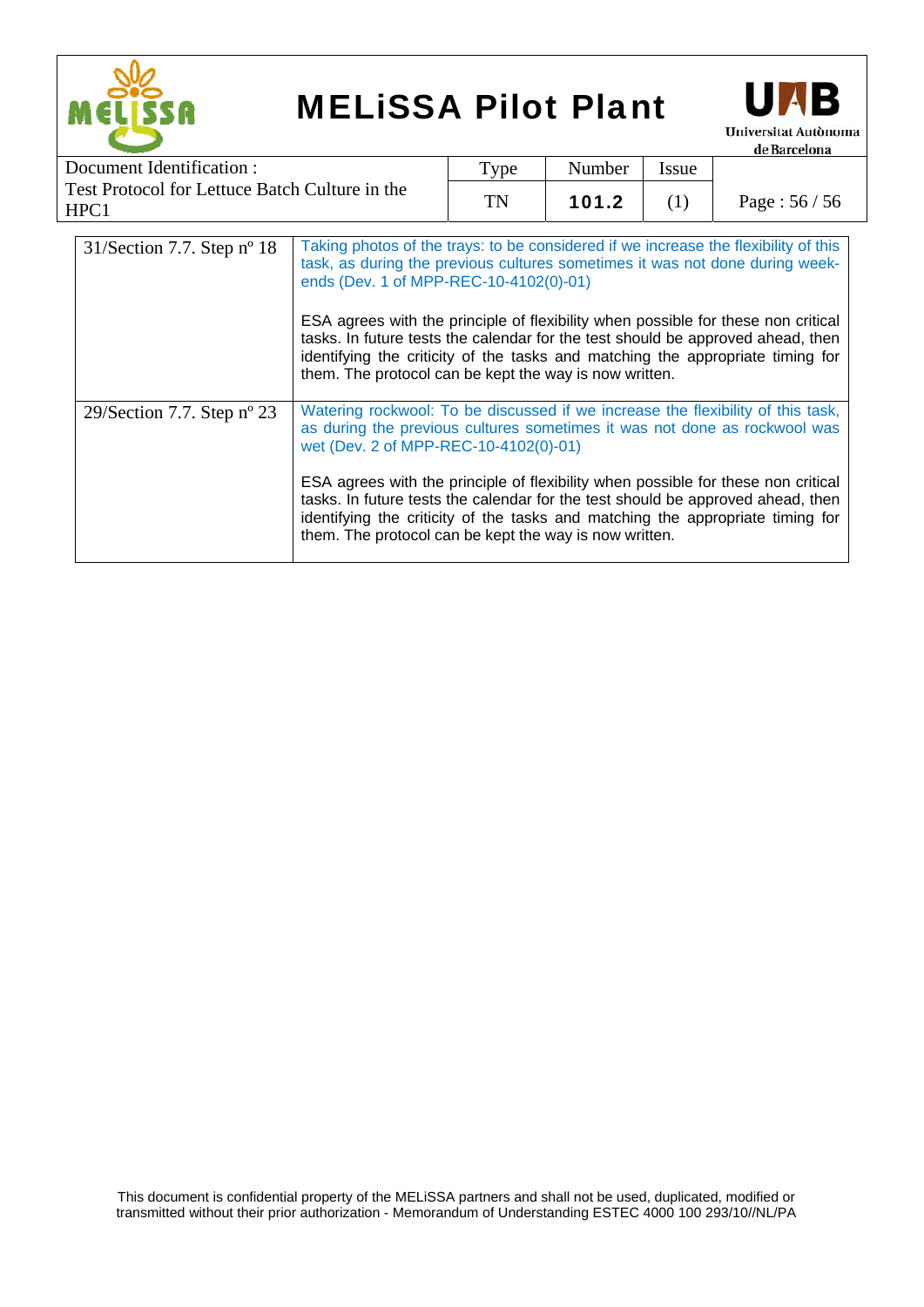| | |
|---|---|
| 31/Section 7.7. Step nº 18 | Taking photos of the trays: to be considered if we increase the flexibility of this task, as during the previous cultures sometimes it was not done during week-ends (Dev. 1 of MPP-REC-10-4102(0)-01)<br><br>ESA agrees with the principle of flexibility when possible for these non critical tasks. In future tests the calendar for the test should be approved ahead, then identifying the criticity of the tasks and matching the appropriate timing for them. The protocol can be kept the way is now written. |
| 29/Section 7.7. Step nº 23 | Watering rockwool: To be discussed if we increase the flexibility of this task, as during the previous cultures sometimes it was not done as rockwool was wet (Dev. 2 of MPP-REC-10-4102(0)-01)<br><br>ESA agrees with the principle of flexibility when possible for these non critical tasks. In future tests the calendar for the test should be approved ahead, then identifying the criticity of the tasks and matching the appropriate timing for them. The protocol can be kept the way is now written. |